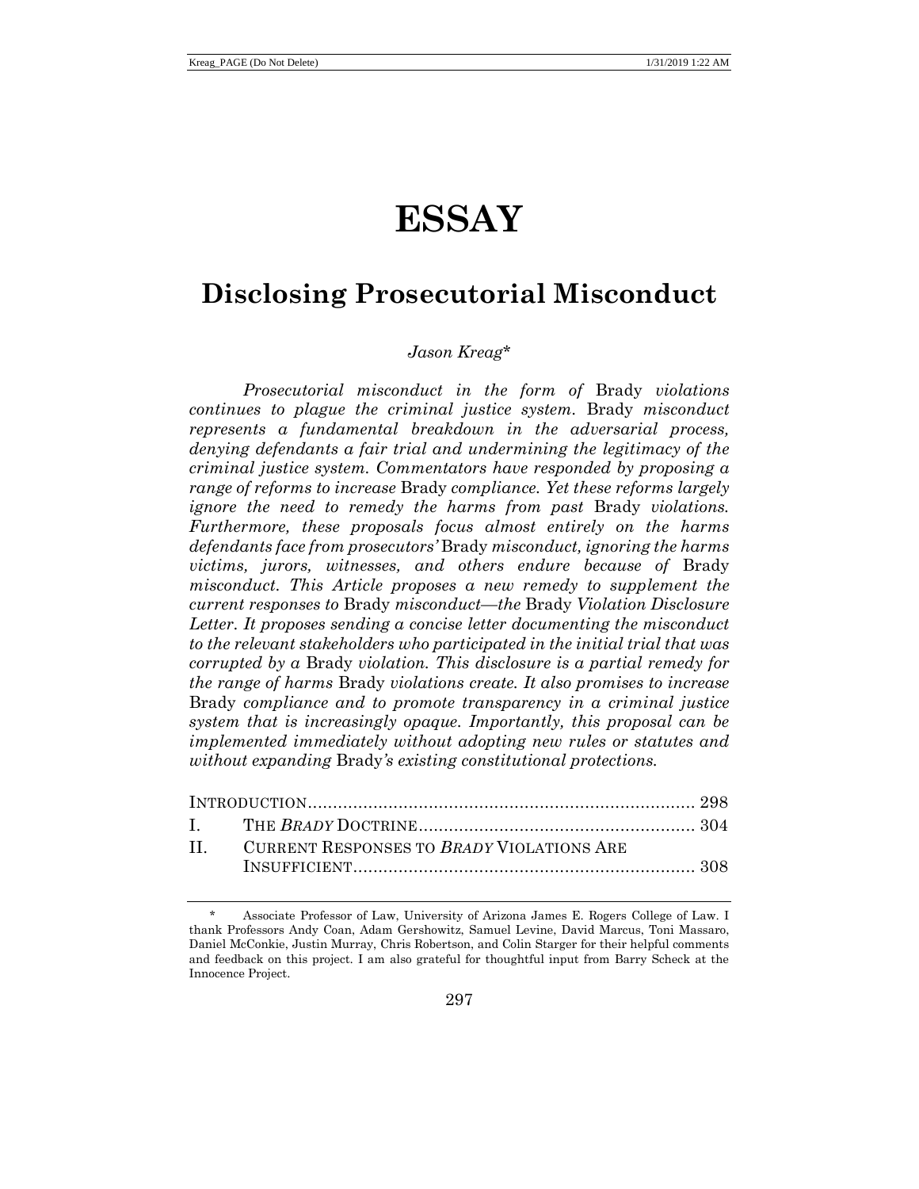# ESSAY

## Disclosing Prosecutorial Misconduct

*Jason Kreag**

*Prosecutorial misconduct in the form of* Brady *violations continues to plague the criminal justice system.* Brady *misconduct represents a fundamental breakdown in the adversarial process, denying defendants a fair trial and undermining the legitimacy of the criminal justice system. Commentators have responded by proposing a range of reforms to increase* Brady *compliance. Yet these reforms largely ignore the need to remedy the harms from past* Brady *violations. Furthermore, these proposals focus almost entirely on the harms defendants face from prosecutors'* Brady *misconduct, ignoring the harms victims, jurors, witnesses, and others endure because of* Brady *misconduct. This Article proposes a new remedy to supplement the current responses to* Brady *misconduct—the* Brady *Violation Disclosure Letter. It proposes sending a concise letter documenting the misconduct to the relevant stakeholders who participated in the initial trial that was corrupted by a* Brady *violation. This disclosure is a partial remedy for the range of harms* Brady *violations create. It also promises to increase* Brady *compliance and to promote transparency in a criminal justice system that is increasingly opaque. Importantly, this proposal can be implemented immediately without adopting new rules or statutes and without expanding* Brady*'s existing constitutional protections.*

INTRODUCTION ............................................................ 298
I. THE *BRADY* DOCTRINE ................................................ 304
II. CURRENT RESPONSES TO *BRADY* VIOLATIONS ARE INSUFFICIENT ................................................................ 308

\* Associate Professor of Law, University of Arizona James E. Rogers College of Law. I thank Professors Andy Coan, Adam Gershowitz, Samuel Levine, David Marcus, Toni Massaro, Daniel McConkie, Justin Murray, Chris Robertson, and Colin Starger for their helpful comments and feedback on this project. I am also grateful for thoughtful input from Barry Scheck at the Innocence Project.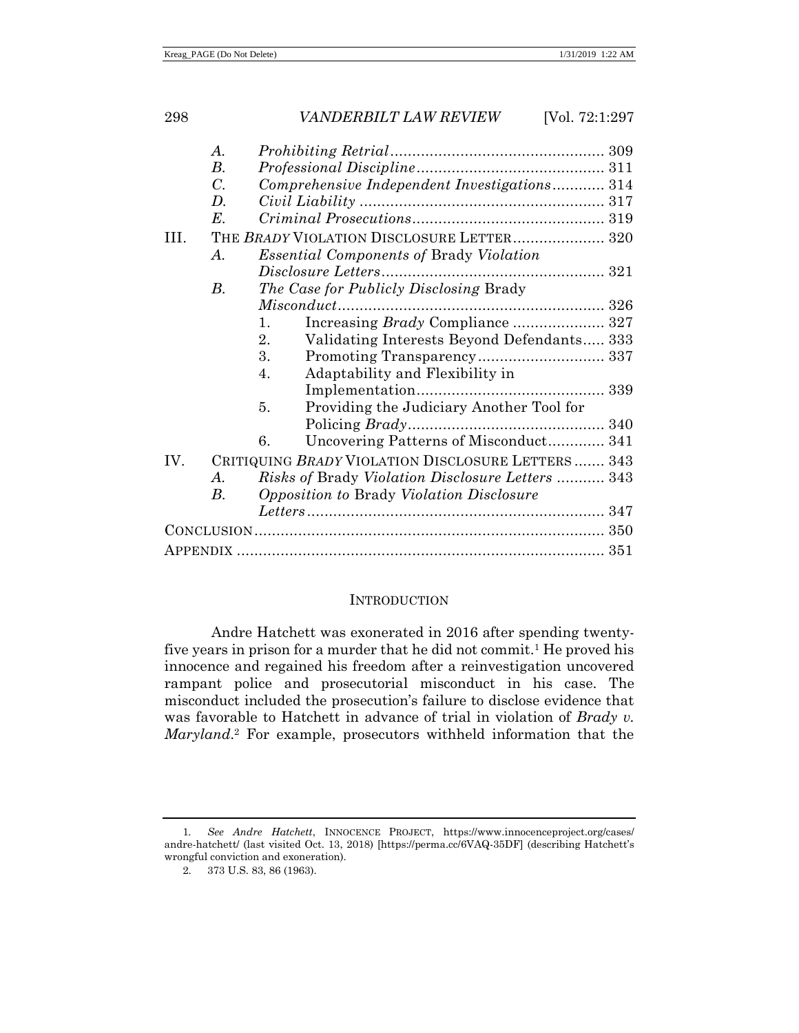- A. *Prohibiting Retrial* ........ 309
- B. *Professional Discipline* ........ 311
- C. *Comprehensive Independent Investigations* ........ 314
- D. *Civil Liability* ........ 317
- E. *Criminal Prosecutions* ........ 319

III. THE *BRADY* VIOLATION DISCLOSURE LETTER ........ 320
- A. *Essential Components of* Brady *Violation Disclosure Letters* ........ 321
- B. *The Case for Publicly Disclosing* Brady *Misconduct* ........ 326
  1. Increasing *Brady* Compliance ........ 327
  2. Validating Interests Beyond Defendants ........ 333
  3. Promoting Transparency ........ 337
  4. Adaptability and Flexibility in Implementation ........ 339
  5. Providing the Judiciary Another Tool for Policing *Brady* ........ 340
  6. Uncovering Patterns of Misconduct ........ 341

IV. CRITIQUING *BRADY* VIOLATION DISCLOSURE LETTERS ........ 343
- A. *Risks of* Brady *Violation Disclosure Letters* ........ 343
- B. *Opposition to* Brady *Violation Disclosure Letters* ........ 347

CONCLUSION ........ 350

APPENDIX ........ 351

## INTRODUCTION

Andre Hatchett was exonerated in 2016 after spending twenty-five years in prison for a murder that he did not commit.[1] He proved his innocence and regained his freedom after a reinvestigation uncovered rampant police and prosecutorial misconduct in his case. The misconduct included the prosecution's failure to disclose evidence that was favorable to Hatchett in advance of trial in violation of *Brady v. Maryland*.[2] For example, prosecutors withheld information that the

---

1. *See Andre Hatchett*, INNOCENCE PROJECT, https://www.innocenceproject.org/cases/andre-hatchett/ (last visited Oct. 13, 2018) [https://perma.cc/6VAQ-35DF] (describing Hatchett's wrongful conviction and exoneration).

2. 373 U.S. 83, 86 (1963).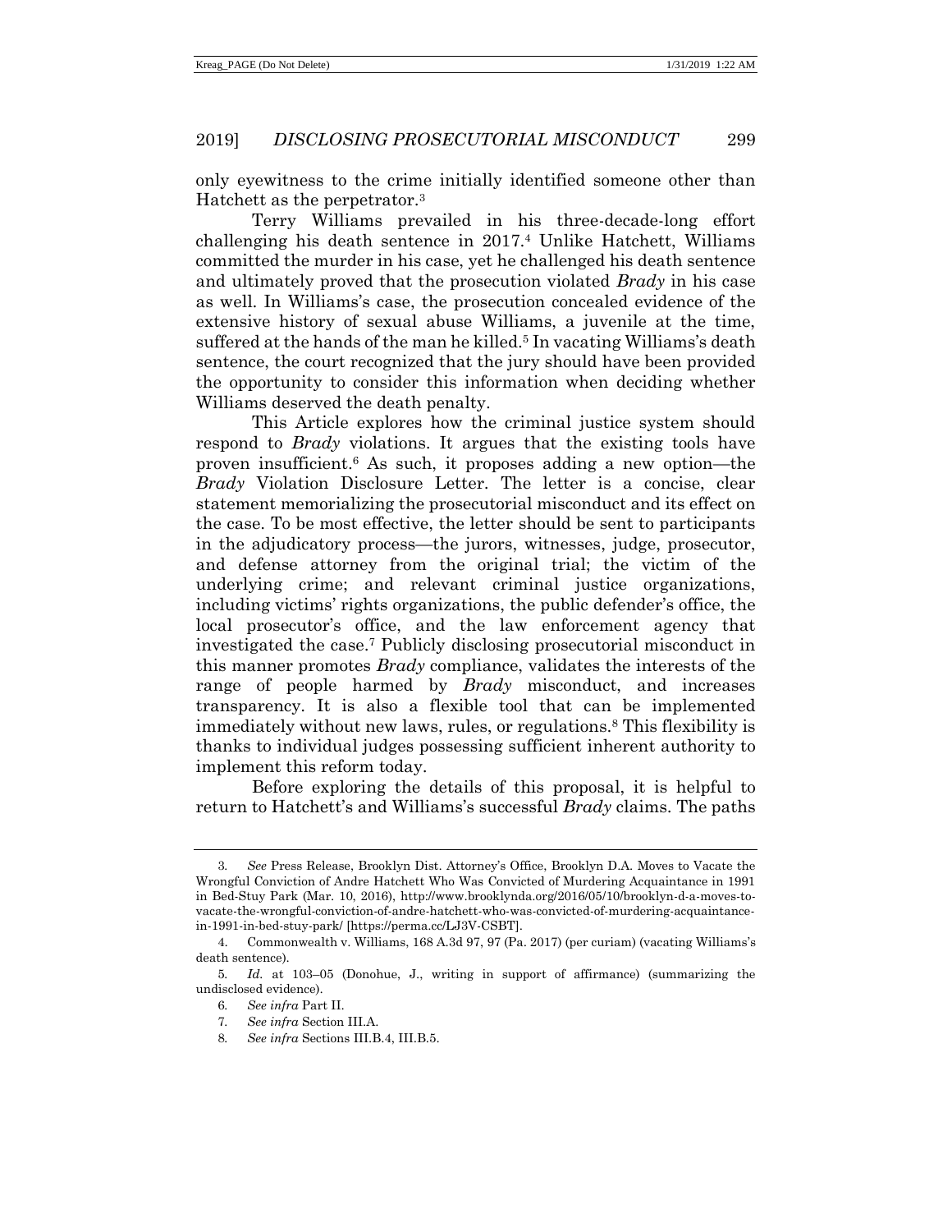only eyewitness to the crime initially identified someone other than Hatchett as the perpetrator.[3]

Terry Williams prevailed in his three-decade-long effort challenging his death sentence in 2017.[4] Unlike Hatchett, Williams committed the murder in his case, yet he challenged his death sentence and ultimately proved that the prosecution violated *Brady* in his case as well. In Williams's case, the prosecution concealed evidence of the extensive history of sexual abuse Williams, a juvenile at the time, suffered at the hands of the man he killed.[5] In vacating Williams's death sentence, the court recognized that the jury should have been provided the opportunity to consider this information when deciding whether Williams deserved the death penalty.

This Article explores how the criminal justice system should respond to *Brady* violations. It argues that the existing tools have proven insufficient.[6] As such, it proposes adding a new option—the *Brady* Violation Disclosure Letter. The letter is a concise, clear statement memorializing the prosecutorial misconduct and its effect on the case. To be most effective, the letter should be sent to participants in the adjudicatory process—the jurors, witnesses, judge, prosecutor, and defense attorney from the original trial; the victim of the underlying crime; and relevant criminal justice organizations, including victims' rights organizations, the public defender's office, the local prosecutor's office, and the law enforcement agency that investigated the case.[7] Publicly disclosing prosecutorial misconduct in this manner promotes *Brady* compliance, validates the interests of the range of people harmed by *Brady* misconduct, and increases transparency. It is also a flexible tool that can be implemented immediately without new laws, rules, or regulations.[8] This flexibility is thanks to individual judges possessing sufficient inherent authority to implement this reform today.

Before exploring the details of this proposal, it is helpful to return to Hatchett's and Williams's successful *Brady* claims. The paths

---

3. *See* Press Release, Brooklyn Dist. Attorney's Office, Brooklyn D.A. Moves to Vacate the Wrongful Conviction of Andre Hatchett Who Was Convicted of Murdering Acquaintance in 1991 in Bed-Stuy Park (Mar. 10, 2016), http://www.brooklynda.org/2016/05/10/brooklyn-d-a-moves-to-vacate-the-wrongful-conviction-of-andre-hatchett-who-was-convicted-of-murdering-acquaintance-in-1991-in-bed-stuy-park/ [https://perma.cc/LJ3V-CSBT].

4. Commonwealth v. Williams, 168 A.3d 97, 97 (Pa. 2017) (per curiam) (vacating Williams's death sentence).

5. *Id.* at 103–05 (Donohue, J., writing in support of affirmance) (summarizing the undisclosed evidence).

6. *See infra* Part II.

7. *See infra* Section III.A.

8. *See infra* Sections III.B.4, III.B.5.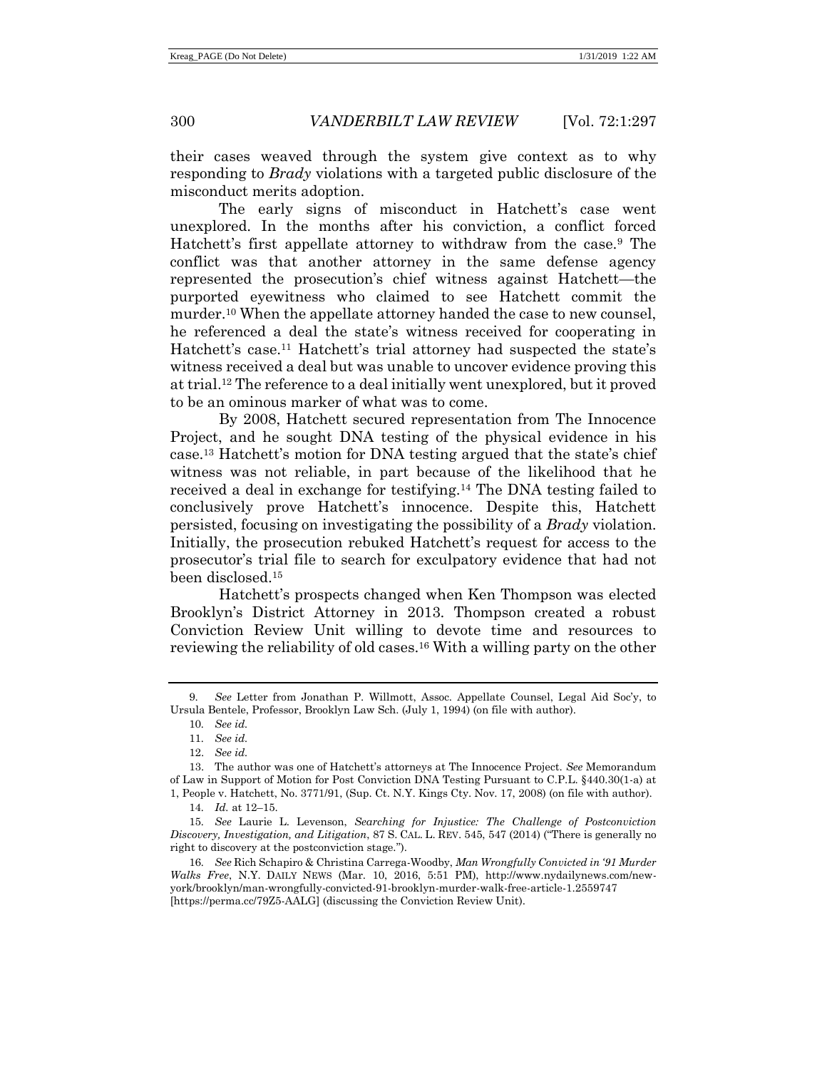their cases weaved through the system give context as to why responding to *Brady* violations with a targeted public disclosure of the misconduct merits adoption.

The early signs of misconduct in Hatchett's case went unexplored. In the months after his conviction, a conflict forced Hatchett's first appellate attorney to withdraw from the case.[9] The conflict was that another attorney in the same defense agency represented the prosecution's chief witness against Hatchett—the purported eyewitness who claimed to see Hatchett commit the murder.[10] When the appellate attorney handed the case to new counsel, he referenced a deal the state's witness received for cooperating in Hatchett's case.[11] Hatchett's trial attorney had suspected the state's witness received a deal but was unable to uncover evidence proving this at trial.[12] The reference to a deal initially went unexplored, but it proved to be an ominous marker of what was to come.

By 2008, Hatchett secured representation from The Innocence Project, and he sought DNA testing of the physical evidence in his case.[13] Hatchett's motion for DNA testing argued that the state's chief witness was not reliable, in part because of the likelihood that he received a deal in exchange for testifying.[14] The DNA testing failed to conclusively prove Hatchett's innocence. Despite this, Hatchett persisted, focusing on investigating the possibility of a *Brady* violation. Initially, the prosecution rebuked Hatchett's request for access to the prosecutor's trial file to search for exculpatory evidence that had not been disclosed.[15]

Hatchett's prospects changed when Ken Thompson was elected Brooklyn's District Attorney in 2013. Thompson created a robust Conviction Review Unit willing to devote time and resources to reviewing the reliability of old cases.[16] With a willing party on the other

---

9. *See* Letter from Jonathan P. Willmott, Assoc. Appellate Counsel, Legal Aid Soc'y, to Ursula Bentele, Professor, Brooklyn Law Sch. (July 1, 1994) (on file with author).

10. *See id.*

11. *See id.*

12. *See id.*

13. The author was one of Hatchett's attorneys at The Innocence Project. *See* Memorandum of Law in Support of Motion for Post Conviction DNA Testing Pursuant to C.P.L. §440.30(1-a) at 1, People v. Hatchett, No. 3771/91, (Sup. Ct. N.Y. Kings Cty. Nov. 17, 2008) (on file with author).

14. *Id.* at 12–15.

15. *See* Laurie L. Levenson, *Searching for Injustice: The Challenge of Postconviction Discovery, Investigation, and Litigation*, 87 S. CAL. L. REV. 545, 547 (2014) ("There is generally no right to discovery at the postconviction stage.").

16. *See* Rich Schapiro & Christina Carrega-Woodby, *Man Wrongfully Convicted in '91 Murder Walks Free*, N.Y. DAILY NEWS (Mar. 10, 2016, 5:51 PM), http://www.nydailynews.com/new-york/brooklyn/man-wrongfully-convicted-91-brooklyn-murder-walk-free-article-1.2559747 [https://perma.cc/79Z5-AALG] (discussing the Conviction Review Unit).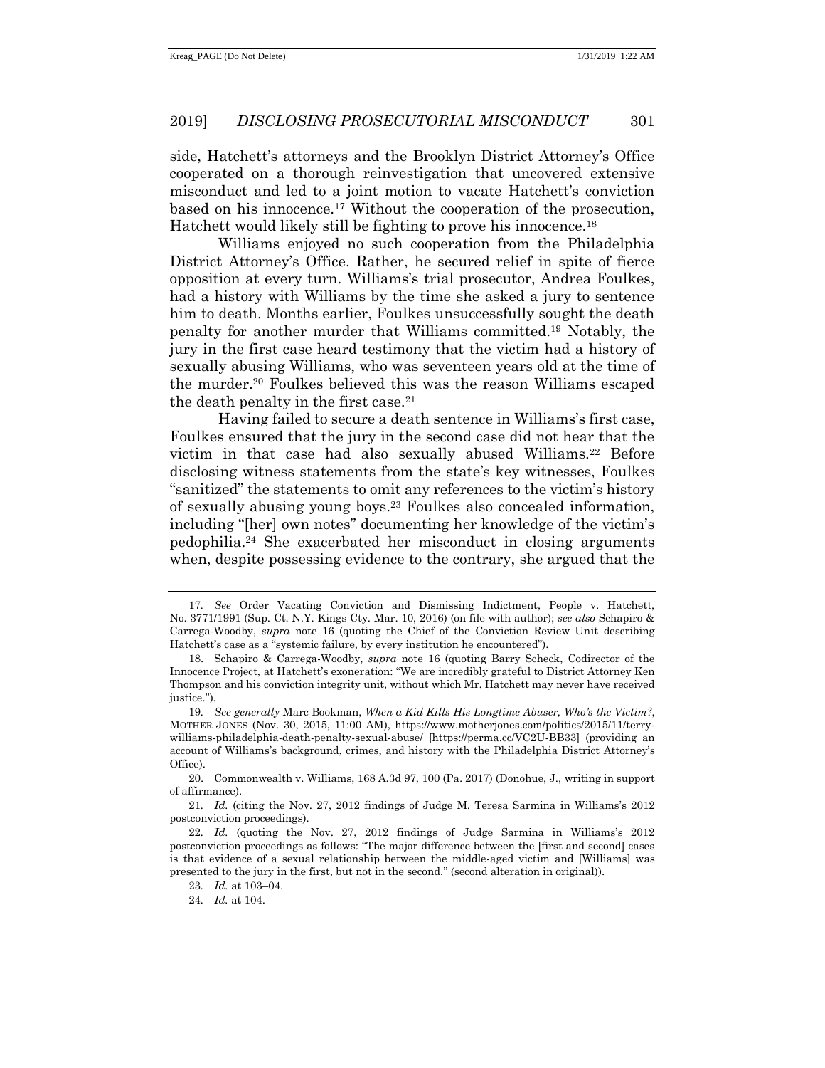side, Hatchett's attorneys and the Brooklyn District Attorney's Office cooperated on a thorough reinvestigation that uncovered extensive misconduct and led to a joint motion to vacate Hatchett's conviction based on his innocence.[17] Without the cooperation of the prosecution, Hatchett would likely still be fighting to prove his innocence.[18]

Williams enjoyed no such cooperation from the Philadelphia District Attorney's Office. Rather, he secured relief in spite of fierce opposition at every turn. Williams's trial prosecutor, Andrea Foulkes, had a history with Williams by the time she asked a jury to sentence him to death. Months earlier, Foulkes unsuccessfully sought the death penalty for another murder that Williams committed.[19] Notably, the jury in the first case heard testimony that the victim had a history of sexually abusing Williams, who was seventeen years old at the time of the murder.[20] Foulkes believed this was the reason Williams escaped the death penalty in the first case.[21]

Having failed to secure a death sentence in Williams's first case, Foulkes ensured that the jury in the second case did not hear that the victim in that case had also sexually abused Williams.[22] Before disclosing witness statements from the state's key witnesses, Foulkes "sanitized" the statements to omit any references to the victim's history of sexually abusing young boys.[23] Foulkes also concealed information, including "[her] own notes" documenting her knowledge of the victim's pedophilia.[24] She exacerbated her misconduct in closing arguments when, despite possessing evidence to the contrary, she argued that the

---

17. *See* Order Vacating Conviction and Dismissing Indictment, People v. Hatchett, No. 3771/1991 (Sup. Ct. N.Y. Kings Cty. Mar. 10, 2016) (on file with author); *see also* Schapiro & Carrega-Woodby, *supra* note 16 (quoting the Chief of the Conviction Review Unit describing Hatchett's case as a "systemic failure, by every institution he encountered").

18. Schapiro & Carrega-Woodby, *supra* note 16 (quoting Barry Scheck, Codirector of the Innocence Project, at Hatchett's exoneration: "We are incredibly grateful to District Attorney Ken Thompson and his conviction integrity unit, without which Mr. Hatchett may never have received justice.").

19. *See generally* Marc Bookman, *When a Kid Kills His Longtime Abuser, Who's the Victim?*, MOTHER JONES (Nov. 30, 2015, 11:00 AM), https://www.motherjones.com/politics/2015/11/terry-williams-philadelphia-death-penalty-sexual-abuse/ [https://perma.cc/VC2U-BB33] (providing an account of Williams's background, crimes, and history with the Philadelphia District Attorney's Office).

20. Commonwealth v. Williams, 168 A.3d 97, 100 (Pa. 2017) (Donohue, J., writing in support of affirmance).

21. *Id.* (citing the Nov. 27, 2012 findings of Judge M. Teresa Sarmina in Williams's 2012 postconviction proceedings).

22. *Id.* (quoting the Nov. 27, 2012 findings of Judge Sarmina in Williams's 2012 postconviction proceedings as follows: "The major difference between the [first and second] cases is that evidence of a sexual relationship between the middle-aged victim and [Williams] was presented to the jury in the first, but not in the second." (second alteration in original)).

23. *Id.* at 103–04.

24. *Id.* at 104.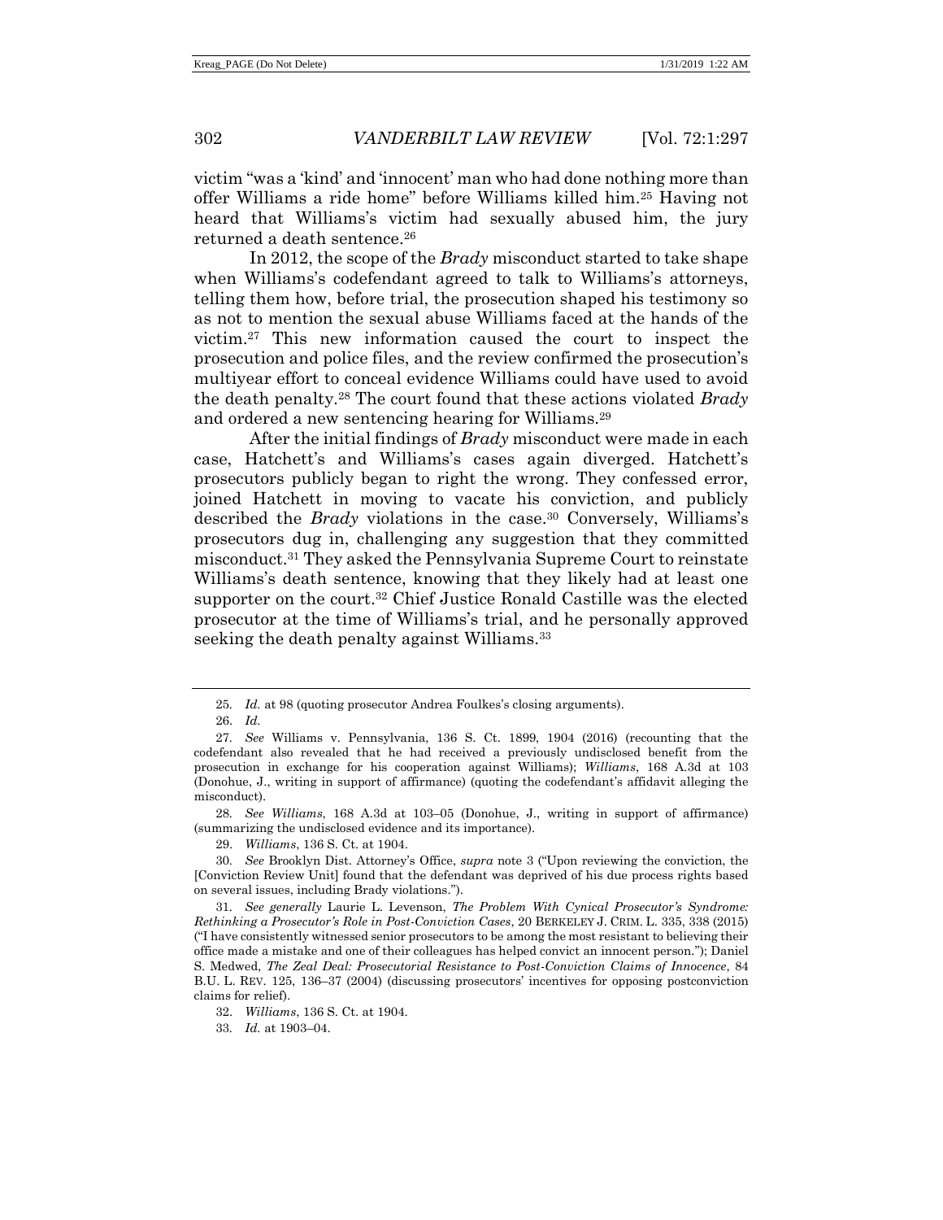victim "was a 'kind' and 'innocent' man who had done nothing more than offer Williams a ride home" before Williams killed him.[25] Having not heard that Williams's victim had sexually abused him, the jury returned a death sentence.[26]

In 2012, the scope of the *Brady* misconduct started to take shape when Williams's codefendant agreed to talk to Williams's attorneys, telling them how, before trial, the prosecution shaped his testimony so as not to mention the sexual abuse Williams faced at the hands of the victim.[27] This new information caused the court to inspect the prosecution and police files, and the review confirmed the prosecution's multiyear effort to conceal evidence Williams could have used to avoid the death penalty.[28] The court found that these actions violated *Brady* and ordered a new sentencing hearing for Williams.[29]

After the initial findings of *Brady* misconduct were made in each case, Hatchett's and Williams's cases again diverged. Hatchett's prosecutors publicly began to right the wrong. They confessed error, joined Hatchett in moving to vacate his conviction, and publicly described the *Brady* violations in the case.[30] Conversely, Williams's prosecutors dug in, challenging any suggestion that they committed misconduct.[31] They asked the Pennsylvania Supreme Court to reinstate Williams's death sentence, knowing that they likely had at least one supporter on the court.[32] Chief Justice Ronald Castille was the elected prosecutor at the time of Williams's trial, and he personally approved seeking the death penalty against Williams.[33]

---

25. *Id.* at 98 (quoting prosecutor Andrea Foulkes's closing arguments).

26. *Id.*

27. *See* Williams v. Pennsylvania, 136 S. Ct. 1899, 1904 (2016) (recounting that the codefendant also revealed that he had received a previously undisclosed benefit from the prosecution in exchange for his cooperation against Williams); *Williams*, 168 A.3d at 103 (Donohue, J., writing in support of affirmance) (quoting the codefendant's affidavit alleging the misconduct).

28. *See Williams*, 168 A.3d at 103–05 (Donohue, J., writing in support of affirmance) (summarizing the undisclosed evidence and its importance).

29. *Williams*, 136 S. Ct. at 1904.

30. *See* Brooklyn Dist. Attorney's Office, *supra* note 3 ("Upon reviewing the conviction, the [Conviction Review Unit] found that the defendant was deprived of his due process rights based on several issues, including Brady violations.").

31. *See generally* Laurie L. Levenson, *The Problem With Cynical Prosecutor's Syndrome: Rethinking a Prosecutor's Role in Post-Conviction Cases*, 20 BERKELEY J. CRIM. L. 335, 338 (2015) ("I have consistently witnessed senior prosecutors to be among the most resistant to believing their office made a mistake and one of their colleagues has helped convict an innocent person."); Daniel S. Medwed, *The Zeal Deal: Prosecutorial Resistance to Post-Conviction Claims of Innocence*, 84 B.U. L. REV. 125, 136–37 (2004) (discussing prosecutors' incentives for opposing postconviction claims for relief).

32. *Williams*, 136 S. Ct. at 1904.

33. *Id.* at 1903–04.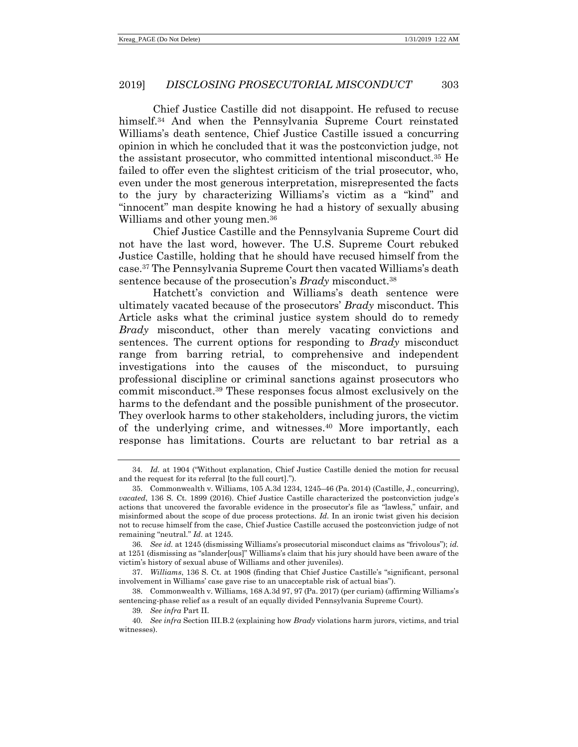Chief Justice Castille did not disappoint. He refused to recuse himself.[34] And when the Pennsylvania Supreme Court reinstated Williams's death sentence, Chief Justice Castille issued a concurring opinion in which he concluded that it was the postconviction judge, not the assistant prosecutor, who committed intentional misconduct.[35] He failed to offer even the slightest criticism of the trial prosecutor, who, even under the most generous interpretation, misrepresented the facts to the jury by characterizing Williams's victim as a "kind" and "innocent" man despite knowing he had a history of sexually abusing Williams and other young men.[36]

Chief Justice Castille and the Pennsylvania Supreme Court did not have the last word, however. The U.S. Supreme Court rebuked Justice Castille, holding that he should have recused himself from the case.[37] The Pennsylvania Supreme Court then vacated Williams's death sentence because of the prosecution's *Brady* misconduct.[38]

Hatchett's conviction and Williams's death sentence were ultimately vacated because of the prosecutors' *Brady* misconduct. This Article asks what the criminal justice system should do to remedy *Brady* misconduct, other than merely vacating convictions and sentences. The current options for responding to *Brady* misconduct range from barring retrial, to comprehensive and independent investigations into the causes of the misconduct, to pursuing professional discipline or criminal sanctions against prosecutors who commit misconduct.[39] These responses focus almost exclusively on the harms to the defendant and the possible punishment of the prosecutor. They overlook harms to other stakeholders, including jurors, the victim of the underlying crime, and witnesses.[40] More importantly, each response has limitations. Courts are reluctant to bar retrial as a

---

34. *Id.* at 1904 ("Without explanation, Chief Justice Castille denied the motion for recusal and the request for its referral [to the full court].").

35. Commonwealth v. Williams, 105 A.3d 1234, 1245–46 (Pa. 2014) (Castille, J., concurring), *vacated*, 136 S. Ct. 1899 (2016). Chief Justice Castille characterized the postconviction judge's actions that uncovered the favorable evidence in the prosecutor's file as "lawless," unfair, and misinformed about the scope of due process protections. *Id.* In an ironic twist given his decision not to recuse himself from the case, Chief Justice Castille accused the postconviction judge of not remaining "neutral." *Id.* at 1245.

36. *See id.* at 1245 (dismissing Williams's prosecutorial misconduct claims as "frivolous"); *id.* at 1251 (dismissing as "slander[ous]" Williams's claim that his jury should have been aware of the victim's history of sexual abuse of Williams and other juveniles).

37. *Williams*, 136 S. Ct. at 1908 (finding that Chief Justice Castille's "significant, personal involvement in Williams' case gave rise to an unacceptable risk of actual bias").

38. Commonwealth v. Williams, 168 A.3d 97, 97 (Pa. 2017) (per curiam) (affirming Williams's sentencing-phase relief as a result of an equally divided Pennsylvania Supreme Court).

39. *See infra* Part II.

40. *See infra* Section III.B.2 (explaining how *Brady* violations harm jurors, victims, and trial witnesses).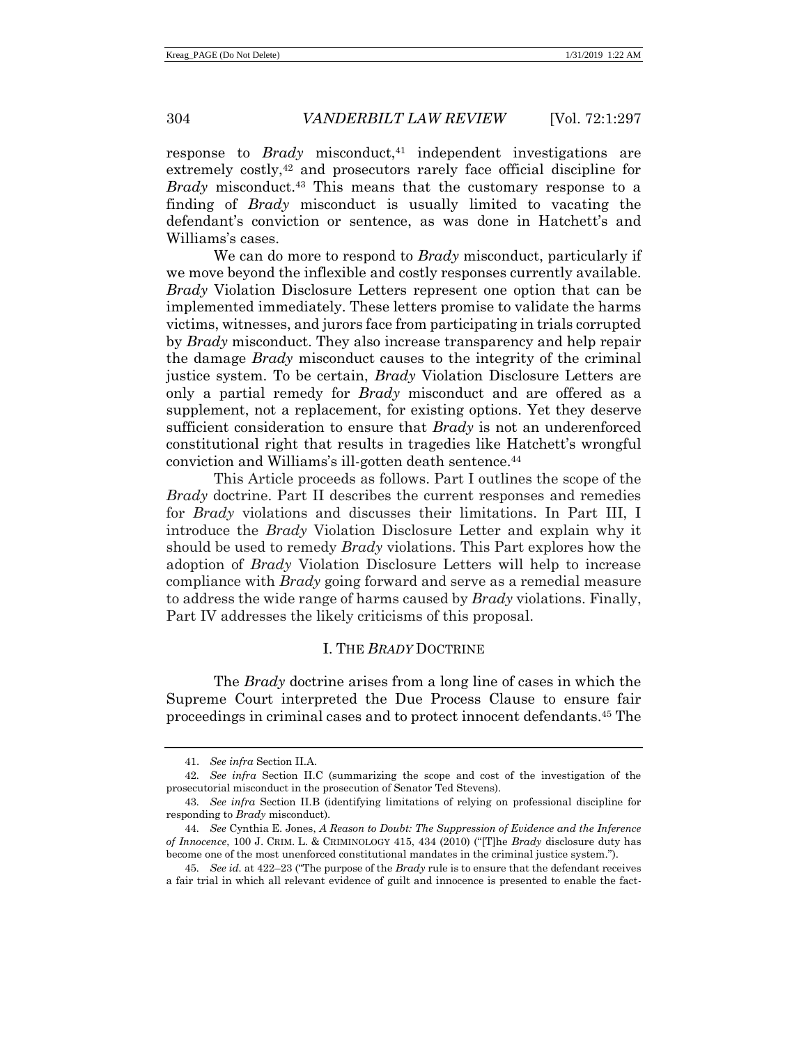response to *Brady* misconduct,[41] independent investigations are extremely costly,[42] and prosecutors rarely face official discipline for *Brady* misconduct.[43] This means that the customary response to a finding of *Brady* misconduct is usually limited to vacating the defendant's conviction or sentence, as was done in Hatchett's and Williams's cases.

We can do more to respond to *Brady* misconduct, particularly if we move beyond the inflexible and costly responses currently available. *Brady* Violation Disclosure Letters represent one option that can be implemented immediately. These letters promise to validate the harms victims, witnesses, and jurors face from participating in trials corrupted by *Brady* misconduct. They also increase transparency and help repair the damage *Brady* misconduct causes to the integrity of the criminal justice system. To be certain, *Brady* Violation Disclosure Letters are only a partial remedy for *Brady* misconduct and are offered as a supplement, not a replacement, for existing options. Yet they deserve sufficient consideration to ensure that *Brady* is not an underenforced constitutional right that results in tragedies like Hatchett's wrongful conviction and Williams's ill-gotten death sentence.[44]

This Article proceeds as follows. Part I outlines the scope of the *Brady* doctrine. Part II describes the current responses and remedies for *Brady* violations and discusses their limitations. In Part III, I introduce the *Brady* Violation Disclosure Letter and explain why it should be used to remedy *Brady* violations. This Part explores how the adoption of *Brady* Violation Disclosure Letters will help to increase compliance with *Brady* going forward and serve as a remedial measure to address the wide range of harms caused by *Brady* violations. Finally, Part IV addresses the likely criticisms of this proposal.

## I. THE *BRADY* DOCTRINE

The *Brady* doctrine arises from a long line of cases in which the Supreme Court interpreted the Due Process Clause to ensure fair proceedings in criminal cases and to protect innocent defendants.[45] The

---

41. *See infra* Section II.A.

42. *See infra* Section II.C (summarizing the scope and cost of the investigation of the prosecutorial misconduct in the prosecution of Senator Ted Stevens).

43. *See infra* Section II.B (identifying limitations of relying on professional discipline for responding to *Brady* misconduct).

44. *See* Cynthia E. Jones, *A Reason to Doubt: The Suppression of Evidence and the Inference of Innocence*, 100 J. CRIM. L. & CRIMINOLOGY 415, 434 (2010) ("[T]he *Brady* disclosure duty has become one of the most unenforced constitutional mandates in the criminal justice system.").

45. *See id.* at 422–23 ("The purpose of the *Brady* rule is to ensure that the defendant receives a fair trial in which all relevant evidence of guilt and innocence is presented to enable the fact-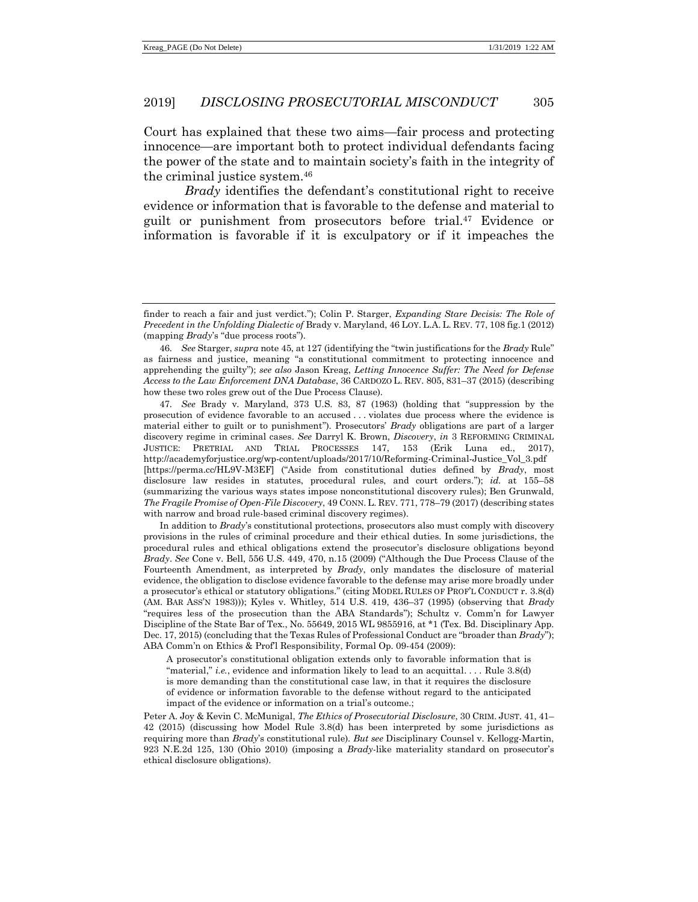Court has explained that these two aims—fair process and protecting innocence—are important both to protect individual defendants facing the power of the state and to maintain society's faith in the integrity of the criminal justice system.[46]

*Brady* identifies the defendant's constitutional right to receive evidence or information that is favorable to the defense and material to guilt or punishment from prosecutors before trial.[47] Evidence or information is favorable if it is exculpatory or if it impeaches the

---

finder to reach a fair and just verdict."); Colin P. Starger, *Expanding Stare Decisis: The Role of Precedent in the Unfolding Dialectic of* Brady v. Maryland, 46 LOY. L.A. L. REV. 77, 108 fig.1 (2012) (mapping *Brady*'s "due process roots").

46. *See* Starger, *supra* note 45, at 127 (identifying the "twin justifications for the *Brady* Rule" as fairness and justice, meaning "a constitutional commitment to protecting innocence and apprehending the guilty"); *see also* Jason Kreag, *Letting Innocence Suffer: The Need for Defense Access to the Law Enforcement DNA Database*, 36 CARDOZO L. REV. 805, 831–37 (2015) (describing how these two roles grew out of the Due Process Clause).

47. *See* Brady v. Maryland, 373 U.S. 83, 87 (1963) (holding that "suppression by the prosecution of evidence favorable to an accused . . . violates due process where the evidence is material either to guilt or to punishment"). Prosecutors' *Brady* obligations are part of a larger discovery regime in criminal cases. *See* Darryl K. Brown, *Discovery*, *in* 3 REFORMING CRIMINAL JUSTICE: PRETRIAL AND TRIAL PROCESSES 147, 153 (Erik Luna ed., 2017), http://academyforjustice.org/wp-content/uploads/2017/10/Reforming-Criminal-Justice_Vol_3.pdf [https://perma.cc/HL9V-M3EF] ("Aside from constitutional duties defined by *Brady*, most disclosure law resides in statutes, procedural rules, and court orders."); *id.* at 155–58 (summarizing the various ways states impose nonconstitutional discovery rules); Ben Grunwald, *The Fragile Promise of Open-File Discovery*, 49 CONN. L. REV. 771, 778–79 (2017) (describing states with narrow and broad rule-based criminal discovery regimes).

In addition to *Brady*'s constitutional protections, prosecutors also must comply with discovery provisions in the rules of criminal procedure and their ethical duties. In some jurisdictions, the procedural rules and ethical obligations extend the prosecutor's disclosure obligations beyond *Brady*. *See* Cone v. Bell, 556 U.S. 449, 470, n.15 (2009) ("Although the Due Process Clause of the Fourteenth Amendment, as interpreted by *Brady*, only mandates the disclosure of material evidence, the obligation to disclose evidence favorable to the defense may arise more broadly under a prosecutor's ethical or statutory obligations." (citing MODEL RULES OF PROF'L CONDUCT r. 3.8(d) (AM. BAR ASS'N 1983))); Kyles v. Whitley, 514 U.S. 419, 436–37 (1995) (observing that *Brady* "requires less of the prosecution than the ABA Standards"); Schultz v. Comm'n for Lawyer Discipline of the State Bar of Tex., No. 55649, 2015 WL 9855916, at *1 (Tex. Bd. Disciplinary App. Dec. 17, 2015) (concluding that the Texas Rules of Professional Conduct are "broader than *Brady*"); ABA Comm'n on Ethics & Prof'l Responsibility, Formal Op. 09-454 (2009):

> A prosecutor's constitutional obligation extends only to favorable information that is "material," *i.e.*, evidence and information likely to lead to an acquittal. . . . Rule 3.8(d) is more demanding than the constitutional case law, in that it requires the disclosure of evidence or information favorable to the defense without regard to the anticipated impact of the evidence or information on a trial's outcome.;

Peter A. Joy & Kevin C. McMunigal, *The Ethics of Prosecutorial Disclosure*, 30 CRIM. JUST. 41, 41–42 (2015) (discussing how Model Rule 3.8(d) has been interpreted by some jurisdictions as requiring more than *Brady*'s constitutional rule). *But see* Disciplinary Counsel v. Kellogg-Martin, 923 N.E.2d 125, 130 (Ohio 2010) (imposing a *Brady*-like materiality standard on prosecutor's ethical disclosure obligations).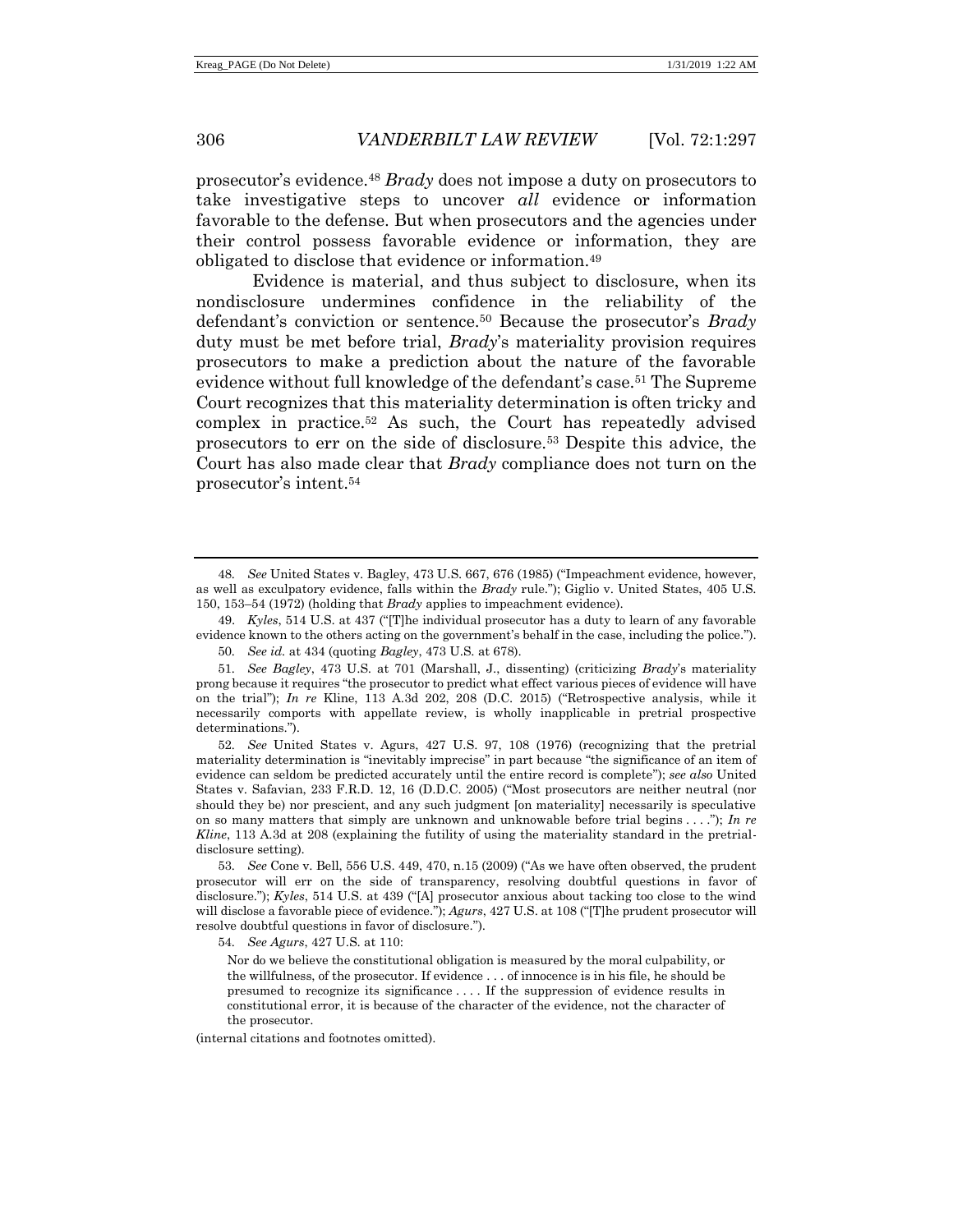prosecutor's evidence.[48] *Brady* does not impose a duty on prosecutors to take investigative steps to uncover *all* evidence or information favorable to the defense. But when prosecutors and the agencies under their control possess favorable evidence or information, they are obligated to disclose that evidence or information.[49]

Evidence is material, and thus subject to disclosure, when its nondisclosure undermines confidence in the reliability of the defendant's conviction or sentence.[50] Because the prosecutor's *Brady* duty must be met before trial, *Brady*'s materiality provision requires prosecutors to make a prediction about the nature of the favorable evidence without full knowledge of the defendant's case.[51] The Supreme Court recognizes that this materiality determination is often tricky and complex in practice.[52] As such, the Court has repeatedly advised prosecutors to err on the side of disclosure.[53] Despite this advice, the Court has also made clear that *Brady* compliance does not turn on the prosecutor's intent.[54]

---

48. *See* United States v. Bagley, 473 U.S. 667, 676 (1985) ("Impeachment evidence, however, as well as exculpatory evidence, falls within the *Brady* rule."); Giglio v. United States, 405 U.S. 150, 153–54 (1972) (holding that *Brady* applies to impeachment evidence).

49. *Kyles*, 514 U.S. at 437 ("[T]he individual prosecutor has a duty to learn of any favorable evidence known to the others acting on the government's behalf in the case, including the police.").

50. *See id.* at 434 (quoting *Bagley*, 473 U.S. at 678).

51. *See Bagley*, 473 U.S. at 701 (Marshall, J., dissenting) (criticizing *Brady*'s materiality prong because it requires "the prosecutor to predict what effect various pieces of evidence will have on the trial"); *In re* Kline, 113 A.3d 202, 208 (D.C. 2015) ("Retrospective analysis, while it necessarily comports with appellate review, is wholly inapplicable in pretrial prospective determinations.").

52. *See* United States v. Agurs, 427 U.S. 97, 108 (1976) (recognizing that the pretrial materiality determination is "inevitably imprecise" in part because "the significance of an item of evidence can seldom be predicted accurately until the entire record is complete"); *see also* United States v. Safavian, 233 F.R.D. 12, 16 (D.D.C. 2005) ("Most prosecutors are neither neutral (nor should they be) nor prescient, and any such judgment [on materiality] necessarily is speculative on so many matters that simply are unknown and unknowable before trial begins . . . ."); *In re Kline*, 113 A.3d at 208 (explaining the futility of using the materiality standard in the pretrial-disclosure setting).

53. *See* Cone v. Bell, 556 U.S. 449, 470, n.15 (2009) ("As we have often observed, the prudent prosecutor will err on the side of transparency, resolving doubtful questions in favor of disclosure."); *Kyles*, 514 U.S. at 439 ("[A] prosecutor anxious about tacking too close to the wind will disclose a favorable piece of evidence."); *Agurs*, 427 U.S. at 108 ("[T]he prudent prosecutor will resolve doubtful questions in favor of disclosure.").

54. *See Agurs*, 427 U.S. at 110:

> Nor do we believe the constitutional obligation is measured by the moral culpability, or the willfulness, of the prosecutor. If evidence . . . of innocence is in his file, he should be presumed to recognize its significance . . . . If the suppression of evidence results in constitutional error, it is because of the character of the evidence, not the character of the prosecutor.

(internal citations and footnotes omitted).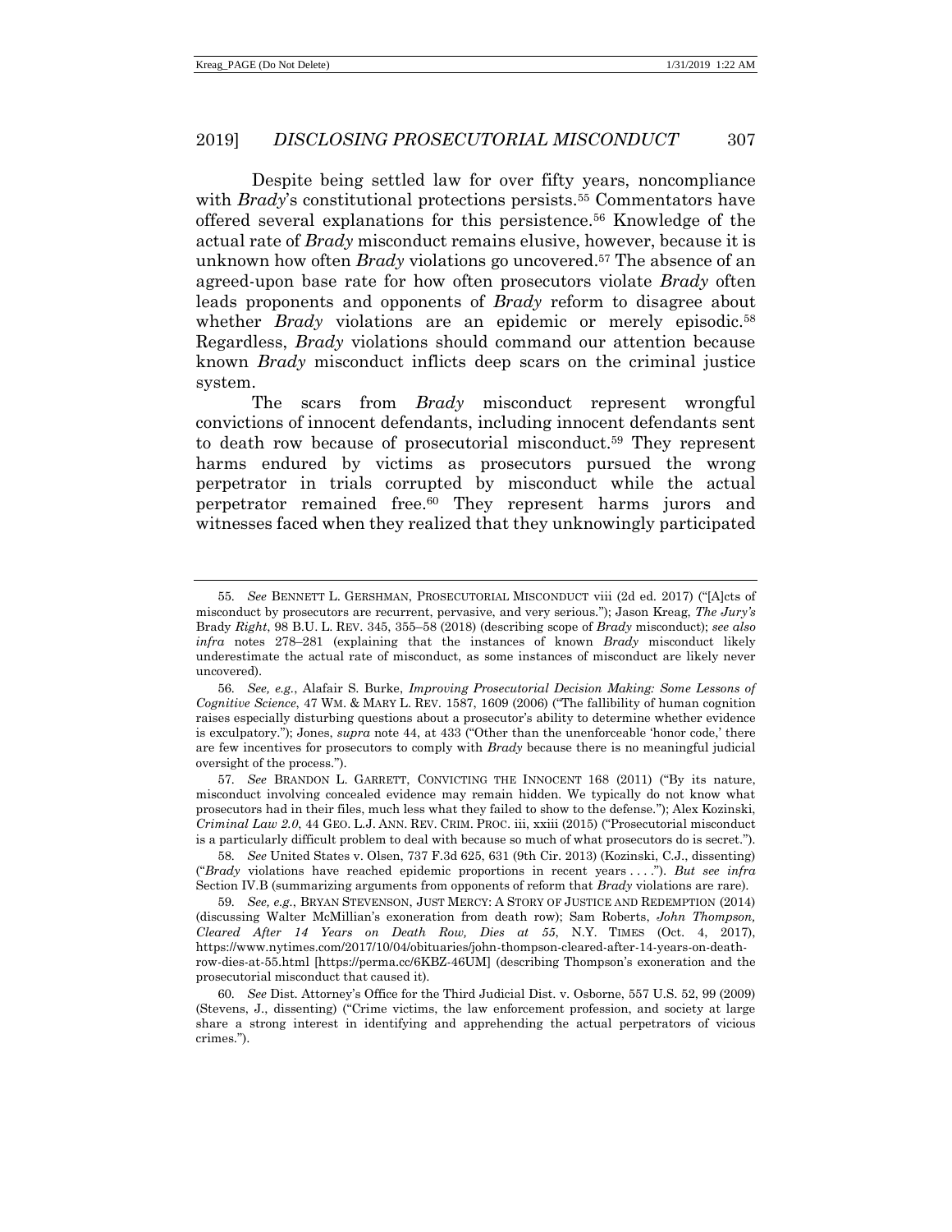Despite being settled law for over fifty years, noncompliance with *Brady*'s constitutional protections persists.[55] Commentators have offered several explanations for this persistence.[56] Knowledge of the actual rate of *Brady* misconduct remains elusive, however, because it is unknown how often *Brady* violations go uncovered.[57] The absence of an agreed-upon base rate for how often prosecutors violate *Brady* often leads proponents and opponents of *Brady* reform to disagree about whether *Brady* violations are an epidemic or merely episodic.[58] Regardless, *Brady* violations should command our attention because known *Brady* misconduct inflicts deep scars on the criminal justice system.

The scars from *Brady* misconduct represent wrongful convictions of innocent defendants, including innocent defendants sent to death row because of prosecutorial misconduct.[59] They represent harms endured by victims as prosecutors pursued the wrong perpetrator in trials corrupted by misconduct while the actual perpetrator remained free.[60] They represent harms jurors and witnesses faced when they realized that they unknowingly participated

---

55. *See* BENNETT L. GERSHMAN, PROSECUTORIAL MISCONDUCT viii (2d ed. 2017) ("[A]cts of misconduct by prosecutors are recurrent, pervasive, and very serious."); Jason Kreag, *The Jury's* Brady *Right*, 98 B.U. L. REV. 345, 355–58 (2018) (describing scope of *Brady* misconduct); *see also infra* notes 278–281 (explaining that the instances of known *Brady* misconduct likely underestimate the actual rate of misconduct, as some instances of misconduct are likely never uncovered).

56. *See, e.g.*, Alafair S. Burke, *Improving Prosecutorial Decision Making: Some Lessons of Cognitive Science*, 47 WM. & MARY L. REV. 1587, 1609 (2006) ("The fallibility of human cognition raises especially disturbing questions about a prosecutor's ability to determine whether evidence is exculpatory."); Jones, *supra* note 44, at 433 ("Other than the unenforceable 'honor code,' there are few incentives for prosecutors to comply with *Brady* because there is no meaningful judicial oversight of the process.").

57. *See* BRANDON L. GARRETT, CONVICTING THE INNOCENT 168 (2011) ("By its nature, misconduct involving concealed evidence may remain hidden. We typically do not know what prosecutors had in their files, much less what they failed to show to the defense."); Alex Kozinski, *Criminal Law 2.0*, 44 GEO. L.J. ANN. REV. CRIM. PROC. iii, xxiii (2015) ("Prosecutorial misconduct is a particularly difficult problem to deal with because so much of what prosecutors do is secret.").

58. *See* United States v. Olsen, 737 F.3d 625, 631 (9th Cir. 2013) (Kozinski, C.J., dissenting) ("*Brady* violations have reached epidemic proportions in recent years . . . ."). *But see infra* Section IV.B (summarizing arguments from opponents of reform that *Brady* violations are rare).

59. *See, e.g.*, BRYAN STEVENSON, JUST MERCY: A STORY OF JUSTICE AND REDEMPTION (2014) (discussing Walter McMillian's exoneration from death row); Sam Roberts, *John Thompson, Cleared After 14 Years on Death Row, Dies at 55*, N.Y. TIMES (Oct. 4, 2017), https://www.nytimes.com/2017/10/04/obituaries/john-thompson-cleared-after-14-years-on-death-row-dies-at-55.html [https://perma.cc/6KBZ-46UM] (describing Thompson's exoneration and the prosecutorial misconduct that caused it).

60. *See* Dist. Attorney's Office for the Third Judicial Dist. v. Osborne, 557 U.S. 52, 99 (2009) (Stevens, J., dissenting) ("Crime victims, the law enforcement profession, and society at large share a strong interest in identifying and apprehending the actual perpetrators of vicious crimes.").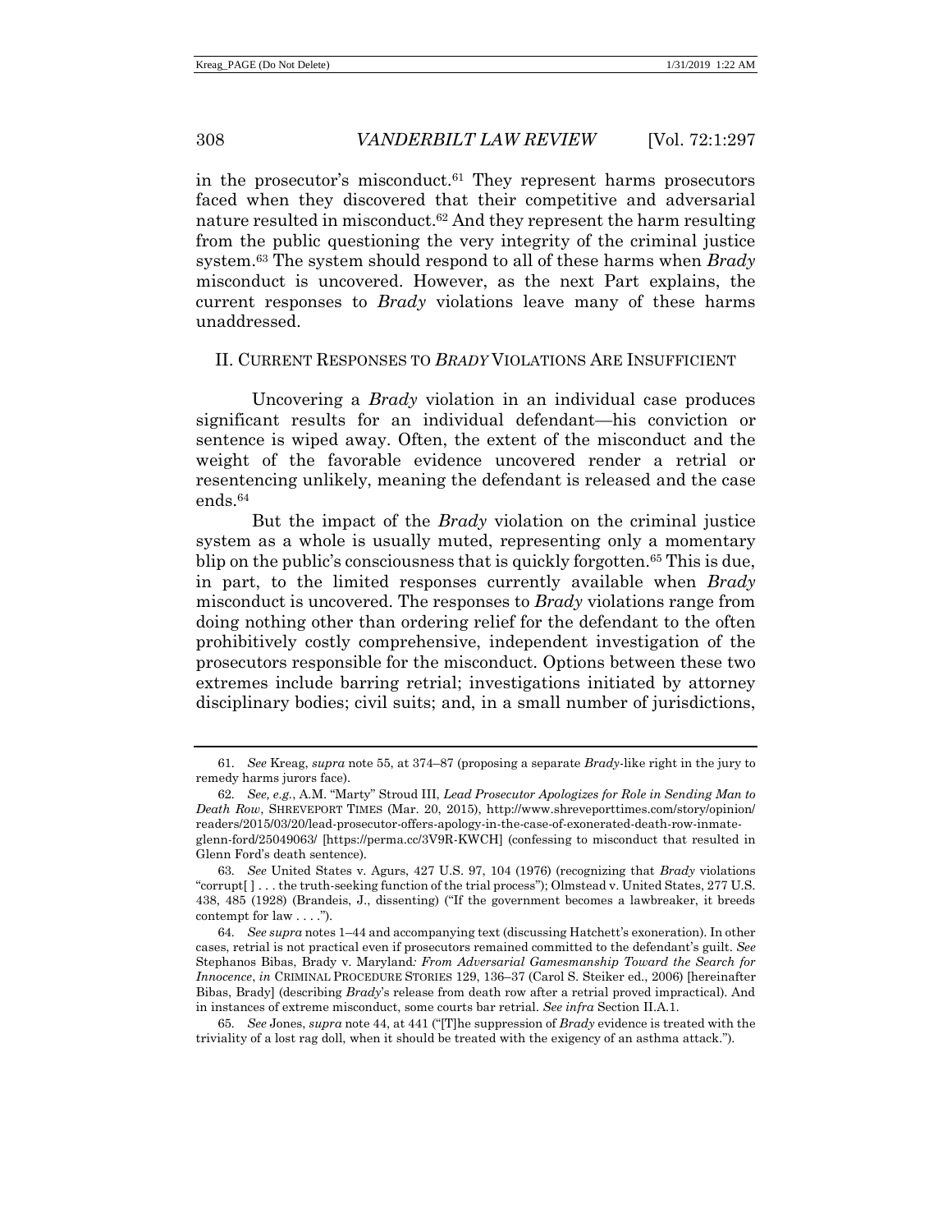in the prosecutor's misconduct.[61] They represent harms prosecutors faced when they discovered that their competitive and adversarial nature resulted in misconduct.[62] And they represent the harm resulting from the public questioning the very integrity of the criminal justice system.[63] The system should respond to all of these harms when *Brady* misconduct is uncovered. However, as the next Part explains, the current responses to *Brady* violations leave many of these harms unaddressed.

## II. CURRENT RESPONSES TO *BRADY* VIOLATIONS ARE INSUFFICIENT

Uncovering a *Brady* violation in an individual case produces significant results for an individual defendant—his conviction or sentence is wiped away. Often, the extent of the misconduct and the weight of the favorable evidence uncovered render a retrial or resentencing unlikely, meaning the defendant is released and the case ends.[64]

But the impact of the *Brady* violation on the criminal justice system as a whole is usually muted, representing only a momentary blip on the public's consciousness that is quickly forgotten.[65] This is due, in part, to the limited responses currently available when *Brady* misconduct is uncovered. The responses to *Brady* violations range from doing nothing other than ordering relief for the defendant to the often prohibitively costly comprehensive, independent investigation of the prosecutors responsible for the misconduct. Options between these two extremes include barring retrial; investigations initiated by attorney disciplinary bodies; civil suits; and, in a small number of jurisdictions,

---

61. *See* Kreag, *supra* note 55, at 374–87 (proposing a separate *Brady*-like right in the jury to remedy harms jurors face).

62. *See, e.g.*, A.M. "Marty" Stroud III, *Lead Prosecutor Apologizes for Role in Sending Man to Death Row*, SHREVEPORT TIMES (Mar. 20, 2015), http://www.shreveporttimes.com/story/opinion/readers/2015/03/20/lead-prosecutor-offers-apology-in-the-case-of-exonerated-death-row-inmate-glenn-ford/25049063/ [https://perma.cc/3V9R-KWCH] (confessing to misconduct that resulted in Glenn Ford's death sentence).

63. *See* United States v. Agurs, 427 U.S. 97, 104 (1976) (recognizing that *Brady* violations "corrupt[ ] . . . the truth-seeking function of the trial process"); Olmstead v. United States, 277 U.S. 438, 485 (1928) (Brandeis, J., dissenting) ("If the government becomes a lawbreaker, it breeds contempt for law . . . .").

64. *See supra* notes 1–44 and accompanying text (discussing Hatchett's exoneration). In other cases, retrial is not practical even if prosecutors remained committed to the defendant's guilt. *See* Stephanos Bibas, Brady v. Maryland*: From Adversarial Gamesmanship Toward the Search for Innocence*, *in* CRIMINAL PROCEDURE STORIES 129, 136–37 (Carol S. Steiker ed., 2006) [hereinafter Bibas, Brady] (describing *Brady*'s release from death row after a retrial proved impractical). And in instances of extreme misconduct, some courts bar retrial. *See infra* Section II.A.1.

65. *See* Jones, *supra* note 44, at 441 ("[T]he suppression of *Brady* evidence is treated with the triviality of a lost rag doll, when it should be treated with the exigency of an asthma attack.").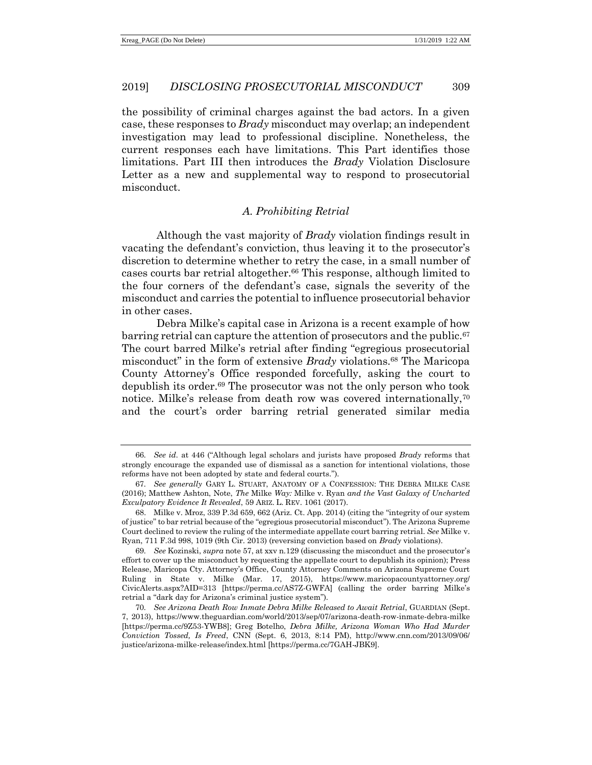the possibility of criminal charges against the bad actors. In a given case, these responses to *Brady* misconduct may overlap; an independent investigation may lead to professional discipline. Nonetheless, the current responses each have limitations. This Part identifies those limitations. Part III then introduces the *Brady* Violation Disclosure Letter as a new and supplemental way to respond to prosecutorial misconduct.

### *A. Prohibiting Retrial*

Although the vast majority of *Brady* violation findings result in vacating the defendant's conviction, thus leaving it to the prosecutor's discretion to determine whether to retry the case, in a small number of cases courts bar retrial altogether.[66] This response, although limited to the four corners of the defendant's case, signals the severity of the misconduct and carries the potential to influence prosecutorial behavior in other cases.

Debra Milke's capital case in Arizona is a recent example of how barring retrial can capture the attention of prosecutors and the public.[67] The court barred Milke's retrial after finding "egregious prosecutorial misconduct" in the form of extensive *Brady* violations.[68] The Maricopa County Attorney's Office responded forcefully, asking the court to depublish its order.[69] The prosecutor was not the only person who took notice. Milke's release from death row was covered internationally,[70] and the court's order barring retrial generated similar media

---

66. *See id.* at 446 ("Although legal scholars and jurists have proposed *Brady* reforms that strongly encourage the expanded use of dismissal as a sanction for intentional violations, those reforms have not been adopted by state and federal courts.").

67. *See generally* GARY L. STUART, ANATOMY OF A CONFESSION: THE DEBRA MILKE CASE (2016); Matthew Ashton, Note, *The* Milke *Way:* Milke v. Ryan *and the Vast Galaxy of Uncharted Exculpatory Evidence It Revealed*, 59 ARIZ. L. REV. 1061 (2017).

68. Milke v. Mroz, 339 P.3d 659, 662 (Ariz. Ct. App. 2014) (citing the "integrity of our system of justice" to bar retrial because of the "egregious prosecutorial misconduct"). The Arizona Supreme Court declined to review the ruling of the intermediate appellate court barring retrial. *See* Milke v. Ryan, 711 F.3d 998, 1019 (9th Cir. 2013) (reversing conviction based on *Brady* violations).

69. *See* Kozinski, *supra* note 57, at xxv n.129 (discussing the misconduct and the prosecutor's effort to cover up the misconduct by requesting the appellate court to depublish its opinion); Press Release, Maricopa Cty. Attorney's Office, County Attorney Comments on Arizona Supreme Court Ruling in State v. Milke (Mar. 17, 2015), https://www.maricopacountyattorney.org/CivicAlerts.aspx?AID=313 [https://perma.cc/AS7Z-GWFA] (calling the order barring Milke's retrial a "dark day for Arizona's criminal justice system").

70. *See Arizona Death Row Inmate Debra Milke Released to Await Retrial*, GUARDIAN (Sept. 7, 2013), https://www.theguardian.com/world/2013/sep/07/arizona-death-row-inmate-debra-milke [https://perma.cc/9Z53-YWB8]; Greg Botelho, *Debra Milke, Arizona Woman Who Had Murder Conviction Tossed, Is Freed*, CNN (Sept. 6, 2013, 8:14 PM), http://www.cnn.com/2013/09/06/justice/arizona-milke-release/index.html [https://perma.cc/7GAH-JBK9].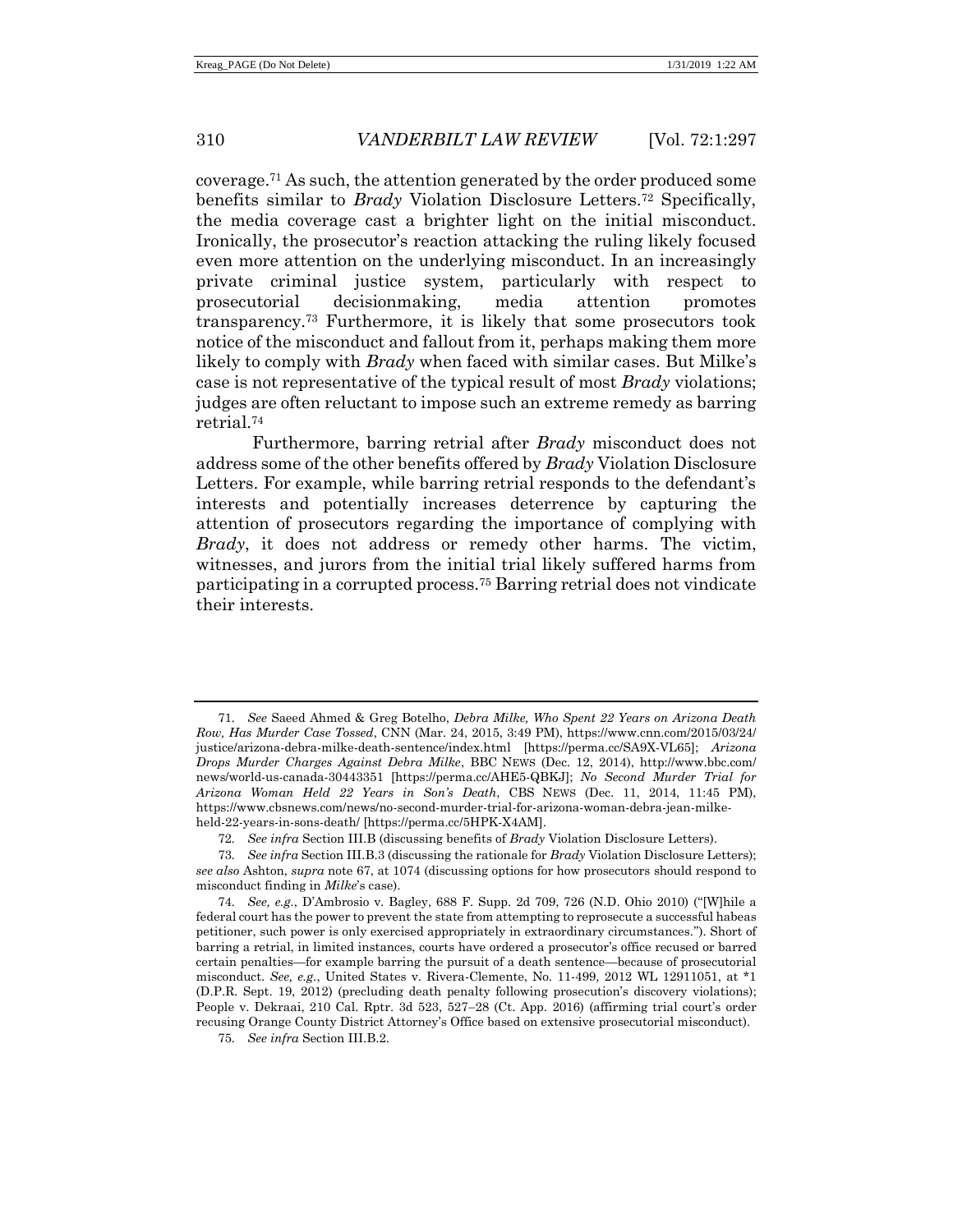coverage.[71] As such, the attention generated by the order produced some benefits similar to *Brady* Violation Disclosure Letters.[72] Specifically, the media coverage cast a brighter light on the initial misconduct. Ironically, the prosecutor's reaction attacking the ruling likely focused even more attention on the underlying misconduct. In an increasingly private criminal justice system, particularly with respect to prosecutorial decisionmaking, media attention promotes transparency.[73] Furthermore, it is likely that some prosecutors took notice of the misconduct and fallout from it, perhaps making them more likely to comply with *Brady* when faced with similar cases. But Milke's case is not representative of the typical result of most *Brady* violations; judges are often reluctant to impose such an extreme remedy as barring retrial.[74]

Furthermore, barring retrial after *Brady* misconduct does not address some of the other benefits offered by *Brady* Violation Disclosure Letters. For example, while barring retrial responds to the defendant's interests and potentially increases deterrence by capturing the attention of prosecutors regarding the importance of complying with *Brady*, it does not address or remedy other harms. The victim, witnesses, and jurors from the initial trial likely suffered harms from participating in a corrupted process.[75] Barring retrial does not vindicate their interests.

---

71. *See* Saeed Ahmed & Greg Botelho, *Debra Milke, Who Spent 22 Years on Arizona Death Row, Has Murder Case Tossed*, CNN (Mar. 24, 2015, 3:49 PM), https://www.cnn.com/2015/03/24/justice/arizona-debra-milke-death-sentence/index.html [https://perma.cc/SA9X-VL65]; *Arizona Drops Murder Charges Against Debra Milke*, BBC NEWS (Dec. 12, 2014), http://www.bbc.com/news/world-us-canada-30443351 [https://perma.cc/AHE5-QBKJ]; *No Second Murder Trial for Arizona Woman Held 22 Years in Son's Death*, CBS NEWS (Dec. 11, 2014, 11:45 PM), https://www.cbsnews.com/news/no-second-murder-trial-for-arizona-woman-debra-jean-milke-held-22-years-in-sons-death/ [https://perma.cc/5HPK-X4AM].

72. *See infra* Section III.B (discussing benefits of *Brady* Violation Disclosure Letters).

73. *See infra* Section III.B.3 (discussing the rationale for *Brady* Violation Disclosure Letters); *see also* Ashton, *supra* note 67, at 1074 (discussing options for how prosecutors should respond to misconduct finding in *Milke*'s case).

74. *See, e.g.*, D'Ambrosio v. Bagley, 688 F. Supp. 2d 709, 726 (N.D. Ohio 2010) ("[W]hile a federal court has the power to prevent the state from attempting to reprosecute a successful habeas petitioner, such power is only exercised appropriately in extraordinary circumstances."). Short of barring a retrial, in limited instances, courts have ordered a prosecutor's office recused or barred certain penalties—for example barring the pursuit of a death sentence—because of prosecutorial misconduct. *See, e.g.*, United States v. Rivera-Clemente, No. 11-499, 2012 WL 12911051, at *1 (D.P.R. Sept. 19, 2012) (precluding death penalty following prosecution's discovery violations); People v. Dekraai, 210 Cal. Rptr. 3d 523, 527–28 (Ct. App. 2016) (affirming trial court's order recusing Orange County District Attorney's Office based on extensive prosecutorial misconduct).

75. *See infra* Section III.B.2.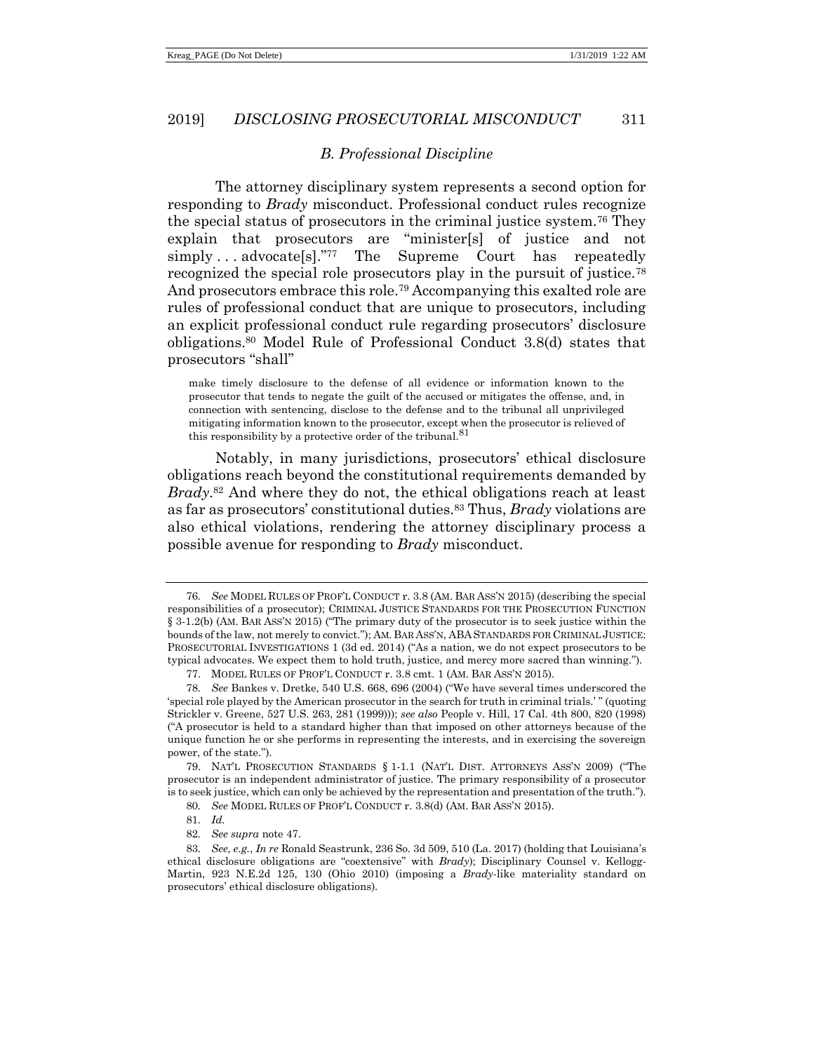### *B. Professional Discipline*

The attorney disciplinary system represents a second option for responding to *Brady* misconduct. Professional conduct rules recognize the special status of prosecutors in the criminal justice system.[76] They explain that prosecutors are "minister[s] of justice and not simply . . . advocate[s]."[77] The Supreme Court has repeatedly recognized the special role prosecutors play in the pursuit of justice.[78] And prosecutors embrace this role.[79] Accompanying this exalted role are rules of professional conduct that are unique to prosecutors, including an explicit professional conduct rule regarding prosecutors' disclosure obligations.[80] Model Rule of Professional Conduct 3.8(d) states that prosecutors "shall"

> make timely disclosure to the defense of all evidence or information known to the prosecutor that tends to negate the guilt of the accused or mitigates the offense, and, in connection with sentencing, disclose to the defense and to the tribunal all unprivileged mitigating information known to the prosecutor, except when the prosecutor is relieved of this responsibility by a protective order of the tribunal.[81]

Notably, in many jurisdictions, prosecutors' ethical disclosure obligations reach beyond the constitutional requirements demanded by *Brady*.[82] And where they do not, the ethical obligations reach at least as far as prosecutors' constitutional duties.[83] Thus, *Brady* violations are also ethical violations, rendering the attorney disciplinary process a possible avenue for responding to *Brady* misconduct.

---

76. *See* MODEL RULES OF PROF'L CONDUCT r. 3.8 (AM. BAR ASS'N 2015) (describing the special responsibilities of a prosecutor); CRIMINAL JUSTICE STANDARDS FOR THE PROSECUTION FUNCTION § 3-1.2(b) (AM. BAR ASS'N 2015) ("The primary duty of the prosecutor is to seek justice within the bounds of the law, not merely to convict."); AM. BAR ASS'N, ABA STANDARDS FOR CRIMINAL JUSTICE: PROSECUTORIAL INVESTIGATIONS 1 (3d ed. 2014) ("As a nation, we do not expect prosecutors to be typical advocates. We expect them to hold truth, justice, and mercy more sacred than winning.").

77. MODEL RULES OF PROF'L CONDUCT r. 3.8 cmt. 1 (AM. BAR ASS'N 2015).

78. *See* Bankes v. Dretke, 540 U.S. 668, 696 (2004) ("We have several times underscored the 'special role played by the American prosecutor in the search for truth in criminal trials.' " (quoting Strickler v. Greene, 527 U.S. 263, 281 (1999))); *see also* People v. Hill, 17 Cal. 4th 800, 820 (1998) ("A prosecutor is held to a standard higher than that imposed on other attorneys because of the unique function he or she performs in representing the interests, and in exercising the sovereign power, of the state.").

79. NAT'L PROSECUTION STANDARDS § 1-1.1 (NAT'L DIST. ATTORNEYS ASS'N 2009) ("The prosecutor is an independent administrator of justice. The primary responsibility of a prosecutor is to seek justice, which can only be achieved by the representation and presentation of the truth.").

80. *See* MODEL RULES OF PROF'L CONDUCT r. 3.8(d) (AM. BAR ASS'N 2015).

81. *Id.*

82. *See supra* note 47.

83. *See, e.g.*, *In re* Ronald Seastrunk, 236 So. 3d 509, 510 (La. 2017) (holding that Louisiana's ethical disclosure obligations are "coextensive" with *Brady*); Disciplinary Counsel v. Kellogg-Martin, 923 N.E.2d 125, 130 (Ohio 2010) (imposing a *Brady*-like materiality standard on prosecutors' ethical disclosure obligations).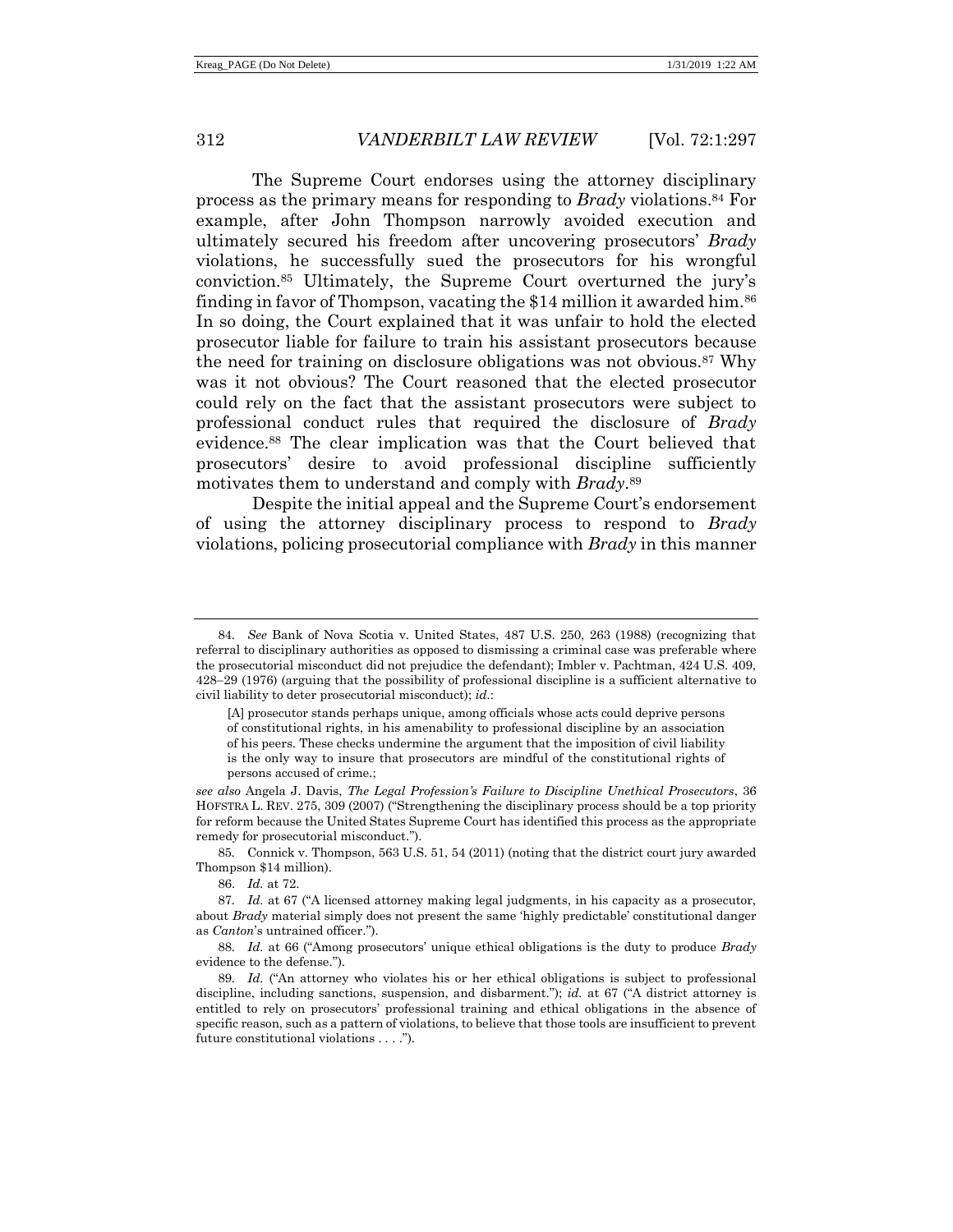The Supreme Court endorses using the attorney disciplinary process as the primary means for responding to *Brady* violations.[84] For example, after John Thompson narrowly avoided execution and ultimately secured his freedom after uncovering prosecutors' *Brady* violations, he successfully sued the prosecutors for his wrongful conviction.[85] Ultimately, the Supreme Court overturned the jury's finding in favor of Thompson, vacating the $14 million it awarded him.[86] In so doing, the Court explained that it was unfair to hold the elected prosecutor liable for failure to train his assistant prosecutors because the need for training on disclosure obligations was not obvious.[87] Why was it not obvious? The Court reasoned that the elected prosecutor could rely on the fact that the assistant prosecutors were subject to professional conduct rules that required the disclosure of *Brady* evidence.[88] The clear implication was that the Court believed that prosecutors' desire to avoid professional discipline sufficiently motivates them to understand and comply with *Brady*.[89]

Despite the initial appeal and the Supreme Court's endorsement of using the attorney disciplinary process to respond to *Brady* violations, policing prosecutorial compliance with *Brady* in this manner

---

84. *See* Bank of Nova Scotia v. United States, 487 U.S. 250, 263 (1988) (recognizing that referral to disciplinary authorities as opposed to dismissing a criminal case was preferable where the prosecutorial misconduct did not prejudice the defendant); Imbler v. Pachtman, 424 U.S. 409, 428–29 (1976) (arguing that the possibility of professional discipline is a sufficient alternative to civil liability to deter prosecutorial misconduct); *id.*:

> [A] prosecutor stands perhaps unique, among officials whose acts could deprive persons of constitutional rights, in his amenability to professional discipline by an association of his peers. These checks undermine the argument that the imposition of civil liability is the only way to insure that prosecutors are mindful of the constitutional rights of persons accused of crime.;

*see also* Angela J. Davis, *The Legal Profession's Failure to Discipline Unethical Prosecutors*, 36 HOFSTRA L. REV. 275, 309 (2007) ("Strengthening the disciplinary process should be a top priority for reform because the United States Supreme Court has identified this process as the appropriate remedy for prosecutorial misconduct.").

85. Connick v. Thompson, 563 U.S. 51, 54 (2011) (noting that the district court jury awarded Thompson $14 million).

86. *Id.* at 72.

87. *Id.* at 67 ("A licensed attorney making legal judgments, in his capacity as a prosecutor, about *Brady* material simply does not present the same 'highly predictable' constitutional danger as *Canton*'s untrained officer.").

88. *Id.* at 66 ("Among prosecutors' unique ethical obligations is the duty to produce *Brady* evidence to the defense.").

89. *Id.* ("An attorney who violates his or her ethical obligations is subject to professional discipline, including sanctions, suspension, and disbarment."); *id.* at 67 ("A district attorney is entitled to rely on prosecutors' professional training and ethical obligations in the absence of specific reason, such as a pattern of violations, to believe that those tools are insufficient to prevent future constitutional violations . . . .").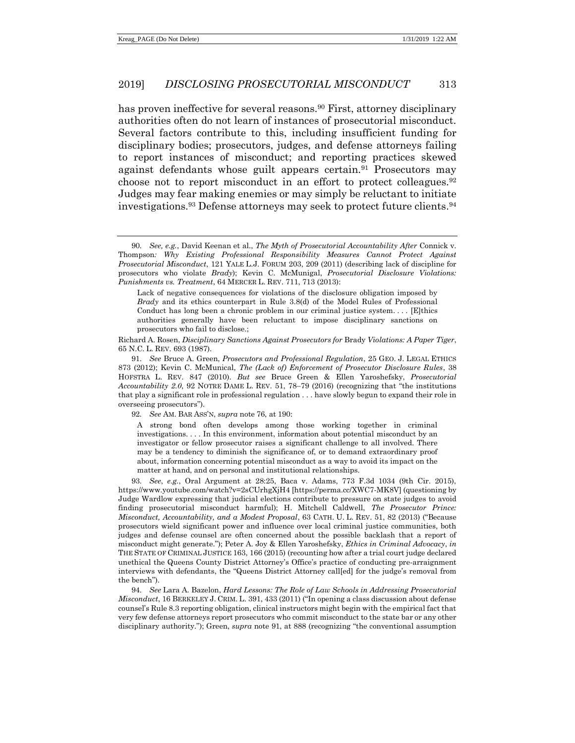has proven ineffective for several reasons.[90] First, attorney disciplinary authorities often do not learn of instances of prosecutorial misconduct. Several factors contribute to this, including insufficient funding for disciplinary bodies; prosecutors, judges, and defense attorneys failing to report instances of misconduct; and reporting practices skewed against defendants whose guilt appears certain.[91] Prosecutors may choose not to report misconduct in an effort to protect colleagues.[92] Judges may fear making enemies or may simply be reluctant to initiate investigations.[93] Defense attorneys may seek to protect future clients.[94]

---

90. *See, e.g.*, David Keenan et al., *The Myth of Prosecutorial Accountability After* Connick v. Thompson*: Why Existing Professional Responsibility Measures Cannot Protect Against Prosecutorial Misconduct*, 121 YALE L.J. FORUM 203, 209 (2011) (describing lack of discipline for prosecutors who violate *Brady*); Kevin C. McMunigal, *Prosecutorial Disclosure Violations: Punishments vs. Treatment*, 64 MERCER L. REV. 711, 713 (2013):

> Lack of negative consequences for violations of the disclosure obligation imposed by *Brady* and its ethics counterpart in Rule 3.8(d) of the Model Rules of Professional Conduct has long been a chronic problem in our criminal justice system. . . . [E]thics authorities generally have been reluctant to impose disciplinary sanctions on prosecutors who fail to disclose.;

Richard A. Rosen, *Disciplinary Sanctions Against Prosecutors for* Brady *Violations: A Paper Tiger*, 65 N.C. L. REV. 693 (1987).

91. *See* Bruce A. Green, *Prosecutors and Professional Regulation*, 25 GEO. J. LEGAL ETHICS 873 (2012); Kevin C. McMunical, *The (Lack of) Enforcement of Prosecutor Disclosure Rules*, 38 HOFSTRA L. REV. 847 (2010). *But see* Bruce Green & Ellen Yaroshefsky, *Prosecutorial Accountability 2.0*, 92 NOTRE DAME L. REV. 51, 78–79 (2016) (recognizing that "the institutions that play a significant role in professional regulation . . . have slowly begun to expand their role in overseeing prosecutors").

92. *See* AM. BAR ASS'N, *supra* note 76, at 190:

> A strong bond often develops among those working together in criminal investigations. . . . In this environment, information about potential misconduct by an investigator or fellow prosecutor raises a significant challenge to all involved. There may be a tendency to diminish the significance of, or to demand extraordinary proof about, information concerning potential misconduct as a way to avoid its impact on the matter at hand, and on personal and institutional relationships.

93. *See*, *e.g.*, Oral Argument at 28:25, Baca v. Adams, 773 F.3d 1034 (9th Cir. 2015), https://www.youtube.com/watch?v=2sCUrhgXjH4 [https://perma.cc/XWC7-MK8V] (questioning by Judge Wardlow expressing that judicial elections contribute to pressure on state judges to avoid finding prosecutorial misconduct harmful); H. Mitchell Caldwell, *The Prosecutor Prince: Misconduct, Accountability, and a Modest Proposal*, 63 CATH. U. L. REV. 51, 82 (2013) ("Because prosecutors wield significant power and influence over local criminal justice communities, both judges and defense counsel are often concerned about the possible backlash that a report of misconduct might generate."); Peter A. Joy & Ellen Yaroshefsky, *Ethics in Criminal Advocacy*, *in* THE STATE OF CRIMINAL JUSTICE 163, 166 (2015) (recounting how after a trial court judge declared unethical the Queens County District Attorney's Office's practice of conducting pre-arraignment interviews with defendants, the "Queens District Attorney call[ed] for the judge's removal from the bench").

94. *See* Lara A. Bazelon, *Hard Lessons: The Role of Law Schools in Addressing Prosecutorial Misconduct*, 16 BERKELEY J. CRIM. L. 391, 433 (2011) ("In opening a class discussion about defense counsel's Rule 8.3 reporting obligation, clinical instructors might begin with the empirical fact that very few defense attorneys report prosecutors who commit misconduct to the state bar or any other disciplinary authority."); Green, *supra* note 91, at 888 (recognizing "the conventional assumption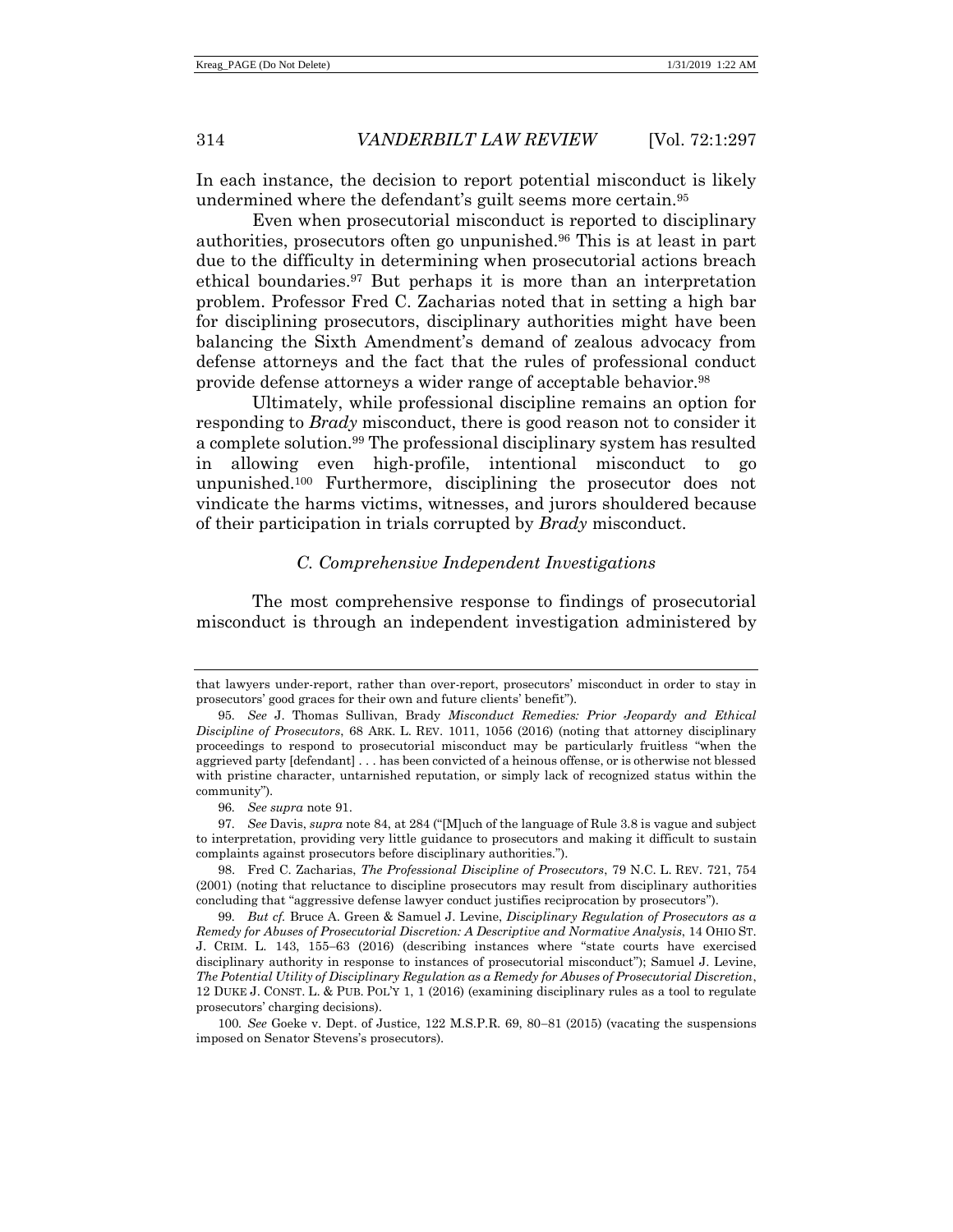In each instance, the decision to report potential misconduct is likely undermined where the defendant's guilt seems more certain.[95]

Even when prosecutorial misconduct is reported to disciplinary authorities, prosecutors often go unpunished.[96] This is at least in part due to the difficulty in determining when prosecutorial actions breach ethical boundaries.[97] But perhaps it is more than an interpretation problem. Professor Fred C. Zacharias noted that in setting a high bar for disciplining prosecutors, disciplinary authorities might have been balancing the Sixth Amendment's demand of zealous advocacy from defense attorneys and the fact that the rules of professional conduct provide defense attorneys a wider range of acceptable behavior.[98]

Ultimately, while professional discipline remains an option for responding to *Brady* misconduct, there is good reason not to consider it a complete solution.[99] The professional disciplinary system has resulted in allowing even high-profile, intentional misconduct to go unpunished.[100] Furthermore, disciplining the prosecutor does not vindicate the harms victims, witnesses, and jurors shouldered because of their participation in trials corrupted by *Brady* misconduct.

### *C. Comprehensive Independent Investigations*

The most comprehensive response to findings of prosecutorial misconduct is through an independent investigation administered by

---

that lawyers under-report, rather than over-report, prosecutors' misconduct in order to stay in prosecutors' good graces for their own and future clients' benefit").

95. *See* J. Thomas Sullivan, Brady *Misconduct Remedies: Prior Jeopardy and Ethical Discipline of Prosecutors*, 68 ARK. L. REV. 1011, 1056 (2016) (noting that attorney disciplinary proceedings to respond to prosecutorial misconduct may be particularly fruitless "when the aggrieved party [defendant] . . . has been convicted of a heinous offense, or is otherwise not blessed with pristine character, untarnished reputation, or simply lack of recognized status within the community").

96. *See supra* note 91.

97. *See* Davis, *supra* note 84, at 284 ("[M]uch of the language of Rule 3.8 is vague and subject to interpretation, providing very little guidance to prosecutors and making it difficult to sustain complaints against prosecutors before disciplinary authorities.").

98. Fred C. Zacharias, *The Professional Discipline of Prosecutors*, 79 N.C. L. REV. 721, 754 (2001) (noting that reluctance to discipline prosecutors may result from disciplinary authorities concluding that "aggressive defense lawyer conduct justifies reciprocation by prosecutors").

99. *But cf.* Bruce A. Green & Samuel J. Levine, *Disciplinary Regulation of Prosecutors as a Remedy for Abuses of Prosecutorial Discretion: A Descriptive and Normative Analysis*, 14 OHIO ST. J. CRIM. L. 143, 155–63 (2016) (describing instances where "state courts have exercised disciplinary authority in response to instances of prosecutorial misconduct"); Samuel J. Levine, *The Potential Utility of Disciplinary Regulation as a Remedy for Abuses of Prosecutorial Discretion*, 12 DUKE J. CONST. L. & PUB. POL'Y 1, 1 (2016) (examining disciplinary rules as a tool to regulate prosecutors' charging decisions).

100. *See* Goeke v. Dept. of Justice, 122 M.S.P.R. 69, 80–81 (2015) (vacating the suspensions imposed on Senator Stevens's prosecutors).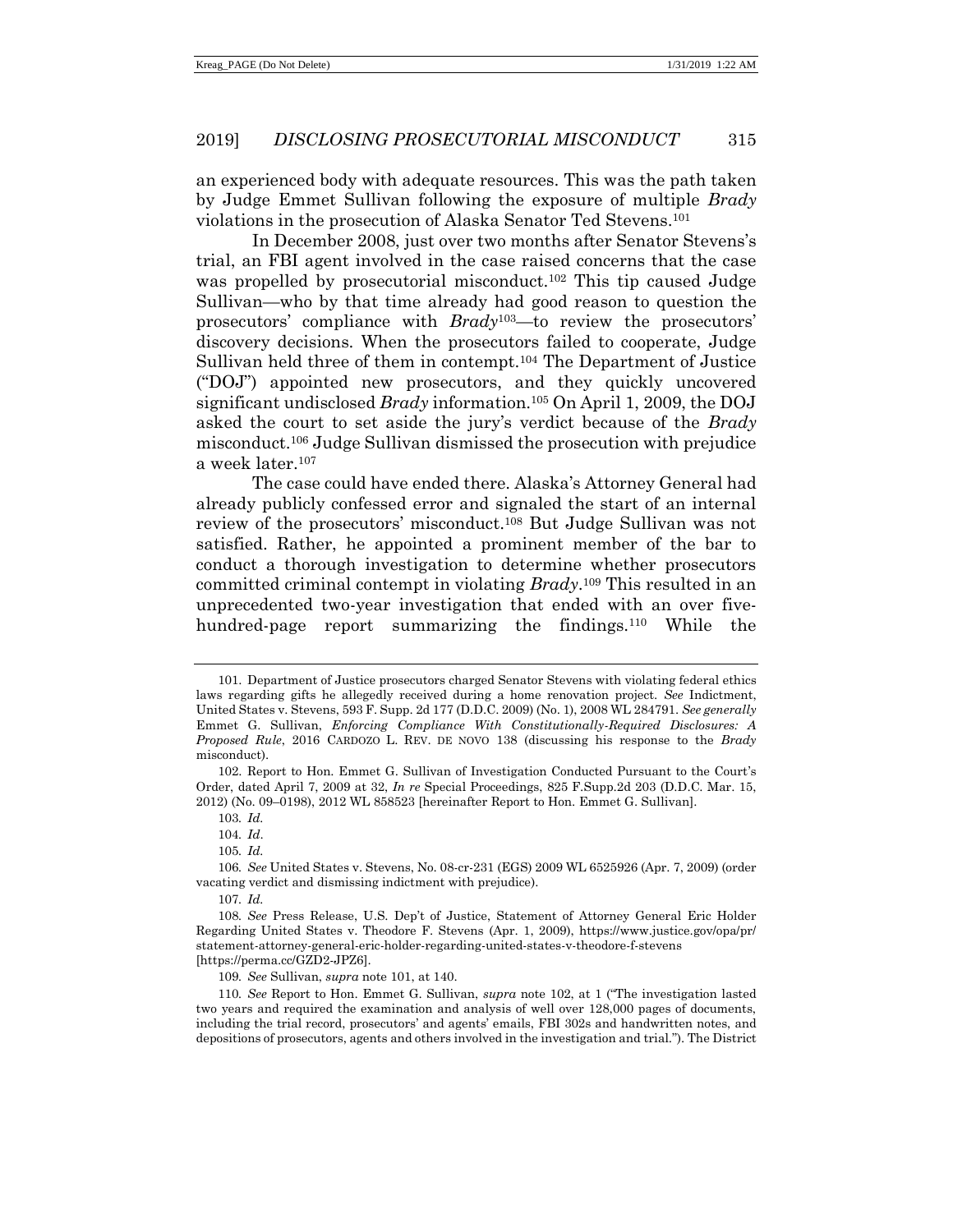an experienced body with adequate resources. This was the path taken by Judge Emmet Sullivan following the exposure of multiple *Brady* violations in the prosecution of Alaska Senator Ted Stevens.[101]

In December 2008, just over two months after Senator Stevens's trial, an FBI agent involved in the case raised concerns that the case was propelled by prosecutorial misconduct.[102] This tip caused Judge Sullivan—who by that time already had good reason to question the prosecutors' compliance with *Brady*[103]—to review the prosecutors' discovery decisions. When the prosecutors failed to cooperate, Judge Sullivan held three of them in contempt.[104] The Department of Justice ("DOJ") appointed new prosecutors, and they quickly uncovered significant undisclosed *Brady* information.[105] On April 1, 2009, the DOJ asked the court to set aside the jury's verdict because of the *Brady* misconduct.[106] Judge Sullivan dismissed the prosecution with prejudice a week later.[107]

The case could have ended there. Alaska's Attorney General had already publicly confessed error and signaled the start of an internal review of the prosecutors' misconduct.[108] But Judge Sullivan was not satisfied. Rather, he appointed a prominent member of the bar to conduct a thorough investigation to determine whether prosecutors committed criminal contempt in violating *Brady*.[109] This resulted in an unprecedented two-year investigation that ended with an over five-hundred-page report summarizing the findings.[110] While the

---

101. Department of Justice prosecutors charged Senator Stevens with violating federal ethics laws regarding gifts he allegedly received during a home renovation project. *See* Indictment, United States v. Stevens, 593 F. Supp. 2d 177 (D.D.C. 2009) (No. 1), 2008 WL 284791. *See generally* Emmet G. Sullivan, *Enforcing Compliance With Constitutionally-Required Disclosures: A Proposed Rule*, 2016 CARDOZO L. REV. DE NOVO 138 (discussing his response to the *Brady* misconduct).

102. Report to Hon. Emmet G. Sullivan of Investigation Conducted Pursuant to the Court's Order, dated April 7, 2009 at 32, *In re* Special Proceedings, 825 F.Supp.2d 203 (D.D.C. Mar. 15, 2012) (No. 09–0198), 2012 WL 858523 [hereinafter Report to Hon. Emmet G. Sullivan].

103. *Id.*

104. *Id*.

105. *Id.*

106. *See* United States v. Stevens, No. 08-cr-231 (EGS) 2009 WL 6525926 (Apr. 7, 2009) (order vacating verdict and dismissing indictment with prejudice).

107. *Id.*

108. *See* Press Release, U.S. Dep't of Justice, Statement of Attorney General Eric Holder Regarding United States v. Theodore F. Stevens (Apr. 1, 2009), https://www.justice.gov/opa/pr/statement-attorney-general-eric-holder-regarding-united-states-v-theodore-f-stevens [https://perma.cc/GZD2-JPZ6].

109. *See* Sullivan, *supra* note 101, at 140.

110. *See* Report to Hon. Emmet G. Sullivan, *supra* note 102, at 1 ("The investigation lasted two years and required the examination and analysis of well over 128,000 pages of documents, including the trial record, prosecutors' and agents' emails, FBI 302s and handwritten notes, and depositions of prosecutors, agents and others involved in the investigation and trial."). The District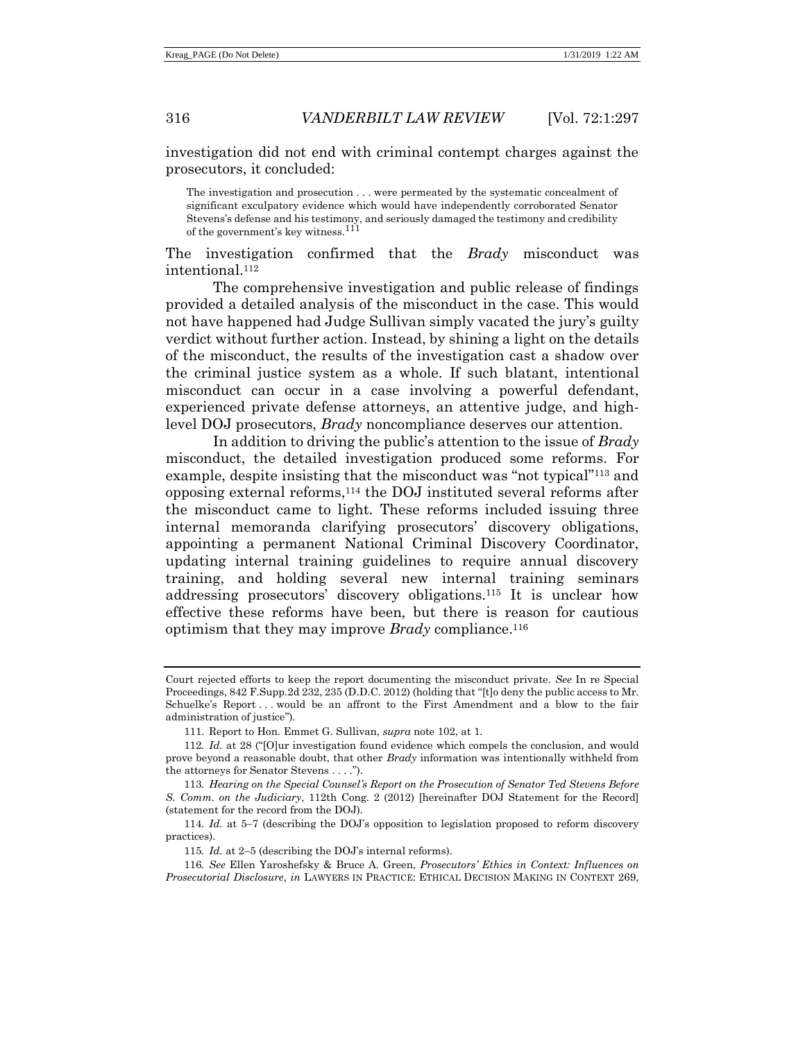investigation did not end with criminal contempt charges against the prosecutors, it concluded:

> The investigation and prosecution . . . were permeated by the systematic concealment of significant exculpatory evidence which would have independently corroborated Senator Stevens's defense and his testimony, and seriously damaged the testimony and credibility of the government's key witness.[111]

The investigation confirmed that the *Brady* misconduct was intentional.[112]

The comprehensive investigation and public release of findings provided a detailed analysis of the misconduct in the case. This would not have happened had Judge Sullivan simply vacated the jury's guilty verdict without further action. Instead, by shining a light on the details of the misconduct, the results of the investigation cast a shadow over the criminal justice system as a whole. If such blatant, intentional misconduct can occur in a case involving a powerful defendant, experienced private defense attorneys, an attentive judge, and high-level DOJ prosecutors, *Brady* noncompliance deserves our attention.

In addition to driving the public's attention to the issue of *Brady* misconduct, the detailed investigation produced some reforms. For example, despite insisting that the misconduct was "not typical"[113] and opposing external reforms,[114] the DOJ instituted several reforms after the misconduct came to light. These reforms included issuing three internal memoranda clarifying prosecutors' discovery obligations, appointing a permanent National Criminal Discovery Coordinator, updating internal training guidelines to require annual discovery training, and holding several new internal training seminars addressing prosecutors' discovery obligations.[115] It is unclear how effective these reforms have been, but there is reason for cautious optimism that they may improve *Brady* compliance.[116]

---

Court rejected efforts to keep the report documenting the misconduct private. *See* In re Special Proceedings, 842 F.Supp.2d 232, 235 (D.D.C. 2012) (holding that "[t]o deny the public access to Mr. Schuelke's Report . . . would be an affront to the First Amendment and a blow to the fair administration of justice").

111. Report to Hon. Emmet G. Sullivan, *supra* note 102, at 1.

112. *Id.* at 28 ("[O]ur investigation found evidence which compels the conclusion, and would prove beyond a reasonable doubt, that other *Brady* information was intentionally withheld from the attorneys for Senator Stevens . . . .").

113. *Hearing on the Special Counsel's Report on the Prosecution of Senator Ted Stevens Before S. Comm. on the Judiciary*, 112th Cong. 2 (2012) [hereinafter DOJ Statement for the Record] (statement for the record from the DOJ).

114. *Id.* at 5–7 (describing the DOJ's opposition to legislation proposed to reform discovery practices).

115. *Id.* at 2–5 (describing the DOJ's internal reforms).

116. *See* Ellen Yaroshefsky & Bruce A. Green, *Prosecutors' Ethics in Context: Influences on Prosecutorial Disclosure*, *in* LAWYERS IN PRACTICE: ETHICAL DECISION MAKING IN CONTEXT 269,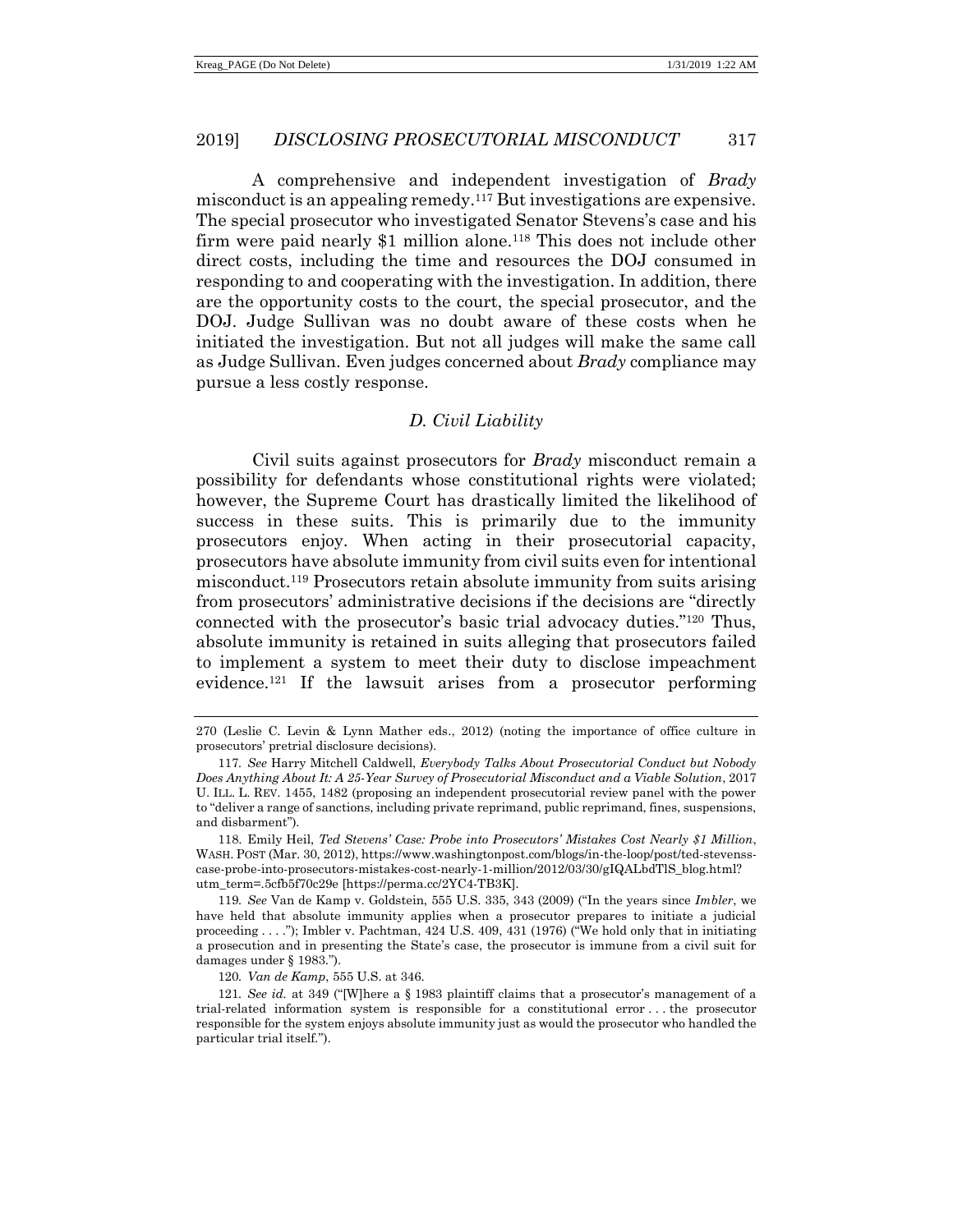A comprehensive and independent investigation of *Brady* misconduct is an appealing remedy.[117] But investigations are expensive. The special prosecutor who investigated Senator Stevens's case and his firm were paid nearly $1 million alone.[118] This does not include other direct costs, including the time and resources the DOJ consumed in responding to and cooperating with the investigation. In addition, there are the opportunity costs to the court, the special prosecutor, and the DOJ. Judge Sullivan was no doubt aware of these costs when he initiated the investigation. But not all judges will make the same call as Judge Sullivan. Even judges concerned about *Brady* compliance may pursue a less costly response.

### *D. Civil Liability*

Civil suits against prosecutors for *Brady* misconduct remain a possibility for defendants whose constitutional rights were violated; however, the Supreme Court has drastically limited the likelihood of success in these suits. This is primarily due to the immunity prosecutors enjoy. When acting in their prosecutorial capacity, prosecutors have absolute immunity from civil suits even for intentional misconduct.[119] Prosecutors retain absolute immunity from suits arising from prosecutors' administrative decisions if the decisions are "directly connected with the prosecutor's basic trial advocacy duties."[120] Thus, absolute immunity is retained in suits alleging that prosecutors failed to implement a system to meet their duty to disclose impeachment evidence.[121] If the lawsuit arises from a prosecutor performing

---

270 (Leslie C. Levin & Lynn Mather eds., 2012) (noting the importance of office culture in prosecutors' pretrial disclosure decisions).

117. *See* Harry Mitchell Caldwell, *Everybody Talks About Prosecutorial Conduct but Nobody Does Anything About It: A 25-Year Survey of Prosecutorial Misconduct and a Viable Solution*, 2017 U. ILL. L. REV. 1455, 1482 (proposing an independent prosecutorial review panel with the power to "deliver a range of sanctions, including private reprimand, public reprimand, fines, suspensions, and disbarment").

118. Emily Heil, *Ted Stevens' Case: Probe into Prosecutors' Mistakes Cost Nearly $1 Million*, WASH. POST (Mar. 30, 2012), https://www.washingtonpost.com/blogs/in-the-loop/post/ted-stevenss-case-probe-into-prosecutors-mistakes-cost-nearly-1-million/2012/03/30/gIQALbdTlS_blog.html?utm_term=.5cfb5f70c29e [https://perma.cc/2YC4-TB3K].

119. *See* Van de Kamp v. Goldstein, 555 U.S. 335, 343 (2009) ("In the years since *Imbler*, we have held that absolute immunity applies when a prosecutor prepares to initiate a judicial proceeding . . . ."); Imbler v. Pachtman, 424 U.S. 409, 431 (1976) ("We hold only that in initiating a prosecution and in presenting the State's case, the prosecutor is immune from a civil suit for damages under § 1983.").

120. *Van de Kamp*, 555 U.S. at 346.

121. *See id.* at 349 ("[W]here a § 1983 plaintiff claims that a prosecutor's management of a trial-related information system is responsible for a constitutional error . . . the prosecutor responsible for the system enjoys absolute immunity just as would the prosecutor who handled the particular trial itself.").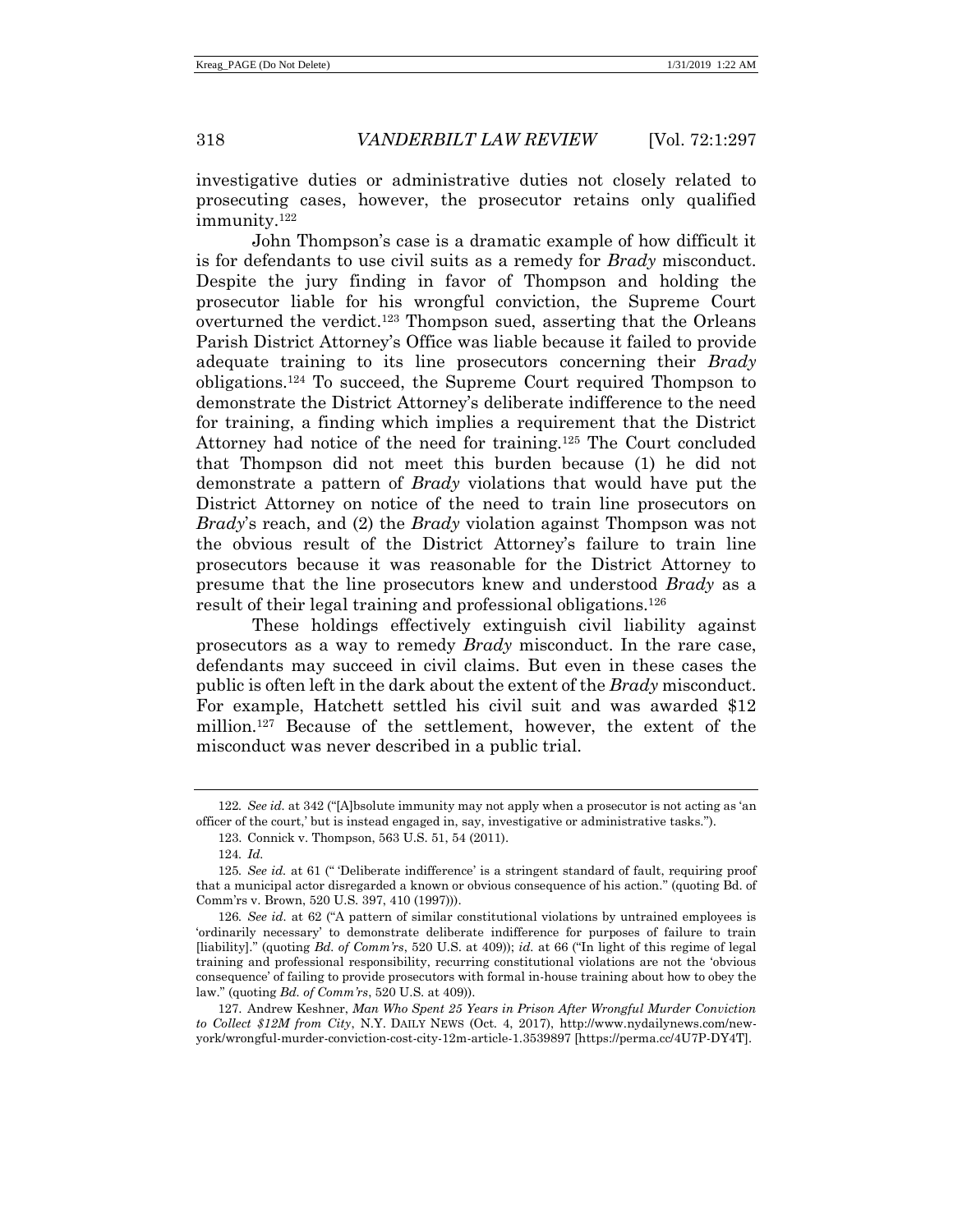investigative duties or administrative duties not closely related to prosecuting cases, however, the prosecutor retains only qualified immunity.[122]

John Thompson's case is a dramatic example of how difficult it is for defendants to use civil suits as a remedy for *Brady* misconduct. Despite the jury finding in favor of Thompson and holding the prosecutor liable for his wrongful conviction, the Supreme Court overturned the verdict.[123] Thompson sued, asserting that the Orleans Parish District Attorney's Office was liable because it failed to provide adequate training to its line prosecutors concerning their *Brady* obligations.[124] To succeed, the Supreme Court required Thompson to demonstrate the District Attorney's deliberate indifference to the need for training, a finding which implies a requirement that the District Attorney had notice of the need for training.[125] The Court concluded that Thompson did not meet this burden because (1) he did not demonstrate a pattern of *Brady* violations that would have put the District Attorney on notice of the need to train line prosecutors on *Brady*'s reach, and (2) the *Brady* violation against Thompson was not the obvious result of the District Attorney's failure to train line prosecutors because it was reasonable for the District Attorney to presume that the line prosecutors knew and understood *Brady* as a result of their legal training and professional obligations.[126]

These holdings effectively extinguish civil liability against prosecutors as a way to remedy *Brady* misconduct. In the rare case, defendants may succeed in civil claims. But even in these cases the public is often left in the dark about the extent of the *Brady* misconduct. For example, Hatchett settled his civil suit and was awarded $12 million.[127] Because of the settlement, however, the extent of the misconduct was never described in a public trial.

---

122. *See id.* at 342 ("[A]bsolute immunity may not apply when a prosecutor is not acting as 'an officer of the court,' but is instead engaged in, say, investigative or administrative tasks.").

123. Connick v. Thompson, 563 U.S. 51, 54 (2011).

124. *Id.*

125. *See id.* at 61 ("'Deliberate indifference' is a stringent standard of fault, requiring proof that a municipal actor disregarded a known or obvious consequence of his action." (quoting Bd. of Comm'rs v. Brown, 520 U.S. 397, 410 (1997))).

126. *See id.* at 62 ("A pattern of similar constitutional violations by untrained employees is 'ordinarily necessary' to demonstrate deliberate indifference for purposes of failure to train [liability]." (quoting *Bd. of Comm'rs*, 520 U.S. at 409)); *id.* at 66 ("In light of this regime of legal training and professional responsibility, recurring constitutional violations are not the 'obvious consequence' of failing to provide prosecutors with formal in-house training about how to obey the law." (quoting *Bd. of Comm'rs*, 520 U.S. at 409)).

127. Andrew Keshner, *Man Who Spent 25 Years in Prison After Wrongful Murder Conviction to Collect $12M from City*, N.Y. DAILY NEWS (Oct. 4, 2017), http://www.nydailynews.com/new-york/wrongful-murder-conviction-cost-city-12m-article-1.3539897 [https://perma.cc/4U7P-DY4T].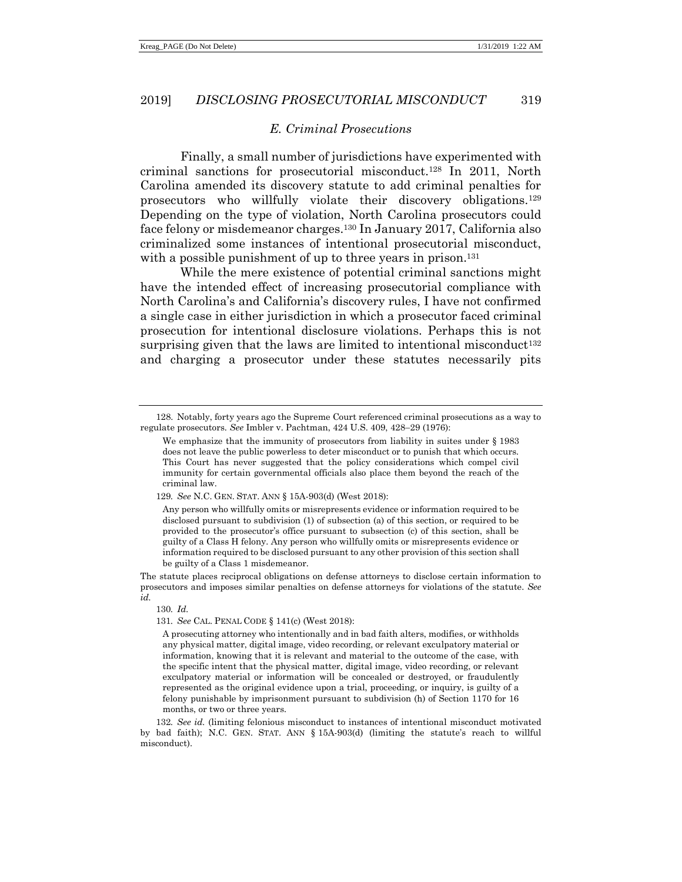### *E. Criminal Prosecutions*

Finally, a small number of jurisdictions have experimented with criminal sanctions for prosecutorial misconduct.[128] In 2011, North Carolina amended its discovery statute to add criminal penalties for prosecutors who willfully violate their discovery obligations.[129] Depending on the type of violation, North Carolina prosecutors could face felony or misdemeanor charges.[130] In January 2017, California also criminalized some instances of intentional prosecutorial misconduct, with a possible punishment of up to three years in prison.[131]

While the mere existence of potential criminal sanctions might have the intended effect of increasing prosecutorial compliance with North Carolina's and California's discovery rules, I have not confirmed a single case in either jurisdiction in which a prosecutor faced criminal prosecution for intentional disclosure violations. Perhaps this is not surprising given that the laws are limited to intentional misconduct[132] and charging a prosecutor under these statutes necessarily pits

---

128. Notably, forty years ago the Supreme Court referenced criminal prosecutions as a way to regulate prosecutors. *See* Imbler v. Pachtman, 424 U.S. 409, 428–29 (1976):

> We emphasize that the immunity of prosecutors from liability in suites under § 1983 does not leave the public powerless to deter misconduct or to punish that which occurs. This Court has never suggested that the policy considerations which compel civil immunity for certain governmental officials also place them beyond the reach of the criminal law.

129. *See* N.C. GEN. STAT. ANN § 15A-903(d) (West 2018):

> Any person who willfully omits or misrepresents evidence or information required to be disclosed pursuant to subdivision (1) of subsection (a) of this section, or required to be provided to the prosecutor's office pursuant to subsection (c) of this section, shall be guilty of a Class H felony. Any person who willfully omits or misrepresents evidence or information required to be disclosed pursuant to any other provision of this section shall be guilty of a Class 1 misdemeanor.

The statute places reciprocal obligations on defense attorneys to disclose certain information to prosecutors and imposes similar penalties on defense attorneys for violations of the statute. *See id.*

130. *Id.*

131. *See* CAL. PENAL CODE § 141(c) (West 2018):

> A prosecuting attorney who intentionally and in bad faith alters, modifies, or withholds any physical matter, digital image, video recording, or relevant exculpatory material or information, knowing that it is relevant and material to the outcome of the case, with the specific intent that the physical matter, digital image, video recording, or relevant exculpatory material or information will be concealed or destroyed, or fraudulently represented as the original evidence upon a trial, proceeding, or inquiry, is guilty of a felony punishable by imprisonment pursuant to subdivision (h) of Section 1170 for 16 months, or two or three years.

132. *See id.* (limiting felonious misconduct to instances of intentional misconduct motivated by bad faith); N.C. GEN. STAT. ANN § 15A-903(d) (limiting the statute's reach to willful misconduct).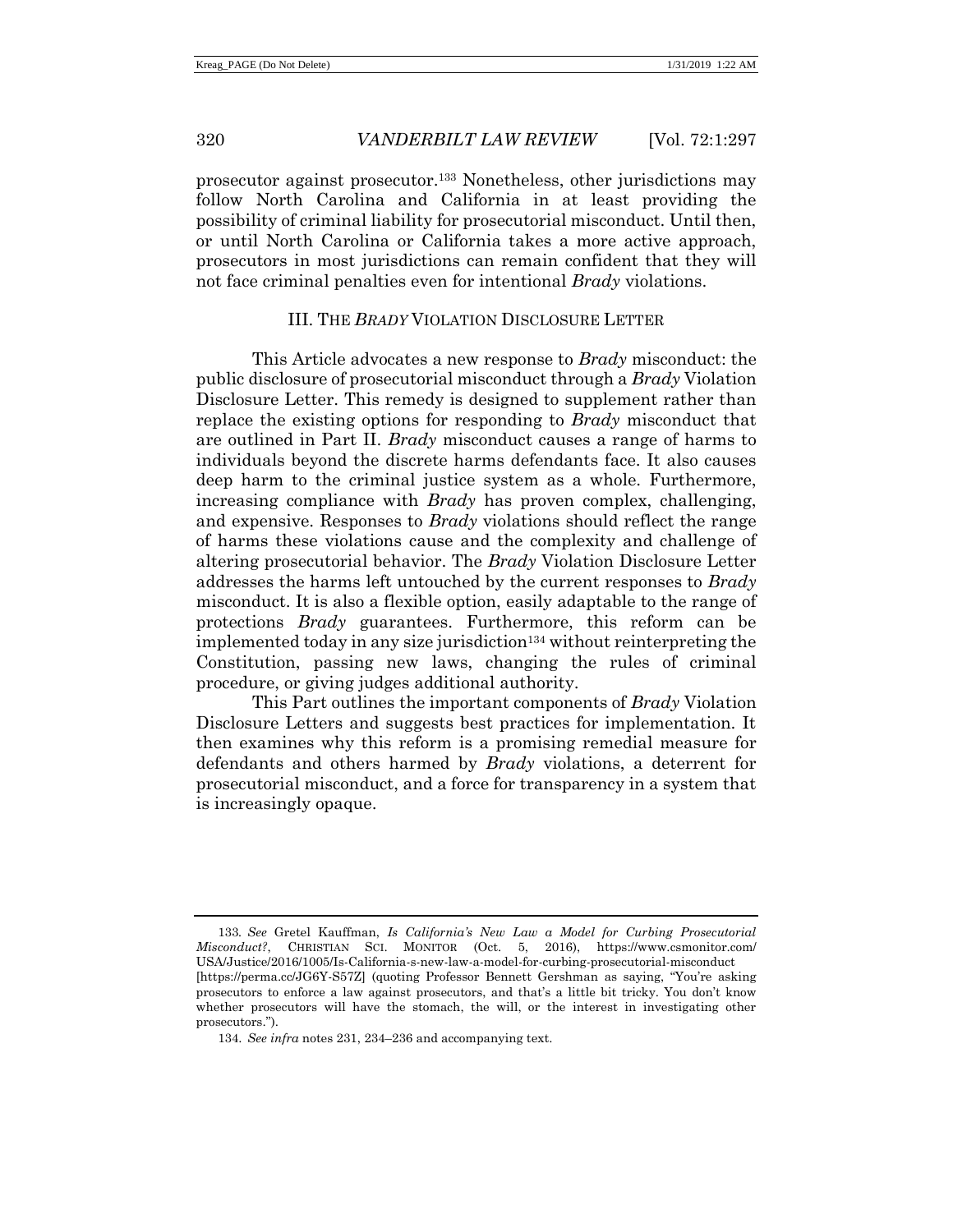prosecutor against prosecutor.[133] Nonetheless, other jurisdictions may follow North Carolina and California in at least providing the possibility of criminal liability for prosecutorial misconduct. Until then, or until North Carolina or California takes a more active approach, prosecutors in most jurisdictions can remain confident that they will not face criminal penalties even for intentional *Brady* violations.

## III. THE *BRADY* VIOLATION DISCLOSURE LETTER

This Article advocates a new response to *Brady* misconduct: the public disclosure of prosecutorial misconduct through a *Brady* Violation Disclosure Letter. This remedy is designed to supplement rather than replace the existing options for responding to *Brady* misconduct that are outlined in Part II. *Brady* misconduct causes a range of harms to individuals beyond the discrete harms defendants face. It also causes deep harm to the criminal justice system as a whole. Furthermore, increasing compliance with *Brady* has proven complex, challenging, and expensive. Responses to *Brady* violations should reflect the range of harms these violations cause and the complexity and challenge of altering prosecutorial behavior. The *Brady* Violation Disclosure Letter addresses the harms left untouched by the current responses to *Brady* misconduct. It is also a flexible option, easily adaptable to the range of protections *Brady* guarantees. Furthermore, this reform can be implemented today in any size jurisdiction[134] without reinterpreting the Constitution, passing new laws, changing the rules of criminal procedure, or giving judges additional authority.

This Part outlines the important components of *Brady* Violation Disclosure Letters and suggests best practices for implementation. It then examines why this reform is a promising remedial measure for defendants and others harmed by *Brady* violations, a deterrent for prosecutorial misconduct, and a force for transparency in a system that is increasingly opaque.

---

133. *See* Gretel Kauffman, *Is California's New Law a Model for Curbing Prosecutorial Misconduct?*, CHRISTIAN SCI. MONITOR (Oct. 5, 2016), https://www.csmonitor.com/USA/Justice/2016/1005/Is-California-s-new-law-a-model-for-curbing-prosecutorial-misconduct [https://perma.cc/JG6Y-S57Z] (quoting Professor Bennett Gershman as saying, "You're asking prosecutors to enforce a law against prosecutors, and that's a little bit tricky. You don't know whether prosecutors will have the stomach, the will, or the interest in investigating other prosecutors.").

134. *See infra* notes 231, 234–236 and accompanying text.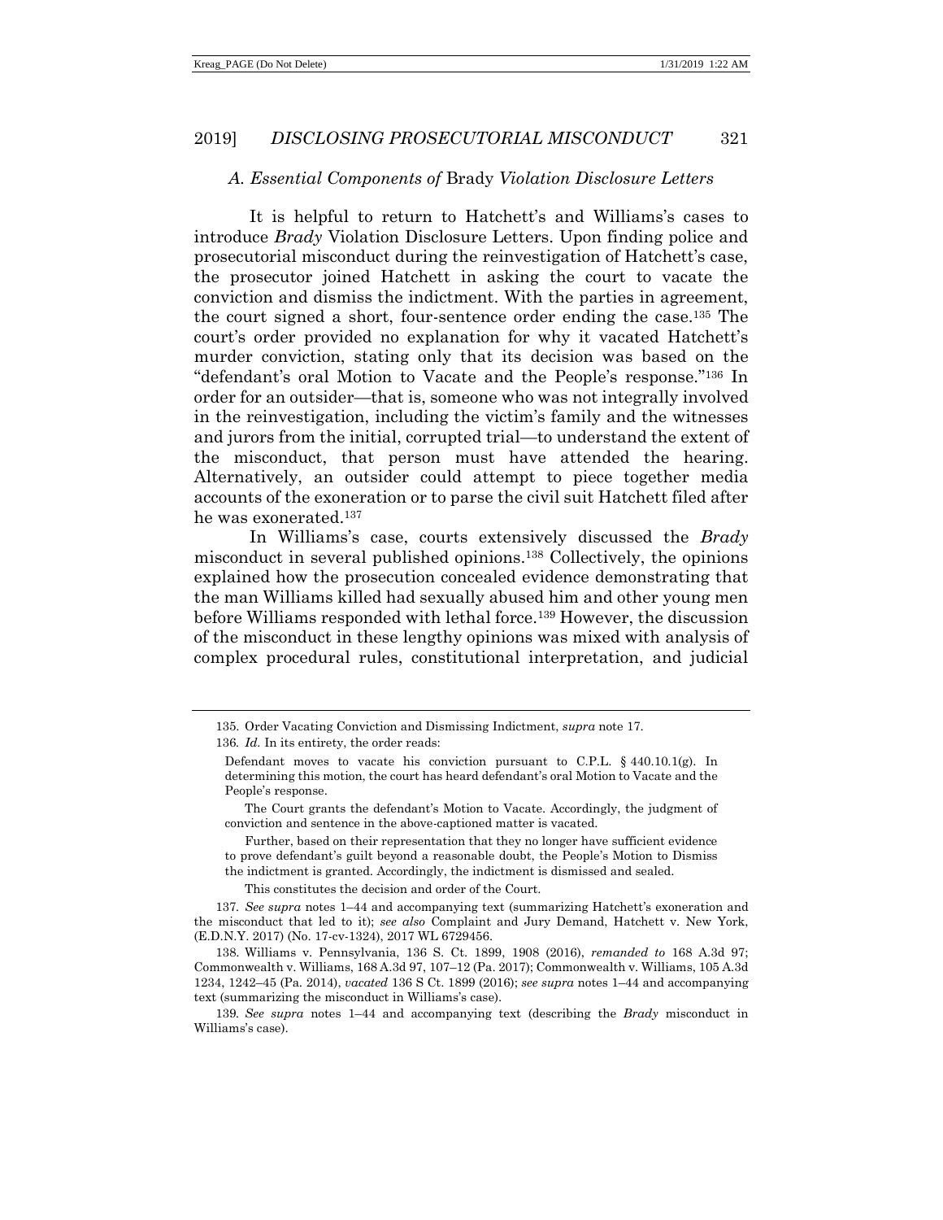### A. Essential Components of *Brady* Violation Disclosure Letters

It is helpful to return to Hatchett's and Williams's cases to introduce *Brady* Violation Disclosure Letters. Upon finding police and prosecutorial misconduct during the reinvestigation of Hatchett's case, the prosecutor joined Hatchett in asking the court to vacate the conviction and dismiss the indictment. With the parties in agreement, the court signed a short, four-sentence order ending the case.[135] The court's order provided no explanation for why it vacated Hatchett's murder conviction, stating only that its decision was based on the "defendant's oral Motion to Vacate and the People's response."[136] In order for an outsider—that is, someone who was not integrally involved in the reinvestigation, including the victim's family and the witnesses and jurors from the initial, corrupted trial—to understand the extent of the misconduct, that person must have attended the hearing. Alternatively, an outsider could attempt to piece together media accounts of the exoneration or to parse the civil suit Hatchett filed after he was exonerated.[137]

In Williams's case, courts extensively discussed the *Brady* misconduct in several published opinions.[138] Collectively, the opinions explained how the prosecution concealed evidence demonstrating that the man Williams killed had sexually abused him and other young men before Williams responded with lethal force.[139] However, the discussion of the misconduct in these lengthy opinions was mixed with analysis of complex procedural rules, constitutional interpretation, and judicial

---

135. Order Vacating Conviction and Dismissing Indictment, *supra* note 17.

136. *Id.* In its entirety, the order reads:

> Defendant moves to vacate his conviction pursuant to C.P.L. § 440.10.1(g). In determining this motion, the court has heard defendant's oral Motion to Vacate and the People's response.
>
> The Court grants the defendant's Motion to Vacate. Accordingly, the judgment of conviction and sentence in the above-captioned matter is vacated.
>
> Further, based on their representation that they no longer have sufficient evidence to prove defendant's guilt beyond a reasonable doubt, the People's Motion to Dismiss the indictment is granted. Accordingly, the indictment is dismissed and sealed.
>
> This constitutes the decision and order of the Court.

137. *See supra* notes 1–44 and accompanying text (summarizing Hatchett's exoneration and the misconduct that led to it); *see also* Complaint and Jury Demand, Hatchett v. New York, (E.D.N.Y. 2017) (No. 17-cv-1324), 2017 WL 6729456.

138. Williams v. Pennsylvania, 136 S. Ct. 1899, 1908 (2016), *remanded to* 168 A.3d 97; Commonwealth v. Williams, 168 A.3d 97, 107–12 (Pa. 2017); Commonwealth v. Williams, 105 A.3d 1234, 1242–45 (Pa. 2014), *vacated* 136 S Ct. 1899 (2016); *see supra* notes 1–44 and accompanying text (summarizing the misconduct in Williams's case).

139. *See supra* notes 1–44 and accompanying text (describing the *Brady* misconduct in Williams's case).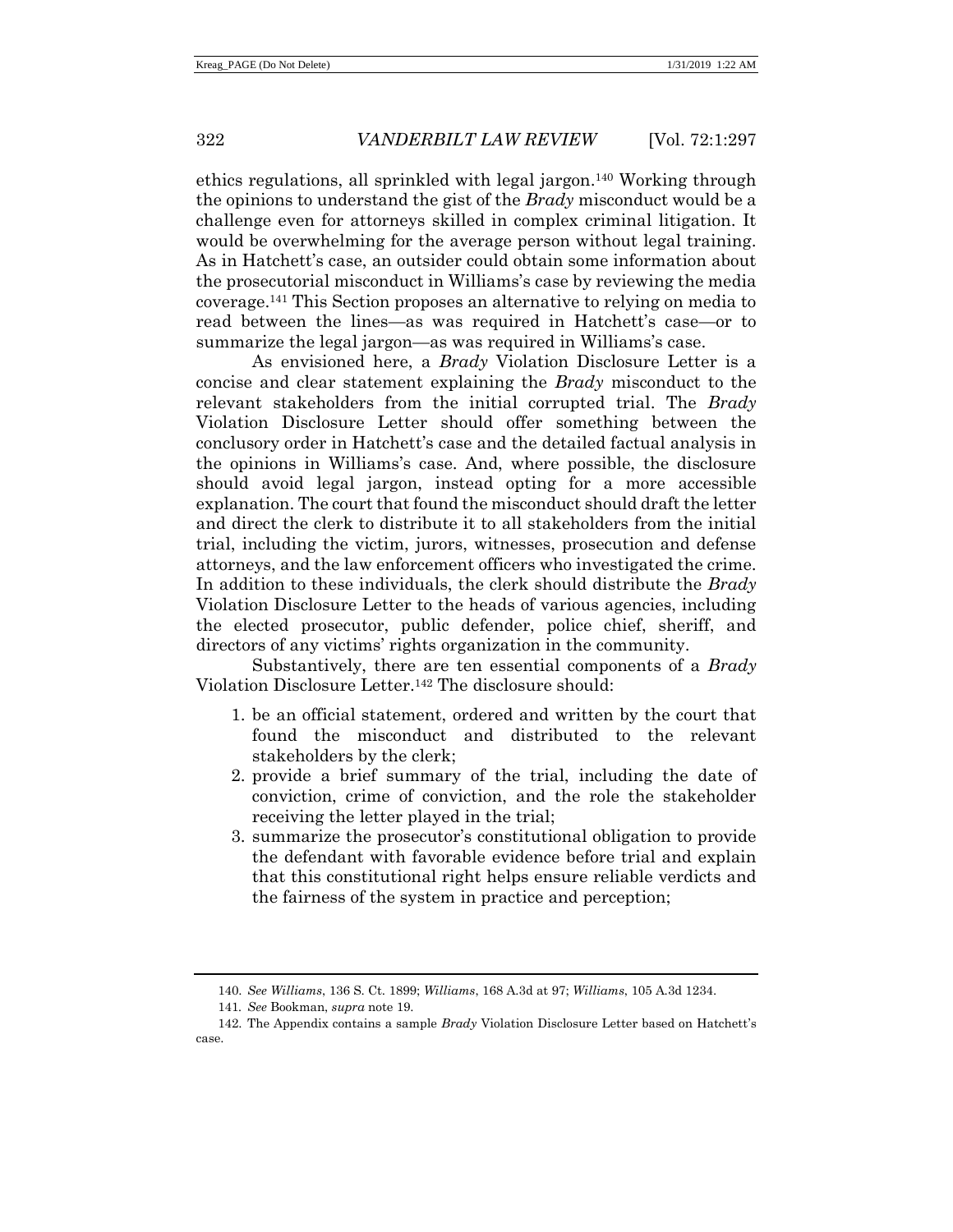ethics regulations, all sprinkled with legal jargon.[140] Working through the opinions to understand the gist of the *Brady* misconduct would be a challenge even for attorneys skilled in complex criminal litigation. It would be overwhelming for the average person without legal training. As in Hatchett's case, an outsider could obtain some information about the prosecutorial misconduct in Williams's case by reviewing the media coverage.[141] This Section proposes an alternative to relying on media to read between the lines—as was required in Hatchett's case—or to summarize the legal jargon—as was required in Williams's case.

As envisioned here, a *Brady* Violation Disclosure Letter is a concise and clear statement explaining the *Brady* misconduct to the relevant stakeholders from the initial corrupted trial. The *Brady* Violation Disclosure Letter should offer something between the conclusory order in Hatchett's case and the detailed factual analysis in the opinions in Williams's case. And, where possible, the disclosure should avoid legal jargon, instead opting for a more accessible explanation. The court that found the misconduct should draft the letter and direct the clerk to distribute it to all stakeholders from the initial trial, including the victim, jurors, witnesses, prosecution and defense attorneys, and the law enforcement officers who investigated the crime. In addition to these individuals, the clerk should distribute the *Brady* Violation Disclosure Letter to the heads of various agencies, including the elected prosecutor, public defender, police chief, sheriff, and directors of any victims' rights organization in the community.

Substantively, there are ten essential components of a *Brady* Violation Disclosure Letter.[142] The disclosure should:

1. be an official statement, ordered and written by the court that found the misconduct and distributed to the relevant stakeholders by the clerk;
2. provide a brief summary of the trial, including the date of conviction, crime of conviction, and the role the stakeholder receiving the letter played in the trial;
3. summarize the prosecutor's constitutional obligation to provide the defendant with favorable evidence before trial and explain that this constitutional right helps ensure reliable verdicts and the fairness of the system in practice and perception;

---

140. *See Williams*, 136 S. Ct. 1899; *Williams*, 168 A.3d at 97; *Williams*, 105 A.3d 1234.

141. *See* Bookman, *supra* note 19.

142. The Appendix contains a sample *Brady* Violation Disclosure Letter based on Hatchett's case.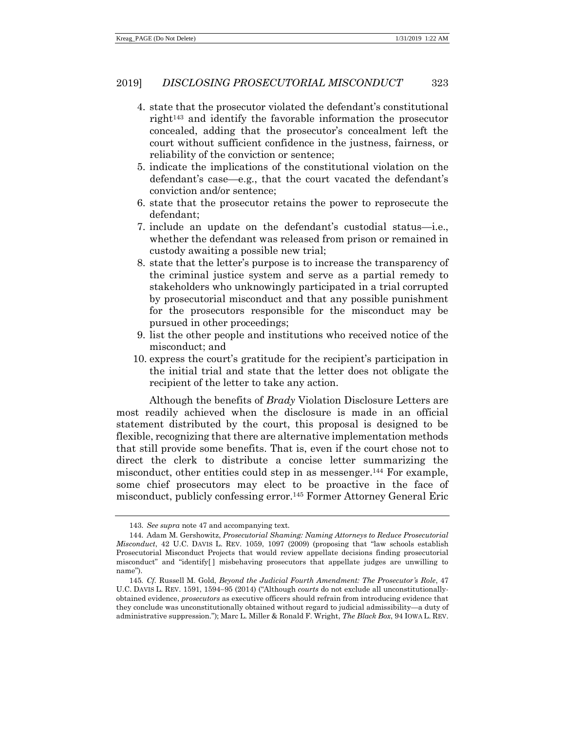4. state that the prosecutor violated the defendant's constitutional right[143] and identify the favorable information the prosecutor concealed, adding that the prosecutor's concealment left the court without sufficient confidence in the justness, fairness, or reliability of the conviction or sentence;
5. indicate the implications of the constitutional violation on the defendant's case—e.g., that the court vacated the defendant's conviction and/or sentence;
6. state that the prosecutor retains the power to reprosecute the defendant;
7. include an update on the defendant's custodial status—i.e., whether the defendant was released from prison or remained in custody awaiting a possible new trial;
8. state that the letter's purpose is to increase the transparency of the criminal justice system and serve as a partial remedy to stakeholders who unknowingly participated in a trial corrupted by prosecutorial misconduct and that any possible punishment for the prosecutors responsible for the misconduct may be pursued in other proceedings;
9. list the other people and institutions who received notice of the misconduct; and
10. express the court's gratitude for the recipient's participation in the initial trial and state that the letter does not obligate the recipient of the letter to take any action.

Although the benefits of *Brady* Violation Disclosure Letters are most readily achieved when the disclosure is made in an official statement distributed by the court, this proposal is designed to be flexible, recognizing that there are alternative implementation methods that still provide some benefits. That is, even if the court chose not to direct the clerk to distribute a concise letter summarizing the misconduct, other entities could step in as messenger.[144] For example, some chief prosecutors may elect to be proactive in the face of misconduct, publicly confessing error.[145] Former Attorney General Eric

143. *See supra* note 47 and accompanying text.

144. Adam M. Gershowitz, *Prosecutorial Shaming: Naming Attorneys to Reduce Prosecutorial Misconduct*, 42 U.C. DAVIS L. REV. 1059, 1097 (2009) (proposing that "law schools establish Prosecutorial Misconduct Projects that would review appellate decisions finding prosecutorial misconduct" and "identify[ ] misbehaving prosecutors that appellate judges are unwilling to name").

145. *Cf.* Russell M. Gold, *Beyond the Judicial Fourth Amendment: The Prosecutor's Role*, 47 U.C. DAVIS L. REV. 1591, 1594–95 (2014) ("Although *courts* do not exclude all unconstitutionally-obtained evidence, *prosecutors* as executive officers should refrain from introducing evidence that they conclude was unconstitutionally obtained without regard to judicial admissibility—a duty of administrative suppression."); Marc L. Miller & Ronald F. Wright, *The Black Box*, 94 IOWA L. REV.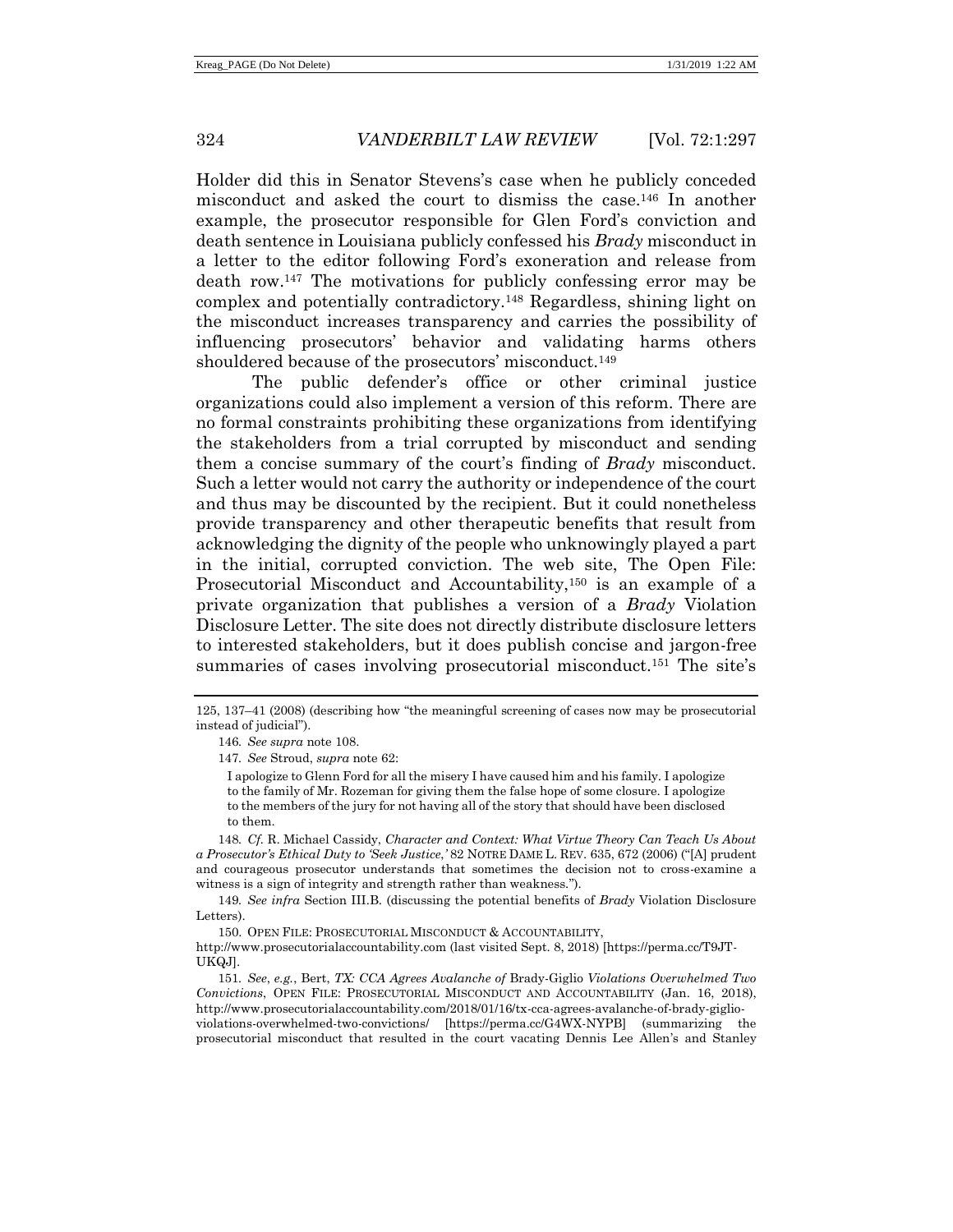Holder did this in Senator Stevens's case when he publicly conceded misconduct and asked the court to dismiss the case.[146] In another example, the prosecutor responsible for Glen Ford's conviction and death sentence in Louisiana publicly confessed his *Brady* misconduct in a letter to the editor following Ford's exoneration and release from death row.[147] The motivations for publicly confessing error may be complex and potentially contradictory.[148] Regardless, shining light on the misconduct increases transparency and carries the possibility of influencing prosecutors' behavior and validating harms others shouldered because of the prosecutors' misconduct.[149]

The public defender's office or other criminal justice organizations could also implement a version of this reform. There are no formal constraints prohibiting these organizations from identifying the stakeholders from a trial corrupted by misconduct and sending them a concise summary of the court's finding of *Brady* misconduct. Such a letter would not carry the authority or independence of the court and thus may be discounted by the recipient. But it could nonetheless provide transparency and other therapeutic benefits that result from acknowledging the dignity of the people who unknowingly played a part in the initial, corrupted conviction. The web site, The Open File: Prosecutorial Misconduct and Accountability,[150] is an example of a private organization that publishes a version of a *Brady* Violation Disclosure Letter. The site does not directly distribute disclosure letters to interested stakeholders, but it does publish concise and jargon-free summaries of cases involving prosecutorial misconduct.[151] The site's

---

125, 137–41 (2008) (describing how "the meaningful screening of cases now may be prosecutorial instead of judicial").

146. *See supra* note 108.

147. *See* Stroud, *supra* note 62:

> I apologize to Glenn Ford for all the misery I have caused him and his family. I apologize to the family of Mr. Rozeman for giving them the false hope of some closure. I apologize to the members of the jury for not having all of the story that should have been disclosed to them.

148. *Cf.* R. Michael Cassidy, *Character and Context: What Virtue Theory Can Teach Us About a Prosecutor's Ethical Duty to 'Seek Justice,'* 82 NOTRE DAME L. REV. 635, 672 (2006) ("[A] prudent and courageous prosecutor understands that sometimes the decision not to cross-examine a witness is a sign of integrity and strength rather than weakness.").

149. *See infra* Section III.B. (discussing the potential benefits of *Brady* Violation Disclosure Letters).

150. OPEN FILE: PROSECUTORIAL MISCONDUCT & ACCOUNTABILITY, http://www.prosecutorialaccountability.com (last visited Sept. 8, 2018) [https://perma.cc/T9JT-UKQJ].

151. *See, e.g.*, Bert, *TX: CCA Agrees Avalanche of* Brady-Giglio *Violations Overwhelmed Two Convictions*, OPEN FILE: PROSECUTORIAL MISCONDUCT AND ACCOUNTABILITY (Jan. 16, 2018), http://www.prosecutorialaccountability.com/2018/01/16/tx-cca-agrees-avalanche-of-brady-giglio-violations-overwhelmed-two-convictions/ [https://perma.cc/G4WX-NYPB] (summarizing the prosecutorial misconduct that resulted in the court vacating Dennis Lee Allen's and Stanley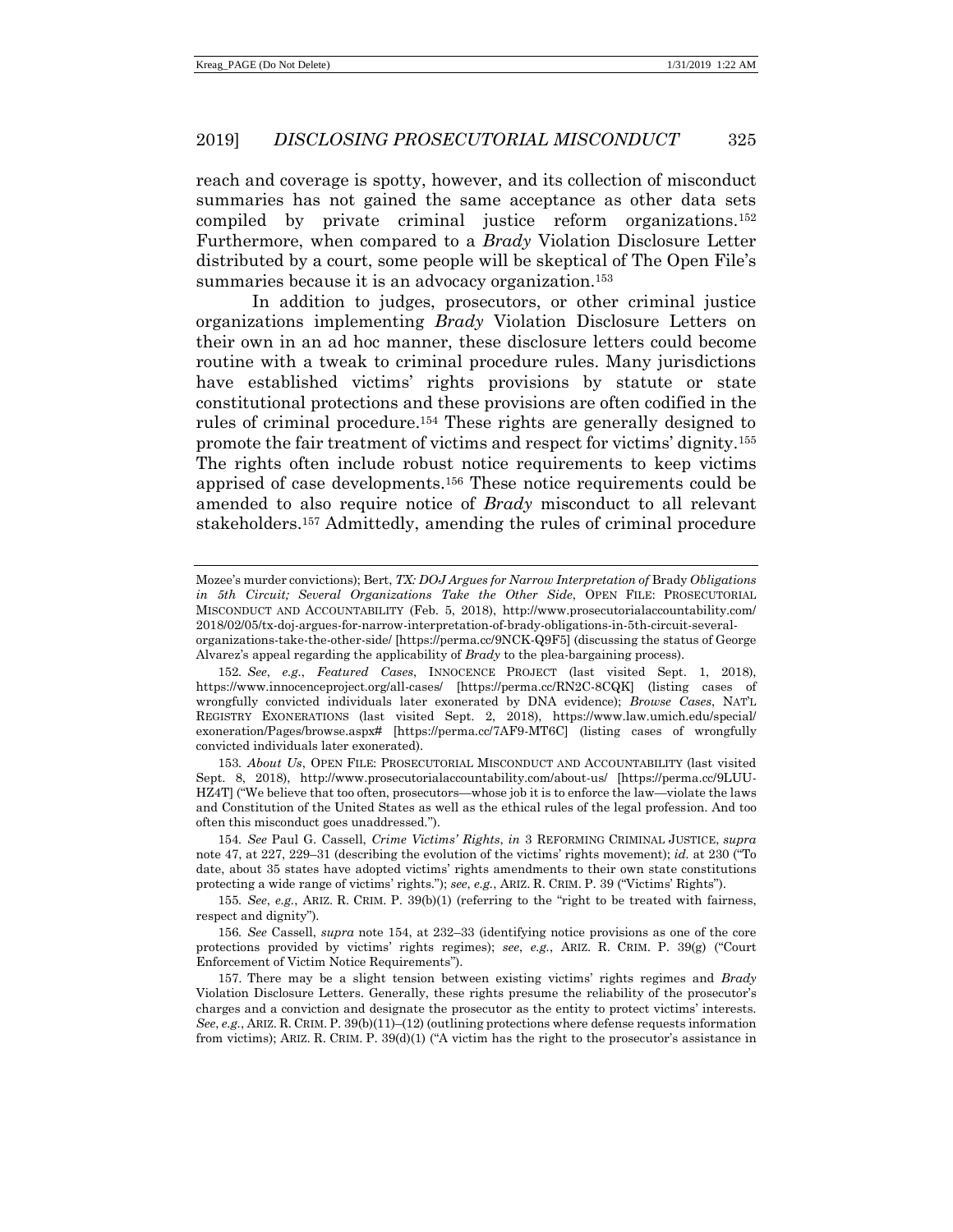reach and coverage is spotty, however, and its collection of misconduct summaries has not gained the same acceptance as other data sets compiled by private criminal justice reform organizations.[152] Furthermore, when compared to a *Brady* Violation Disclosure Letter distributed by a court, some people will be skeptical of The Open File's summaries because it is an advocacy organization.[153]

In addition to judges, prosecutors, or other criminal justice organizations implementing *Brady* Violation Disclosure Letters on their own in an ad hoc manner, these disclosure letters could become routine with a tweak to criminal procedure rules. Many jurisdictions have established victims' rights provisions by statute or state constitutional protections and these provisions are often codified in the rules of criminal procedure.[154] These rights are generally designed to promote the fair treatment of victims and respect for victims' dignity.[155] The rights often include robust notice requirements to keep victims apprised of case developments.[156] These notice requirements could be amended to also require notice of *Brady* misconduct to all relevant stakeholders.[157] Admittedly, amending the rules of criminal procedure

---

Mozee's murder convictions); Bert, *TX: DOJ Argues for Narrow Interpretation of* Brady *Obligations in 5th Circuit; Several Organizations Take the Other Side*, OPEN FILE: PROSECUTORIAL MISCONDUCT AND ACCOUNTABILITY (Feb. 5, 2018), http://www.prosecutorialaccountability.com/2018/02/05/tx-doj-argues-for-narrow-interpretation-of-brady-obligations-in-5th-circuit-several-organizations-take-the-other-side/ [https://perma.cc/9NCK-Q9F5] (discussing the status of George Alvarez's appeal regarding the applicability of *Brady* to the plea-bargaining process).

152. *See*, *e.g.*, *Featured Cases*, INNOCENCE PROJECT (last visited Sept. 1, 2018), https://www.innocenceproject.org/all-cases/ [https://perma.cc/RN2C-8CQK] (listing cases of wrongfully convicted individuals later exonerated by DNA evidence); *Browse Cases*, NAT'L REGISTRY EXONERATIONS (last visited Sept. 2, 2018), https://www.law.umich.edu/special/exoneration/Pages/browse.aspx# [https://perma.cc/7AF9-MT6C] (listing cases of wrongfully convicted individuals later exonerated).

153. *About Us*, OPEN FILE: PROSECUTORIAL MISCONDUCT AND ACCOUNTABILITY (last visited Sept. 8, 2018), http://www.prosecutorialaccountability.com/about-us/ [https://perma.cc/9LUU-HZ4T] ("We believe that too often, prosecutors—whose job it is to enforce the law—violate the laws and Constitution of the United States as well as the ethical rules of the legal profession. And too often this misconduct goes unaddressed.").

154. *See* Paul G. Cassell, *Crime Victims' Rights*, *in* 3 REFORMING CRIMINAL JUSTICE, *supra* note 47, at 227, 229–31 (describing the evolution of the victims' rights movement); *id.* at 230 ("To date, about 35 states have adopted victims' rights amendments to their own state constitutions protecting a wide range of victims' rights."); *see*, *e.g.*, ARIZ. R. CRIM. P. 39 ("Victims' Rights").

155. *See*, *e.g.*, ARIZ. R. CRIM. P. 39(b)(1) (referring to the "right to be treated with fairness, respect and dignity").

156. *See* Cassell, *supra* note 154, at 232–33 (identifying notice provisions as one of the core protections provided by victims' rights regimes); *see*, *e.g.*, ARIZ. R. CRIM. P. 39(g) ("Court Enforcement of Victim Notice Requirements").

157. There may be a slight tension between existing victims' rights regimes and *Brady* Violation Disclosure Letters. Generally, these rights presume the reliability of the prosecutor's charges and a conviction and designate the prosecutor as the entity to protect victims' interests. *See*, *e.g.*, ARIZ. R. CRIM. P. 39(b)(11)–(12) (outlining protections where defense requests information from victims); ARIZ. R. CRIM. P. 39(d)(1) ("A victim has the right to the prosecutor's assistance in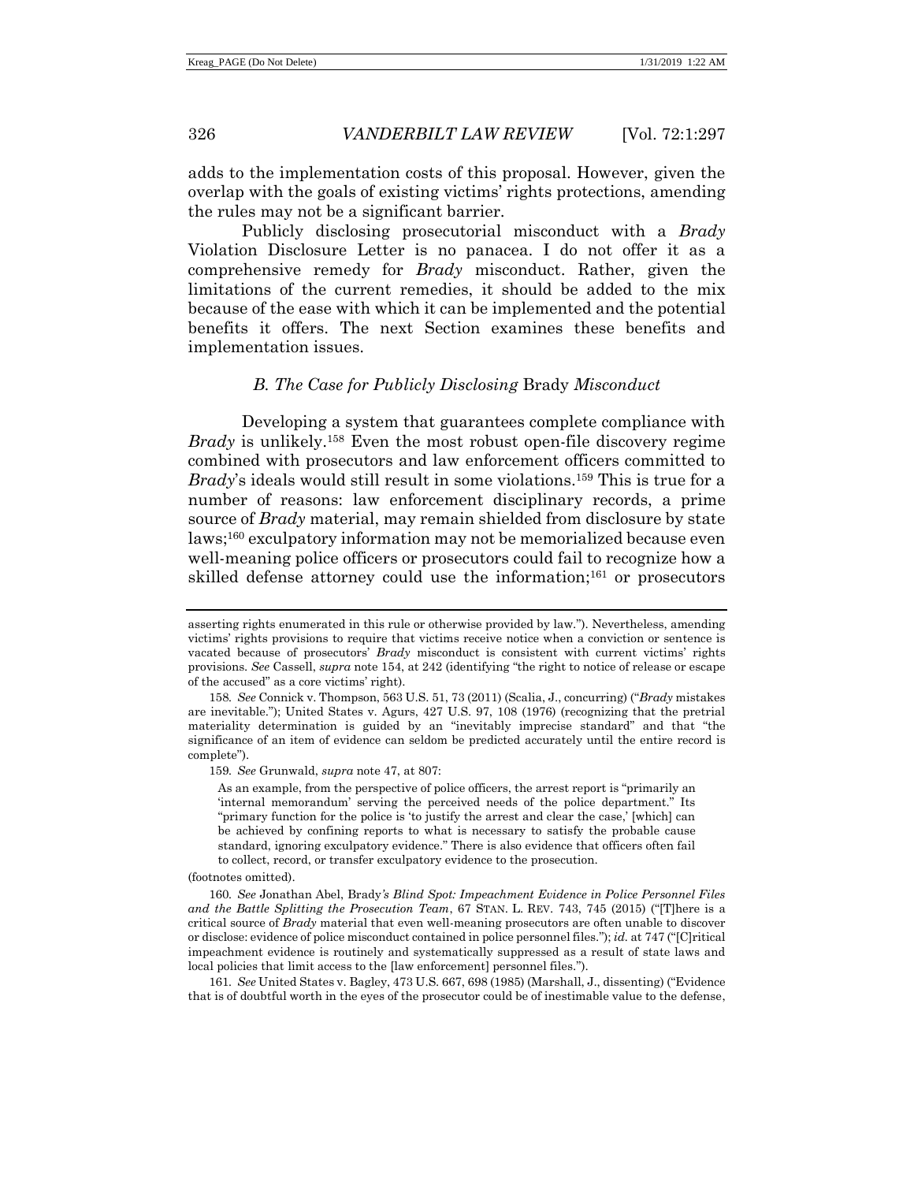adds to the implementation costs of this proposal. However, given the overlap with the goals of existing victims' rights protections, amending the rules may not be a significant barrier.

Publicly disclosing prosecutorial misconduct with a *Brady* Violation Disclosure Letter is no panacea. I do not offer it as a comprehensive remedy for *Brady* misconduct. Rather, given the limitations of the current remedies, it should be added to the mix because of the ease with which it can be implemented and the potential benefits it offers. The next Section examines these benefits and implementation issues.

### *B. The Case for Publicly Disclosing* Brady *Misconduct*

Developing a system that guarantees complete compliance with *Brady* is unlikely.[158] Even the most robust open-file discovery regime combined with prosecutors and law enforcement officers committed to *Brady*'s ideals would still result in some violations.[159] This is true for a number of reasons: law enforcement disciplinary records, a prime source of *Brady* material, may remain shielded from disclosure by state laws;[160] exculpatory information may not be memorialized because even well-meaning police officers or prosecutors could fail to recognize how a skilled defense attorney could use the information;[161] or prosecutors

---

asserting rights enumerated in this rule or otherwise provided by law."). Nevertheless, amending victims' rights provisions to require that victims receive notice when a conviction or sentence is vacated because of prosecutors' *Brady* misconduct is consistent with current victims' rights provisions. *See* Cassell, *supra* note 154, at 242 (identifying "the right to notice of release or escape of the accused" as a core victims' right).

158. *See* Connick v. Thompson, 563 U.S. 51, 73 (2011) (Scalia, J., concurring) ("*Brady* mistakes are inevitable."); United States v. Agurs, 427 U.S. 97, 108 (1976) (recognizing that the pretrial materiality determination is guided by an "inevitably imprecise standard" and that "the significance of an item of evidence can seldom be predicted accurately until the entire record is complete").

159. *See* Grunwald, *supra* note 47, at 807:

> As an example, from the perspective of police officers, the arrest report is "primarily an 'internal memorandum' serving the perceived needs of the police department." Its "primary function for the police is 'to justify the arrest and clear the case,' [which] can be achieved by confining reports to what is necessary to satisfy the probable cause standard, ignoring exculpatory evidence." There is also evidence that officers often fail to collect, record, or transfer exculpatory evidence to the prosecution.

(footnotes omitted).

160. *See* Jonathan Abel, Brady*'s Blind Spot: Impeachment Evidence in Police Personnel Files and the Battle Splitting the Prosecution Team*, 67 STAN. L. REV. 743, 745 (2015) ("[T]here is a critical source of *Brady* material that even well-meaning prosecutors are often unable to discover or disclose: evidence of police misconduct contained in police personnel files."); *id.* at 747 ("[C]ritical impeachment evidence is routinely and systematically suppressed as a result of state laws and local policies that limit access to the [law enforcement] personnel files.").

161. *See* United States v. Bagley, 473 U.S. 667, 698 (1985) (Marshall, J., dissenting) ("Evidence that is of doubtful worth in the eyes of the prosecutor could be of inestimable value to the defense,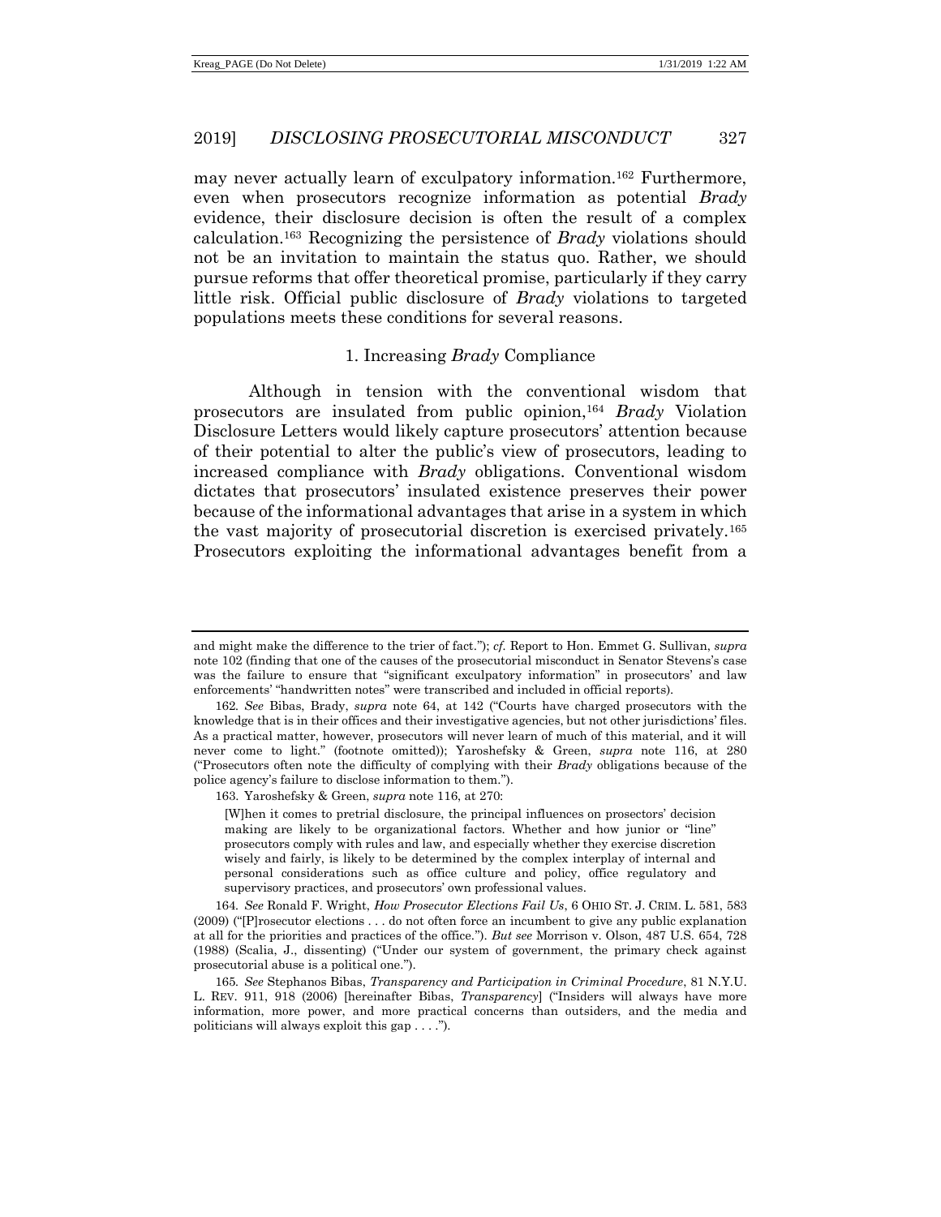may never actually learn of exculpatory information.[162] Furthermore, even when prosecutors recognize information as potential *Brady* evidence, their disclosure decision is often the result of a complex calculation.[163] Recognizing the persistence of *Brady* violations should not be an invitation to maintain the status quo. Rather, we should pursue reforms that offer theoretical promise, particularly if they carry little risk. Official public disclosure of *Brady* violations to targeted populations meets these conditions for several reasons.

### 1. Increasing *Brady* Compliance

Although in tension with the conventional wisdom that prosecutors are insulated from public opinion,[164] *Brady* Violation Disclosure Letters would likely capture prosecutors' attention because of their potential to alter the public's view of prosecutors, leading to increased compliance with *Brady* obligations. Conventional wisdom dictates that prosecutors' insulated existence preserves their power because of the informational advantages that arise in a system in which the vast majority of prosecutorial discretion is exercised privately.[165] Prosecutors exploiting the informational advantages benefit from a

---

and might make the difference to the trier of fact."); *cf.* Report to Hon. Emmet G. Sullivan, *supra* note 102 (finding that one of the causes of the prosecutorial misconduct in Senator Stevens's case was the failure to ensure that "significant exculpatory information" in prosecutors' and law enforcements' "handwritten notes" were transcribed and included in official reports).

162. *See* Bibas, Brady, *supra* note 64, at 142 ("Courts have charged prosecutors with the knowledge that is in their offices and their investigative agencies, but not other jurisdictions' files. As a practical matter, however, prosecutors will never learn of much of this material, and it will never come to light." (footnote omitted)); Yaroshefsky & Green, *supra* note 116, at 280 ("Prosecutors often note the difficulty of complying with their *Brady* obligations because of the police agency's failure to disclose information to them.").

163. Yaroshefsky & Green, *supra* note 116, at 270:

> [W]hen it comes to pretrial disclosure, the principal influences on prosectors' decision making are likely to be organizational factors. Whether and how junior or "line" prosecutors comply with rules and law, and especially whether they exercise discretion wisely and fairly, is likely to be determined by the complex interplay of internal and personal considerations such as office culture and policy, office regulatory and supervisory practices, and prosecutors' own professional values.

164. *See* Ronald F. Wright, *How Prosecutor Elections Fail Us*, 6 OHIO ST. J. CRIM. L. 581, 583 (2009) ("[P]rosecutor elections . . . do not often force an incumbent to give any public explanation at all for the priorities and practices of the office."). *But see* Morrison v. Olson, 487 U.S. 654, 728 (1988) (Scalia, J., dissenting) ("Under our system of government, the primary check against prosecutorial abuse is a political one.").

165. *See* Stephanos Bibas, *Transparency and Participation in Criminal Procedure*, 81 N.Y.U. L. REV. 911, 918 (2006) [hereinafter Bibas, *Transparency*] ("Insiders will always have more information, more power, and more practical concerns than outsiders, and the media and politicians will always exploit this gap . . . .").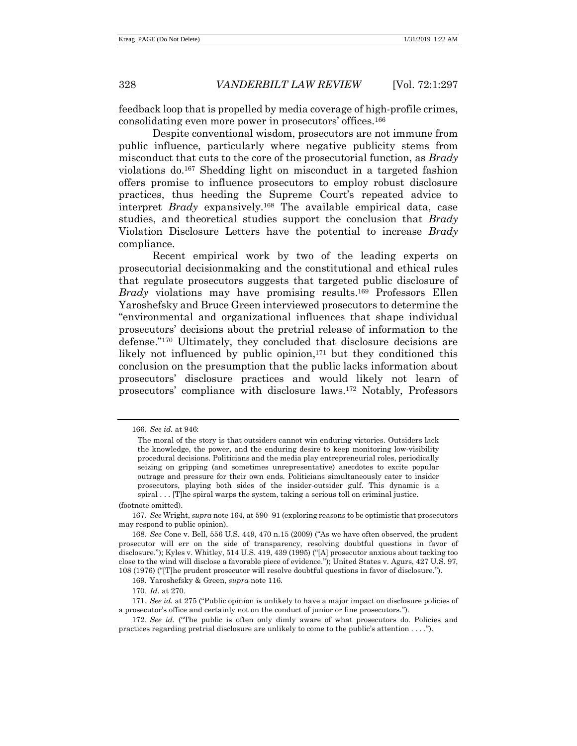feedback loop that is propelled by media coverage of high-profile crimes, consolidating even more power in prosecutors' offices.[166]

Despite conventional wisdom, prosecutors are not immune from public influence, particularly where negative publicity stems from misconduct that cuts to the core of the prosecutorial function, as *Brady* violations do.[167] Shedding light on misconduct in a targeted fashion offers promise to influence prosecutors to employ robust disclosure practices, thus heeding the Supreme Court's repeated advice to interpret *Brady* expansively.[168] The available empirical data, case studies, and theoretical studies support the conclusion that *Brady* Violation Disclosure Letters have the potential to increase *Brady* compliance.

Recent empirical work by two of the leading experts on prosecutorial decisionmaking and the constitutional and ethical rules that regulate prosecutors suggests that targeted public disclosure of *Brady* violations may have promising results.[169] Professors Ellen Yaroshefsky and Bruce Green interviewed prosecutors to determine the "environmental and organizational influences that shape individual prosecutors' decisions about the pretrial release of information to the defense."[170] Ultimately, they concluded that disclosure decisions are likely not influenced by public opinion,[171] but they conditioned this conclusion on the presumption that the public lacks information about prosecutors' disclosure practices and would likely not learn of prosecutors' compliance with disclosure laws.[172] Notably, Professors

---

166. *See id.* at 946:

> The moral of the story is that outsiders cannot win enduring victories. Outsiders lack the knowledge, the power, and the enduring desire to keep monitoring low-visibility procedural decisions. Politicians and the media play entrepreneurial roles, periodically seizing on gripping (and sometimes unrepresentative) anecdotes to excite popular outrage and pressure for their own ends. Politicians simultaneously cater to insider prosecutors, playing both sides of the insider-outsider gulf. This dynamic is a spiral . . . [T]he spiral warps the system, taking a serious toll on criminal justice.

(footnote omitted).

167. *See* Wright, *supra* note 164, at 590–91 (exploring reasons to be optimistic that prosecutors may respond to public opinion).

168. *See* Cone v. Bell, 556 U.S. 449, 470 n.15 (2009) ("As we have often observed, the prudent prosecutor will err on the side of transparency, resolving doubtful questions in favor of disclosure."); Kyles v. Whitley, 514 U.S. 419, 439 (1995) ("[A] prosecutor anxious about tacking too close to the wind will disclose a favorable piece of evidence."); United States v. Agurs, 427 U.S. 97, 108 (1976) ("[T]he prudent prosecutor will resolve doubtful questions in favor of disclosure.").

169. Yaroshefsky & Green, *supra* note 116.

170. *Id.* at 270.

171. *See id.* at 275 ("Public opinion is unlikely to have a major impact on disclosure policies of a prosecutor's office and certainly not on the conduct of junior or line prosecutors.").

172. *See id.* ("The public is often only dimly aware of what prosecutors do. Policies and practices regarding pretrial disclosure are unlikely to come to the public's attention . . . .").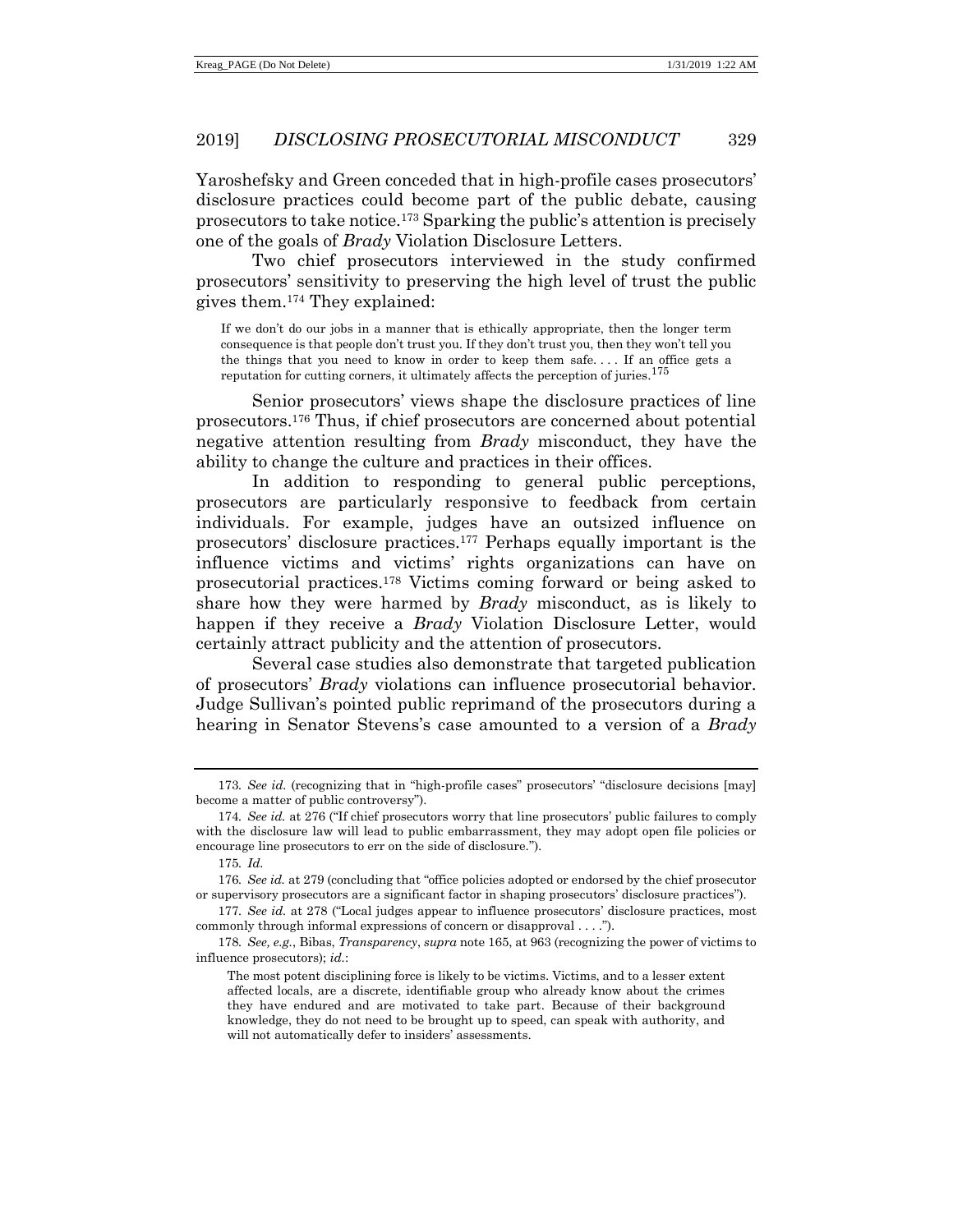Yaroshefsky and Green conceded that in high-profile cases prosecutors' disclosure practices could become part of the public debate, causing prosecutors to take notice.[173] Sparking the public's attention is precisely one of the goals of *Brady* Violation Disclosure Letters.

Two chief prosecutors interviewed in the study confirmed prosecutors' sensitivity to preserving the high level of trust the public gives them.[174] They explained:

> If we don't do our jobs in a manner that is ethically appropriate, then the longer term consequence is that people don't trust you. If they don't trust you, then they won't tell you the things that you need to know in order to keep them safe. . . . If an office gets a reputation for cutting corners, it ultimately affects the perception of juries.[175]

Senior prosecutors' views shape the disclosure practices of line prosecutors.[176] Thus, if chief prosecutors are concerned about potential negative attention resulting from *Brady* misconduct, they have the ability to change the culture and practices in their offices.

In addition to responding to general public perceptions, prosecutors are particularly responsive to feedback from certain individuals. For example, judges have an outsized influence on prosecutors' disclosure practices.[177] Perhaps equally important is the influence victims and victims' rights organizations can have on prosecutorial practices.[178] Victims coming forward or being asked to share how they were harmed by *Brady* misconduct, as is likely to happen if they receive a *Brady* Violation Disclosure Letter, would certainly attract publicity and the attention of prosecutors.

Several case studies also demonstrate that targeted publication of prosecutors' *Brady* violations can influence prosecutorial behavior. Judge Sullivan's pointed public reprimand of the prosecutors during a hearing in Senator Stevens's case amounted to a version of a *Brady*

---

173. *See id.* (recognizing that in "high-profile cases" prosecutors' "disclosure decisions [may] become a matter of public controversy").

174. *See id.* at 276 ("If chief prosecutors worry that line prosecutors' public failures to comply with the disclosure law will lead to public embarrassment, they may adopt open file policies or encourage line prosecutors to err on the side of disclosure.").

175. *Id.*

176. *See id.* at 279 (concluding that "office policies adopted or endorsed by the chief prosecutor or supervisory prosecutors are a significant factor in shaping prosecutors' disclosure practices").

177. *See id.* at 278 ("Local judges appear to influence prosecutors' disclosure practices, most commonly through informal expressions of concern or disapproval . . . .").

178. *See, e.g.*, Bibas, *Transparency*, *supra* note 165, at 963 (recognizing the power of victims to influence prosecutors); *id.*:

> The most potent disciplining force is likely to be victims. Victims, and to a lesser extent affected locals, are a discrete, identifiable group who already know about the crimes they have endured and are motivated to take part. Because of their background knowledge, they do not need to be brought up to speed, can speak with authority, and will not automatically defer to insiders' assessments.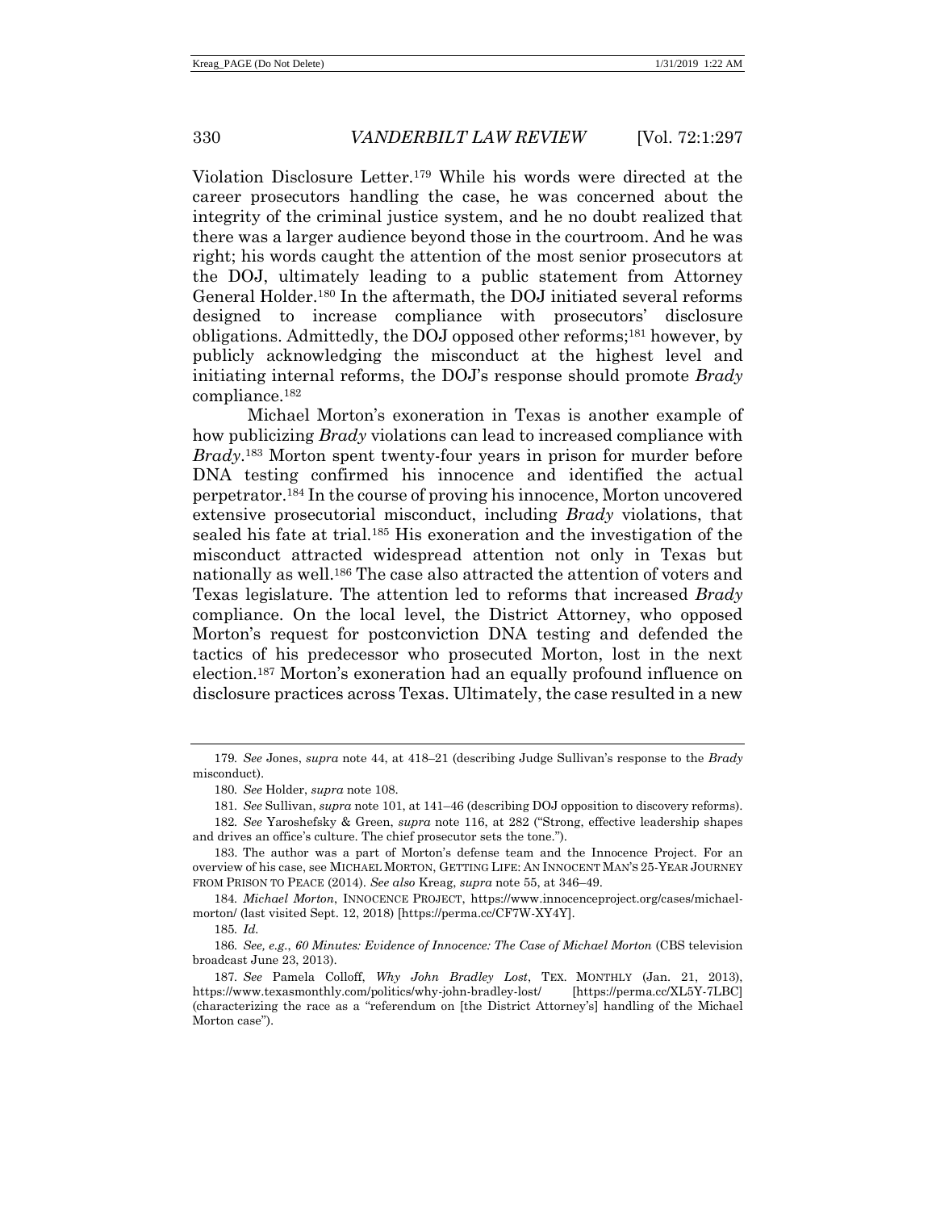Violation Disclosure Letter.[179] While his words were directed at the career prosecutors handling the case, he was concerned about the integrity of the criminal justice system, and he no doubt realized that there was a larger audience beyond those in the courtroom. And he was right; his words caught the attention of the most senior prosecutors at the DOJ, ultimately leading to a public statement from Attorney General Holder.[180] In the aftermath, the DOJ initiated several reforms designed to increase compliance with prosecutors' disclosure obligations. Admittedly, the DOJ opposed other reforms;[181] however, by publicly acknowledging the misconduct at the highest level and initiating internal reforms, the DOJ's response should promote *Brady* compliance.[182]

Michael Morton's exoneration in Texas is another example of how publicizing *Brady* violations can lead to increased compliance with *Brady*.[183] Morton spent twenty-four years in prison for murder before DNA testing confirmed his innocence and identified the actual perpetrator.[184] In the course of proving his innocence, Morton uncovered extensive prosecutorial misconduct, including *Brady* violations, that sealed his fate at trial.[185] His exoneration and the investigation of the misconduct attracted widespread attention not only in Texas but nationally as well.[186] The case also attracted the attention of voters and Texas legislature. The attention led to reforms that increased *Brady* compliance. On the local level, the District Attorney, who opposed Morton's request for postconviction DNA testing and defended the tactics of his predecessor who prosecuted Morton, lost in the next election.[187] Morton's exoneration had an equally profound influence on disclosure practices across Texas. Ultimately, the case resulted in a new

---

179. *See* Jones, *supra* note 44, at 418–21 (describing Judge Sullivan's response to the *Brady* misconduct).

180. *See* Holder, *supra* note 108.

181. *See* Sullivan, *supra* note 101, at 141–46 (describing DOJ opposition to discovery reforms).

182. *See* Yaroshefsky & Green, *supra* note 116, at 282 ("Strong, effective leadership shapes and drives an office's culture. The chief prosecutor sets the tone.").

183. The author was a part of Morton's defense team and the Innocence Project. For an overview of his case, see MICHAEL MORTON, GETTING LIFE: AN INNOCENT MAN'S 25-YEAR JOURNEY FROM PRISON TO PEACE (2014). *See also* Kreag, *supra* note 55, at 346–49.

184. *Michael Morton*, INNOCENCE PROJECT, https://www.innocenceproject.org/cases/michael-morton/ (last visited Sept. 12, 2018) [https://perma.cc/CF7W-XY4Y].

185. *Id.*

186. *See, e.g.*, *60 Minutes: Evidence of Innocence: The Case of Michael Morton* (CBS television broadcast June 23, 2013).

187. *See* Pamela Colloff, *Why John Bradley Lost*, TEX. MONTHLY (Jan. 21, 2013), https://www.texasmonthly.com/politics/why-john-bradley-lost/ [https://perma.cc/XL5Y-7LBC] (characterizing the race as a "referendum on [the District Attorney's] handling of the Michael Morton case").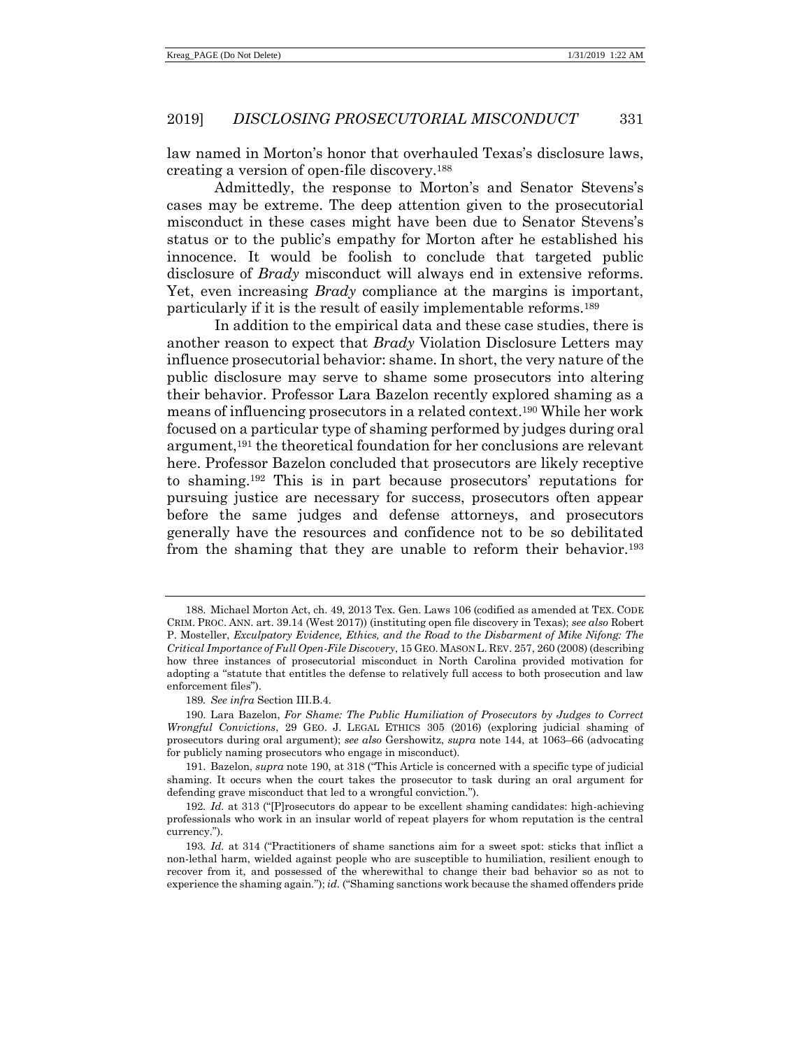law named in Morton's honor that overhauled Texas's disclosure laws, creating a version of open-file discovery.[188]

Admittedly, the response to Morton's and Senator Stevens's cases may be extreme. The deep attention given to the prosecutorial misconduct in these cases might have been due to Senator Stevens's status or to the public's empathy for Morton after he established his innocence. It would be foolish to conclude that targeted public disclosure of *Brady* misconduct will always end in extensive reforms. Yet, even increasing *Brady* compliance at the margins is important, particularly if it is the result of easily implementable reforms.[189]

In addition to the empirical data and these case studies, there is another reason to expect that *Brady* Violation Disclosure Letters may influence prosecutorial behavior: shame. In short, the very nature of the public disclosure may serve to shame some prosecutors into altering their behavior. Professor Lara Bazelon recently explored shaming as a means of influencing prosecutors in a related context.[190] While her work focused on a particular type of shaming performed by judges during oral argument,[191] the theoretical foundation for her conclusions are relevant here. Professor Bazelon concluded that prosecutors are likely receptive to shaming.[192] This is in part because prosecutors' reputations for pursuing justice are necessary for success, prosecutors often appear before the same judges and defense attorneys, and prosecutors generally have the resources and confidence not to be so debilitated from the shaming that they are unable to reform their behavior.[193]

---

188. Michael Morton Act, ch. 49, 2013 Tex. Gen. Laws 106 (codified as amended at TEX. CODE CRIM. PROC. ANN. art. 39.14 (West 2017)) (instituting open file discovery in Texas); *see also* Robert P. Mosteller, *Exculpatory Evidence, Ethics, and the Road to the Disbarment of Mike Nifong: The Critical Importance of Full Open-File Discovery*, 15 GEO. MASON L. REV. 257, 260 (2008) (describing how three instances of prosecutorial misconduct in North Carolina provided motivation for adopting a "statute that entitles the defense to relatively full access to both prosecution and law enforcement files").

189. *See infra* Section III.B.4.

190. Lara Bazelon, *For Shame: The Public Humiliation of Prosecutors by Judges to Correct Wrongful Convictions*, 29 GEO. J. LEGAL ETHICS 305 (2016) (exploring judicial shaming of prosecutors during oral argument); *see also* Gershowitz, *supra* note 144, at 1063–66 (advocating for publicly naming prosecutors who engage in misconduct).

191. Bazelon, *supra* note 190, at 318 ("This Article is concerned with a specific type of judicial shaming. It occurs when the court takes the prosecutor to task during an oral argument for defending grave misconduct that led to a wrongful conviction.").

192. *Id.* at 313 ("[P]rosecutors do appear to be excellent shaming candidates: high-achieving professionals who work in an insular world of repeat players for whom reputation is the central currency.").

193. *Id.* at 314 ("Practitioners of shame sanctions aim for a sweet spot: sticks that inflict a non-lethal harm, wielded against people who are susceptible to humiliation, resilient enough to recover from it, and possessed of the wherewithal to change their bad behavior so as not to experience the shaming again."); *id.* ("Shaming sanctions work because the shamed offenders pride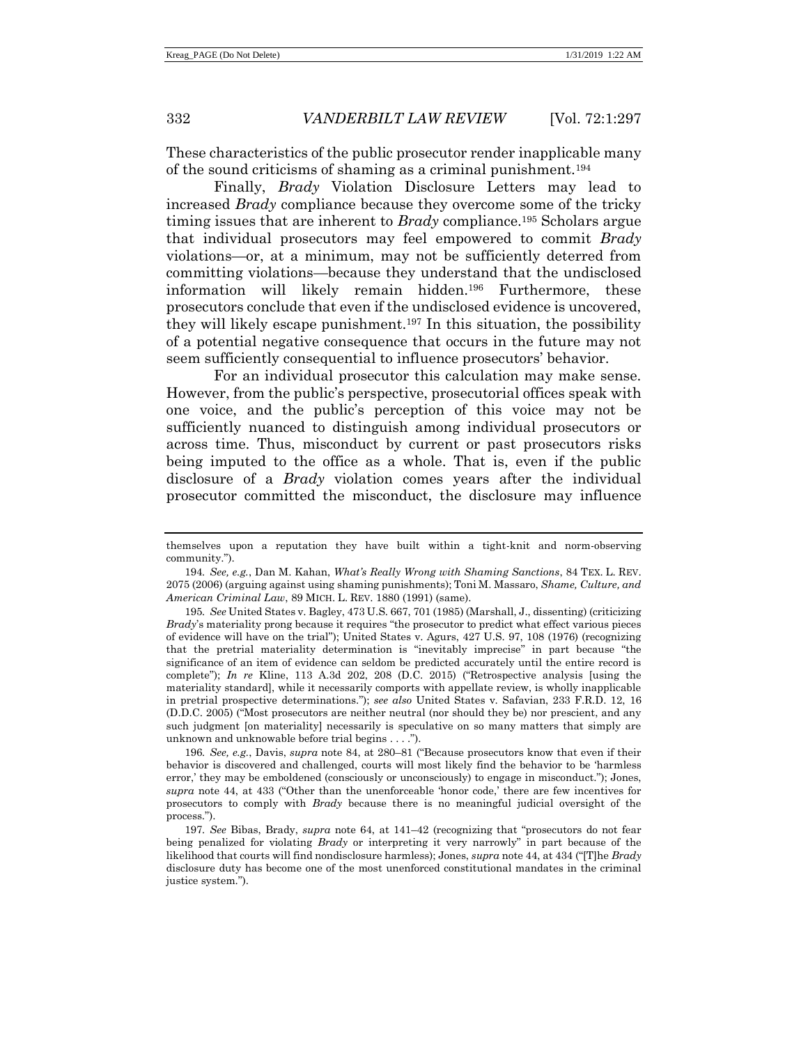These characteristics of the public prosecutor render inapplicable many of the sound criticisms of shaming as a criminal punishment.[194]

Finally, *Brady* Violation Disclosure Letters may lead to increased *Brady* compliance because they overcome some of the tricky timing issues that are inherent to *Brady* compliance.[195] Scholars argue that individual prosecutors may feel empowered to commit *Brady* violations—or, at a minimum, may not be sufficiently deterred from committing violations—because they understand that the undisclosed information will likely remain hidden.[196] Furthermore, these prosecutors conclude that even if the undisclosed evidence is uncovered, they will likely escape punishment.[197] In this situation, the possibility of a potential negative consequence that occurs in the future may not seem sufficiently consequential to influence prosecutors' behavior.

For an individual prosecutor this calculation may make sense. However, from the public's perspective, prosecutorial offices speak with one voice, and the public's perception of this voice may not be sufficiently nuanced to distinguish among individual prosecutors or across time. Thus, misconduct by current or past prosecutors risks being imputed to the office as a whole. That is, even if the public disclosure of a *Brady* violation comes years after the individual prosecutor committed the misconduct, the disclosure may influence

---

themselves upon a reputation they have built within a tight-knit and norm-observing community.").

194. *See, e.g.*, Dan M. Kahan, *What's Really Wrong with Shaming Sanctions*, 84 TEX. L. REV. 2075 (2006) (arguing against using shaming punishments); Toni M. Massaro, *Shame, Culture, and American Criminal Law*, 89 MICH. L. REV. 1880 (1991) (same).

195. *See* United States v. Bagley, 473 U.S. 667, 701 (1985) (Marshall, J., dissenting) (criticizing *Brady*'s materiality prong because it requires "the prosecutor to predict what effect various pieces of evidence will have on the trial"); United States v. Agurs, 427 U.S. 97, 108 (1976) (recognizing that the pretrial materiality determination is "inevitably imprecise" in part because "the significance of an item of evidence can seldom be predicted accurately until the entire record is complete"); *In re* Kline, 113 A.3d 202, 208 (D.C. 2015) ("Retrospective analysis [using the materiality standard], while it necessarily comports with appellate review, is wholly inapplicable in pretrial prospective determinations."); *see also* United States v. Safavian, 233 F.R.D. 12, 16 (D.D.C. 2005) ("Most prosecutors are neither neutral (nor should they be) nor prescient, and any such judgment [on materiality] necessarily is speculative on so many matters that simply are unknown and unknowable before trial begins . . . .").

196. *See, e.g.*, Davis, *supra* note 84, at 280–81 ("Because prosecutors know that even if their behavior is discovered and challenged, courts will most likely find the behavior to be 'harmless error,' they may be emboldened (consciously or unconsciously) to engage in misconduct."); Jones, *supra* note 44, at 433 ("Other than the unenforceable 'honor code,' there are few incentives for prosecutors to comply with *Brady* because there is no meaningful judicial oversight of the process.").

197. *See* Bibas, Brady, *supra* note 64, at 141–42 (recognizing that "prosecutors do not fear being penalized for violating *Brady* or interpreting it very narrowly" in part because of the likelihood that courts will find nondisclosure harmless); Jones, *supra* note 44, at 434 ("[T]he *Brady* disclosure duty has become one of the most unenforced constitutional mandates in the criminal justice system.").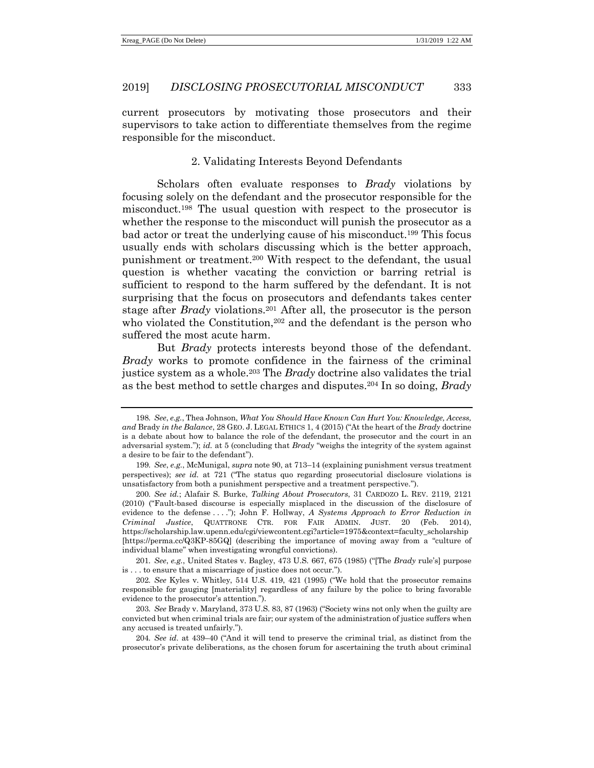current prosecutors by motivating those prosecutors and their supervisors to take action to differentiate themselves from the regime responsible for the misconduct.

### 2. Validating Interests Beyond Defendants

Scholars often evaluate responses to *Brady* violations by focusing solely on the defendant and the prosecutor responsible for the misconduct.[198] The usual question with respect to the prosecutor is whether the response to the misconduct will punish the prosecutor as a bad actor or treat the underlying cause of his misconduct.[199] This focus usually ends with scholars discussing which is the better approach, punishment or treatment.[200] With respect to the defendant, the usual question is whether vacating the conviction or barring retrial is sufficient to respond to the harm suffered by the defendant. It is not surprising that the focus on prosecutors and defendants takes center stage after *Brady* violations.[201] After all, the prosecutor is the person who violated the Constitution,[202] and the defendant is the person who suffered the most acute harm.

But *Brady* protects interests beyond those of the defendant. *Brady* works to promote confidence in the fairness of the criminal justice system as a whole.[203] The *Brady* doctrine also validates the trial as the best method to settle charges and disputes.[204] In so doing, *Brady*

---

198. *See*, *e.g.*, Thea Johnson, *What You Should Have Known Can Hurt You: Knowledge, Access, and* Brady *in the Balance*, 28 GEO. J. LEGAL ETHICS 1, 4 (2015) ("At the heart of the *Brady* doctrine is a debate about how to balance the role of the defendant, the prosecutor and the court in an adversarial system."); *id.* at 5 (concluding that *Brady* "weighs the integrity of the system against a desire to be fair to the defendant").

199. *See*, *e.g.*, McMunigal, *supra* note 90, at 713–14 (explaining punishment versus treatment perspectives); *see id.* at 721 ("The status quo regarding prosecutorial disclosure violations is unsatisfactory from both a punishment perspective and a treatment perspective.").

200. *See id.*; Alafair S. Burke, *Talking About Prosecutors*, 31 CARDOZO L. REV. 2119, 2121 (2010) ("Fault-based discourse is especially misplaced in the discussion of the disclosure of evidence to the defense . . . ."); John F. Hollway, *A Systems Approach to Error Reduction in Criminal Justice*, QUATTRONE CTR. FOR FAIR ADMIN. JUST. 20 (Feb. 2014), https://scholarship.law.upenn.edu/cgi/viewcontent.cgi?article=1975&context=faculty_scholarship [https://perma.cc/Q3KP-85GQ] (describing the importance of moving away from a "culture of individual blame" when investigating wrongful convictions).

201. *See*, *e.g.*, United States v. Bagley, 473 U.S. 667, 675 (1985) ("[The *Brady* rule's] purpose is . . . to ensure that a miscarriage of justice does not occur.").

202. *See* Kyles v. Whitley, 514 U.S. 419, 421 (1995) ("We hold that the prosecutor remains responsible for gauging [materiality] regardless of any failure by the police to bring favorable evidence to the prosecutor's attention.").

203. *See* Brady v. Maryland, 373 U.S. 83, 87 (1963) ("Society wins not only when the guilty are convicted but when criminal trials are fair; our system of the administration of justice suffers when any accused is treated unfairly.").

204. *See id.* at 439–40 ("And it will tend to preserve the criminal trial, as distinct from the prosecutor's private deliberations, as the chosen forum for ascertaining the truth about criminal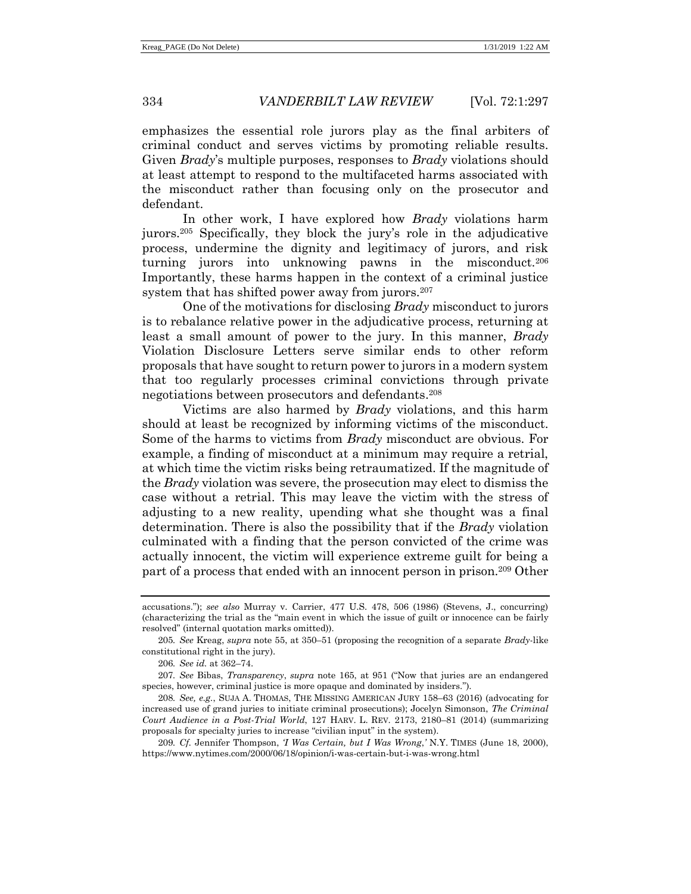emphasizes the essential role jurors play as the final arbiters of criminal conduct and serves victims by promoting reliable results. Given *Brady*'s multiple purposes, responses to *Brady* violations should at least attempt to respond to the multifaceted harms associated with the misconduct rather than focusing only on the prosecutor and defendant.

In other work, I have explored how *Brady* violations harm jurors.[205] Specifically, they block the jury's role in the adjudicative process, undermine the dignity and legitimacy of jurors, and risk turning jurors into unknowing pawns in the misconduct.[206] Importantly, these harms happen in the context of a criminal justice system that has shifted power away from jurors.[207]

One of the motivations for disclosing *Brady* misconduct to jurors is to rebalance relative power in the adjudicative process, returning at least a small amount of power to the jury. In this manner, *Brady* Violation Disclosure Letters serve similar ends to other reform proposals that have sought to return power to jurors in a modern system that too regularly processes criminal convictions through private negotiations between prosecutors and defendants.[208]

Victims are also harmed by *Brady* violations, and this harm should at least be recognized by informing victims of the misconduct. Some of the harms to victims from *Brady* misconduct are obvious. For example, a finding of misconduct at a minimum may require a retrial, at which time the victim risks being retraumatized. If the magnitude of the *Brady* violation was severe, the prosecution may elect to dismiss the case without a retrial. This may leave the victim with the stress of adjusting to a new reality, upending what she thought was a final determination. There is also the possibility that if the *Brady* violation culminated with a finding that the person convicted of the crime was actually innocent, the victim will experience extreme guilt for being a part of a process that ended with an innocent person in prison.[209] Other

---

accusations."); *see also* Murray v. Carrier, 477 U.S. 478, 506 (1986) (Stevens, J., concurring) (characterizing the trial as the "main event in which the issue of guilt or innocence can be fairly resolved" (internal quotation marks omitted)).

205. *See* Kreag, *supra* note 55, at 350–51 (proposing the recognition of a separate *Brady*-like constitutional right in the jury).

206. *See id.* at 362–74.

207. *See* Bibas, *Transparency*, *supra* note 165, at 951 ("Now that juries are an endangered species, however, criminal justice is more opaque and dominated by insiders.").

208. *See, e.g.*, SUJA A. THOMAS, THE MISSING AMERICAN JURY 158–63 (2016) (advocating for increased use of grand juries to initiate criminal prosecutions); Jocelyn Simonson, *The Criminal Court Audience in a Post-Trial World*, 127 HARV. L. REV. 2173, 2180–81 (2014) (summarizing proposals for specialty juries to increase "civilian input" in the system).

209. *Cf.* Jennifer Thompson, *'I Was Certain, but I Was Wrong*,*'* N.Y. TIMES (June 18, 2000), https://www.nytimes.com/2000/06/18/opinion/i-was-certain-but-i-was-wrong.html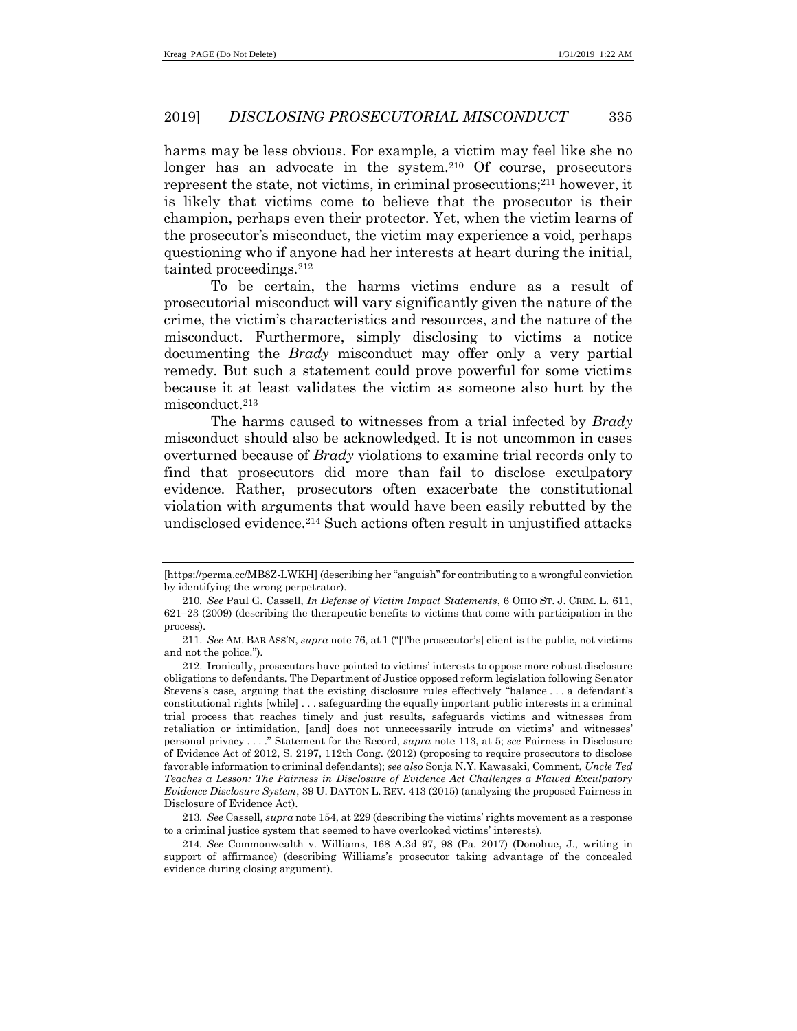harms may be less obvious. For example, a victim may feel like she no longer has an advocate in the system.[210] Of course, prosecutors represent the state, not victims, in criminal prosecutions;[211] however, it is likely that victims come to believe that the prosecutor is their champion, perhaps even their protector. Yet, when the victim learns of the prosecutor's misconduct, the victim may experience a void, perhaps questioning who if anyone had her interests at heart during the initial, tainted proceedings.[212]

To be certain, the harms victims endure as a result of prosecutorial misconduct will vary significantly given the nature of the crime, the victim's characteristics and resources, and the nature of the misconduct. Furthermore, simply disclosing to victims a notice documenting the *Brady* misconduct may offer only a very partial remedy. But such a statement could prove powerful for some victims because it at least validates the victim as someone also hurt by the misconduct.[213]

The harms caused to witnesses from a trial infected by *Brady* misconduct should also be acknowledged. It is not uncommon in cases overturned because of *Brady* violations to examine trial records only to find that prosecutors did more than fail to disclose exculpatory evidence. Rather, prosecutors often exacerbate the constitutional violation with arguments that would have been easily rebutted by the undisclosed evidence.[214] Such actions often result in unjustified attacks

---

[https://perma.cc/MB8Z-LWKH] (describing her "anguish" for contributing to a wrongful conviction by identifying the wrong perpetrator).

210. *See* Paul G. Cassell, *In Defense of Victim Impact Statements*, 6 OHIO ST. J. CRIM. L. 611, 621–23 (2009) (describing the therapeutic benefits to victims that come with participation in the process).

211. *See* AM. BAR ASS'N, *supra* note 76, at 1 ("[The prosecutor's] client is the public, not victims and not the police.").

212. Ironically, prosecutors have pointed to victims' interests to oppose more robust disclosure obligations to defendants. The Department of Justice opposed reform legislation following Senator Stevens's case, arguing that the existing disclosure rules effectively "balance . . . a defendant's constitutional rights [while] . . . safeguarding the equally important public interests in a criminal trial process that reaches timely and just results, safeguards victims and witnesses from retaliation or intimidation, [and] does not unnecessarily intrude on victims' and witnesses' personal privacy . . . ." Statement for the Record, *supra* note 113, at 5; *see* Fairness in Disclosure of Evidence Act of 2012, S. 2197, 112th Cong. (2012) (proposing to require prosecutors to disclose favorable information to criminal defendants); *see also* Sonja N.Y. Kawasaki, Comment, *Uncle Ted Teaches a Lesson: The Fairness in Disclosure of Evidence Act Challenges a Flawed Exculpatory Evidence Disclosure System*, 39 U. DAYTON L. REV. 413 (2015) (analyzing the proposed Fairness in Disclosure of Evidence Act).

213. *See* Cassell, *supra* note 154, at 229 (describing the victims' rights movement as a response to a criminal justice system that seemed to have overlooked victims' interests).

214. *See* Commonwealth v. Williams, 168 A.3d 97, 98 (Pa. 2017) (Donohue, J., writing in support of affirmance) (describing Williams's prosecutor taking advantage of the concealed evidence during closing argument).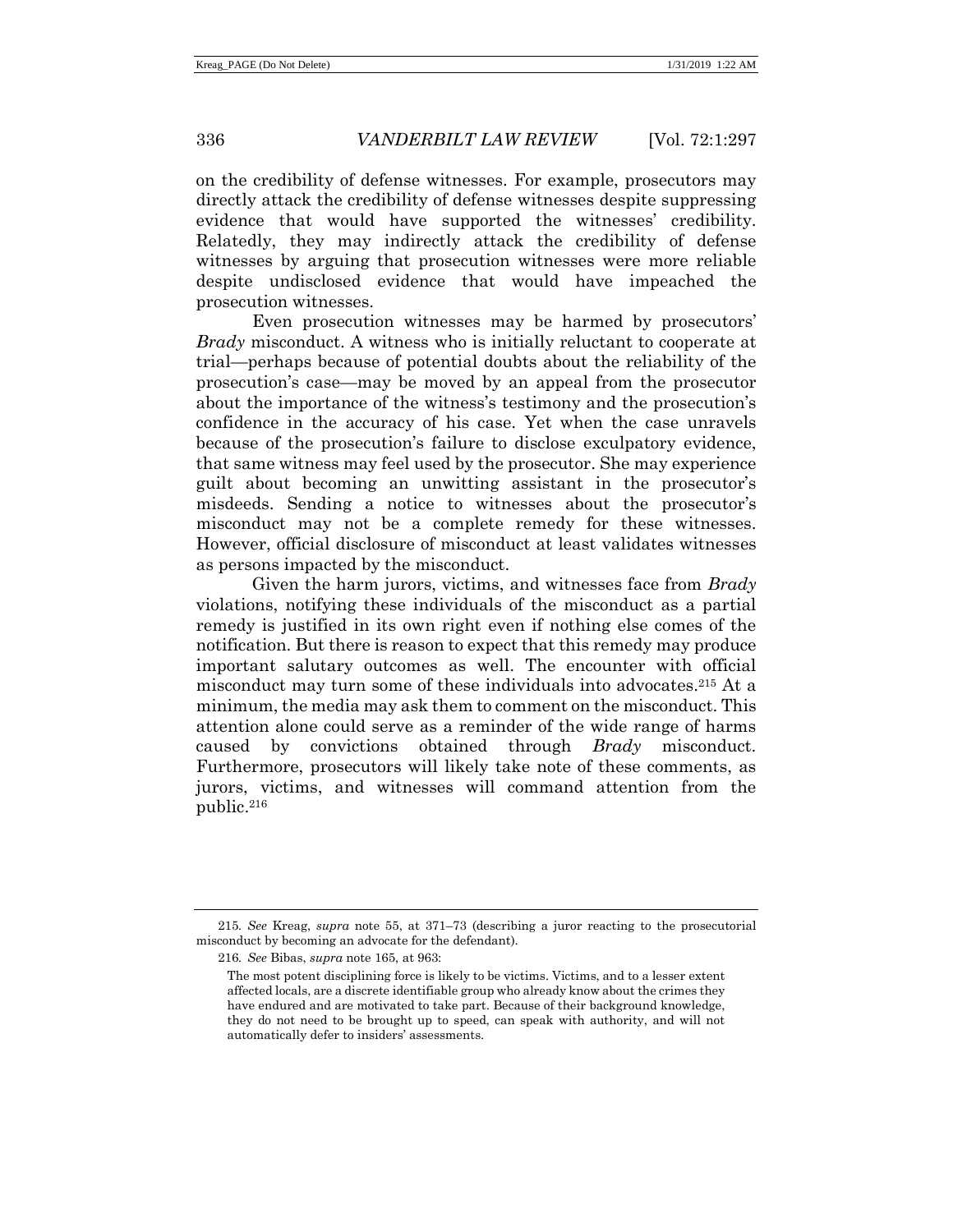on the credibility of defense witnesses. For example, prosecutors may directly attack the credibility of defense witnesses despite suppressing evidence that would have supported the witnesses' credibility. Relatedly, they may indirectly attack the credibility of defense witnesses by arguing that prosecution witnesses were more reliable despite undisclosed evidence that would have impeached the prosecution witnesses.

Even prosecution witnesses may be harmed by prosecutors' *Brady* misconduct. A witness who is initially reluctant to cooperate at trial—perhaps because of potential doubts about the reliability of the prosecution's case—may be moved by an appeal from the prosecutor about the importance of the witness's testimony and the prosecution's confidence in the accuracy of his case. Yet when the case unravels because of the prosecution's failure to disclose exculpatory evidence, that same witness may feel used by the prosecutor. She may experience guilt about becoming an unwitting assistant in the prosecutor's misdeeds. Sending a notice to witnesses about the prosecutor's misconduct may not be a complete remedy for these witnesses. However, official disclosure of misconduct at least validates witnesses as persons impacted by the misconduct.

Given the harm jurors, victims, and witnesses face from *Brady* violations, notifying these individuals of the misconduct as a partial remedy is justified in its own right even if nothing else comes of the notification. But there is reason to expect that this remedy may produce important salutary outcomes as well. The encounter with official misconduct may turn some of these individuals into advocates.[215] At a minimum, the media may ask them to comment on the misconduct. This attention alone could serve as a reminder of the wide range of harms caused by convictions obtained through *Brady* misconduct. Furthermore, prosecutors will likely take note of these comments, as jurors, victims, and witnesses will command attention from the public.[216]

---

215. *See* Kreag, *supra* note 55, at 371–73 (describing a juror reacting to the prosecutorial misconduct by becoming an advocate for the defendant).

216. *See* Bibas, *supra* note 165, at 963:

> The most potent disciplining force is likely to be victims. Victims, and to a lesser extent affected locals, are a discrete identifiable group who already know about the crimes they have endured and are motivated to take part. Because of their background knowledge, they do not need to be brought up to speed, can speak with authority, and will not automatically defer to insiders' assessments.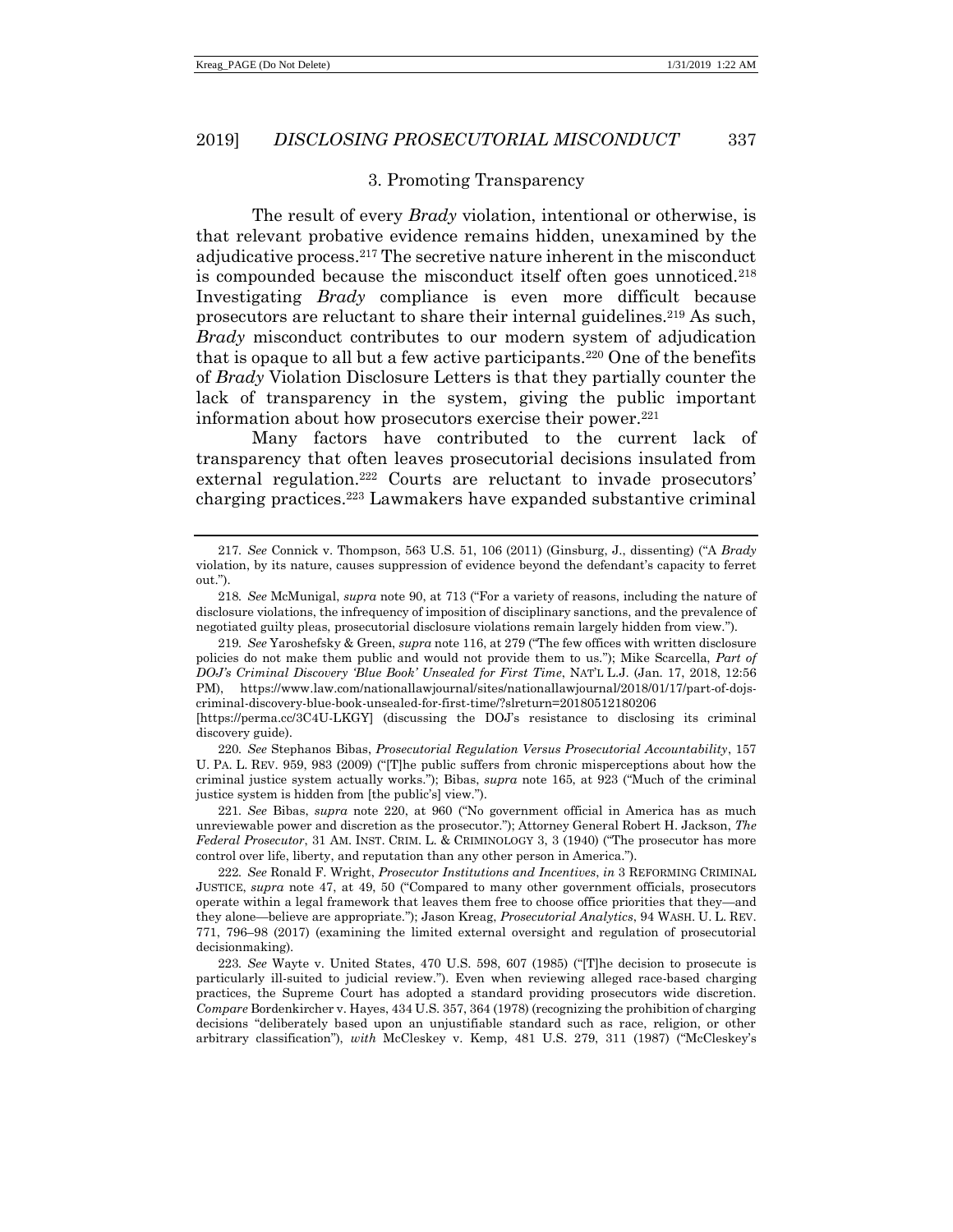### 3. Promoting Transparency

The result of every *Brady* violation, intentional or otherwise, is that relevant probative evidence remains hidden, unexamined by the adjudicative process.[217] The secretive nature inherent in the misconduct is compounded because the misconduct itself often goes unnoticed.[218] Investigating *Brady* compliance is even more difficult because prosecutors are reluctant to share their internal guidelines.[219] As such, *Brady* misconduct contributes to our modern system of adjudication that is opaque to all but a few active participants.[220] One of the benefits of *Brady* Violation Disclosure Letters is that they partially counter the lack of transparency in the system, giving the public important information about how prosecutors exercise their power.[221]

Many factors have contributed to the current lack of transparency that often leaves prosecutorial decisions insulated from external regulation.[222] Courts are reluctant to invade prosecutors' charging practices.[223] Lawmakers have expanded substantive criminal

---

217. *See* Connick v. Thompson, 563 U.S. 51, 106 (2011) (Ginsburg, J., dissenting) ("A *Brady* violation, by its nature, causes suppression of evidence beyond the defendant's capacity to ferret out.").

218. *See* McMunigal, *supra* note 90, at 713 ("For a variety of reasons, including the nature of disclosure violations, the infrequency of imposition of disciplinary sanctions, and the prevalence of negotiated guilty pleas, prosecutorial disclosure violations remain largely hidden from view.").

219. *See* Yaroshefsky & Green, *supra* note 116, at 279 ("The few offices with written disclosure policies do not make them public and would not provide them to us."); Mike Scarcella, *Part of DOJ's Criminal Discovery 'Blue Book' Unsealed for First Time*, NAT'L L.J. (Jan. 17, 2018, 12:56 PM), https://www.law.com/nationallawjournal/sites/nationallawjournal/2018/01/17/part-of-dojs-criminal-discovery-blue-book-unsealed-for-first-time/?slreturn=20180512180206 [https://perma.cc/3C4U-LKGY] (discussing the DOJ's resistance to disclosing its criminal discovery guide).

220. *See* Stephanos Bibas, *Prosecutorial Regulation Versus Prosecutorial Accountability*, 157 U. PA. L. REV. 959, 983 (2009) ("[T]he public suffers from chronic misperceptions about how the criminal justice system actually works."); Bibas, *supra* note 165, at 923 ("Much of the criminal justice system is hidden from [the public's] view.").

221. *See* Bibas, *supra* note 220, at 960 ("No government official in America has as much unreviewable power and discretion as the prosecutor."); Attorney General Robert H. Jackson, *The Federal Prosecutor*, 31 AM. INST. CRIM. L. & CRIMINOLOGY 3, 3 (1940) ("The prosecutor has more control over life, liberty, and reputation than any other person in America.").

222. *See* Ronald F. Wright, *Prosecutor Institutions and Incentives*, *in* 3 REFORMING CRIMINAL JUSTICE, *supra* note 47, at 49, 50 ("Compared to many other government officials, prosecutors operate within a legal framework that leaves them free to choose office priorities that they—and they alone—believe are appropriate."); Jason Kreag, *Prosecutorial Analytics*, 94 WASH. U. L. REV. 771, 796–98 (2017) (examining the limited external oversight and regulation of prosecutorial decisionmaking).

223. *See* Wayte v. United States, 470 U.S. 598, 607 (1985) ("[T]he decision to prosecute is particularly ill-suited to judicial review."). Even when reviewing alleged race-based charging practices, the Supreme Court has adopted a standard providing prosecutors wide discretion. *Compare* Bordenkircher v. Hayes, 434 U.S. 357, 364 (1978) (recognizing the prohibition of charging decisions "deliberately based upon an unjustifiable standard such as race, religion, or other arbitrary classification"), *with* McCleskey v. Kemp, 481 U.S. 279, 311 (1987) ("McCleskey's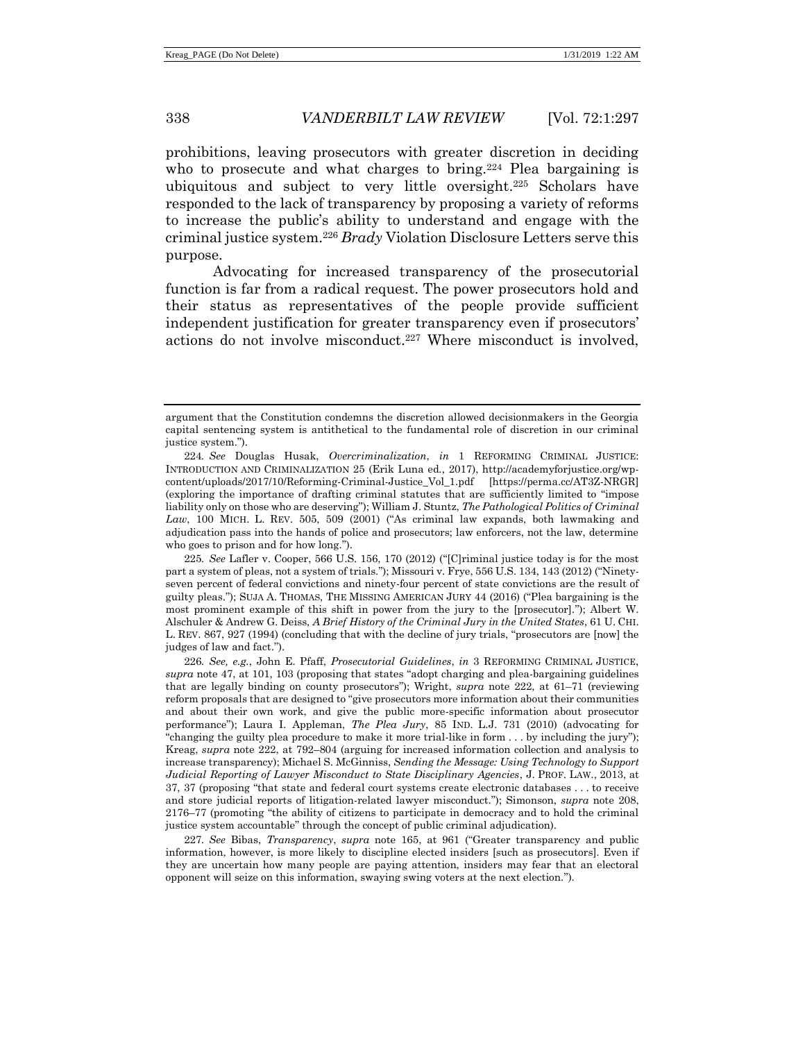prohibitions, leaving prosecutors with greater discretion in deciding who to prosecute and what charges to bring.[224] Plea bargaining is ubiquitous and subject to very little oversight.[225] Scholars have responded to the lack of transparency by proposing a variety of reforms to increase the public's ability to understand and engage with the criminal justice system.[226] *Brady* Violation Disclosure Letters serve this purpose.

Advocating for increased transparency of the prosecutorial function is far from a radical request. The power prosecutors hold and their status as representatives of the people provide sufficient independent justification for greater transparency even if prosecutors' actions do not involve misconduct.[227] Where misconduct is involved,

---

argument that the Constitution condemns the discretion allowed decisionmakers in the Georgia capital sentencing system is antithetical to the fundamental role of discretion in our criminal justice system.").

224. *See* Douglas Husak, *Overcriminalization*, *in* 1 REFORMING CRIMINAL JUSTICE: INTRODUCTION AND CRIMINALIZATION 25 (Erik Luna ed., 2017), http://academyforjustice.org/wp-content/uploads/2017/10/Reforming-Criminal-Justice_Vol_1.pdf [https://perma.cc/AT3Z-NRGR] (exploring the importance of drafting criminal statutes that are sufficiently limited to "impose liability only on those who are deserving"); William J. Stuntz, *The Pathological Politics of Criminal Law*, 100 MICH. L. REV. 505, 509 (2001) ("As criminal law expands, both lawmaking and adjudication pass into the hands of police and prosecutors; law enforcers, not the law, determine who goes to prison and for how long.").

225. *See* Lafler v. Cooper, 566 U.S. 156, 170 (2012) ("[C]riminal justice today is for the most part a system of pleas, not a system of trials."); Missouri v. Frye, 556 U.S. 134, 143 (2012) ("Ninety-seven percent of federal convictions and ninety-four percent of state convictions are the result of guilty pleas."); SUJA A. THOMAS, THE MISSING AMERICAN JURY 44 (2016) ("Plea bargaining is the most prominent example of this shift in power from the jury to the [prosecutor]."); Albert W. Alschuler & Andrew G. Deiss, *A Brief History of the Criminal Jury in the United States*, 61 U. CHI. L. REV. 867, 927 (1994) (concluding that with the decline of jury trials, "prosecutors are [now] the judges of law and fact.").

226. *See, e.g.*, John E. Pfaff, *Prosecutorial Guidelines*, *in* 3 REFORMING CRIMINAL JUSTICE, *supra* note 47, at 101, 103 (proposing that states "adopt charging and plea-bargaining guidelines that are legally binding on county prosecutors"); Wright, *supra* note 222, at 61–71 (reviewing reform proposals that are designed to "give prosecutors more information about their communities and about their own work, and give the public more-specific information about prosecutor performance"); Laura I. Appleman, *The Plea Jury*, 85 IND. L.J. 731 (2010) (advocating for "changing the guilty plea procedure to make it more trial-like in form . . . by including the jury"); Kreag, *supra* note 222, at 792–804 (arguing for increased information collection and analysis to increase transparency); Michael S. McGinniss, *Sending the Message: Using Technology to Support Judicial Reporting of Lawyer Misconduct to State Disciplinary Agencies*, J. PROF. LAW., 2013, at 37, 37 (proposing "that state and federal court systems create electronic databases . . . to receive and store judicial reports of litigation-related lawyer misconduct."); Simonson, *supra* note 208, 2176–77 (promoting "the ability of citizens to participate in democracy and to hold the criminal justice system accountable" through the concept of public criminal adjudication).

227. *See* Bibas, *Transparency*, *supra* note 165, at 961 ("Greater transparency and public information, however, is more likely to discipline elected insiders [such as prosecutors]. Even if they are uncertain how many people are paying attention, insiders may fear that an electoral opponent will seize on this information, swaying swing voters at the next election.").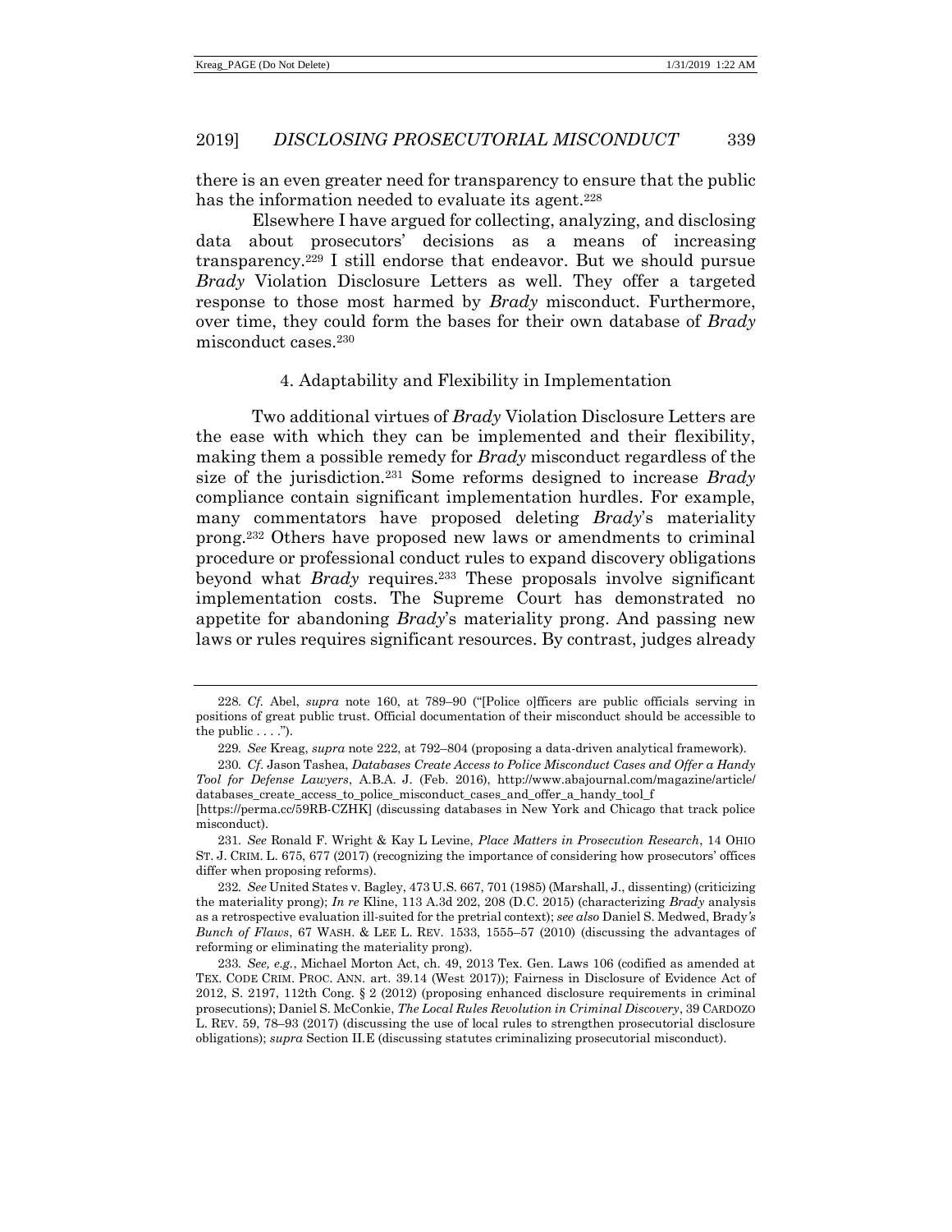there is an even greater need for transparency to ensure that the public has the information needed to evaluate its agent.[228]

Elsewhere I have argued for collecting, analyzing, and disclosing data about prosecutors' decisions as a means of increasing transparency.[229] I still endorse that endeavor. But we should pursue *Brady* Violation Disclosure Letters as well. They offer a targeted response to those most harmed by *Brady* misconduct. Furthermore, over time, they could form the bases for their own database of *Brady* misconduct cases.[230]

#### 4. Adaptability and Flexibility in Implementation

Two additional virtues of *Brady* Violation Disclosure Letters are the ease with which they can be implemented and their flexibility, making them a possible remedy for *Brady* misconduct regardless of the size of the jurisdiction.[231] Some reforms designed to increase *Brady* compliance contain significant implementation hurdles. For example, many commentators have proposed deleting *Brady*'s materiality prong.[232] Others have proposed new laws or amendments to criminal procedure or professional conduct rules to expand discovery obligations beyond what *Brady* requires.[233] These proposals involve significant implementation costs. The Supreme Court has demonstrated no appetite for abandoning *Brady*'s materiality prong. And passing new laws or rules requires significant resources. By contrast, judges already

---

228. *Cf.* Abel, *supra* note 160, at 789–90 ("[Police o]fficers are public officials serving in positions of great public trust. Official documentation of their misconduct should be accessible to the public . . . .").

229. *See* Kreag, *supra* note 222, at 792–804 (proposing a data-driven analytical framework).

230. *Cf.* Jason Tashea, *Databases Create Access to Police Misconduct Cases and Offer a Handy Tool for Defense Lawyers*, A.B.A. J. (Feb. 2016), http://www.abajournal.com/magazine/article/databases_create_access_to_police_misconduct_cases_and_offer_a_handy_tool_f [https://perma.cc/59RB-CZHK] (discussing databases in New York and Chicago that track police misconduct).

231. *See* Ronald F. Wright & Kay L Levine, *Place Matters in Prosecution Research*, 14 OHIO ST. J. CRIM. L. 675, 677 (2017) (recognizing the importance of considering how prosecutors' offices differ when proposing reforms).

232. *See* United States v. Bagley, 473 U.S. 667, 701 (1985) (Marshall, J., dissenting) (criticizing the materiality prong); *In re* Kline, 113 A.3d 202, 208 (D.C. 2015) (characterizing *Brady* analysis as a retrospective evaluation ill-suited for the pretrial context); *see also* Daniel S. Medwed, *Brady's Bunch of Flaws*, 67 WASH. & LEE L. REV. 1533, 1555–57 (2010) (discussing the advantages of reforming or eliminating the materiality prong).

233. *See, e.g.*, Michael Morton Act, ch. 49, 2013 Tex. Gen. Laws 106 (codified as amended at TEX. CODE CRIM. PROC. ANN. art. 39.14 (West 2017)); Fairness in Disclosure of Evidence Act of 2012, S. 2197, 112th Cong. § 2 (2012) (proposing enhanced disclosure requirements in criminal prosecutions); Daniel S. McConkie, *The Local Rules Revolution in Criminal Discovery*, 39 CARDOZO L. REV. 59, 78–93 (2017) (discussing the use of local rules to strengthen prosecutorial disclosure obligations); *supra* Section II.E (discussing statutes criminalizing prosecutorial misconduct).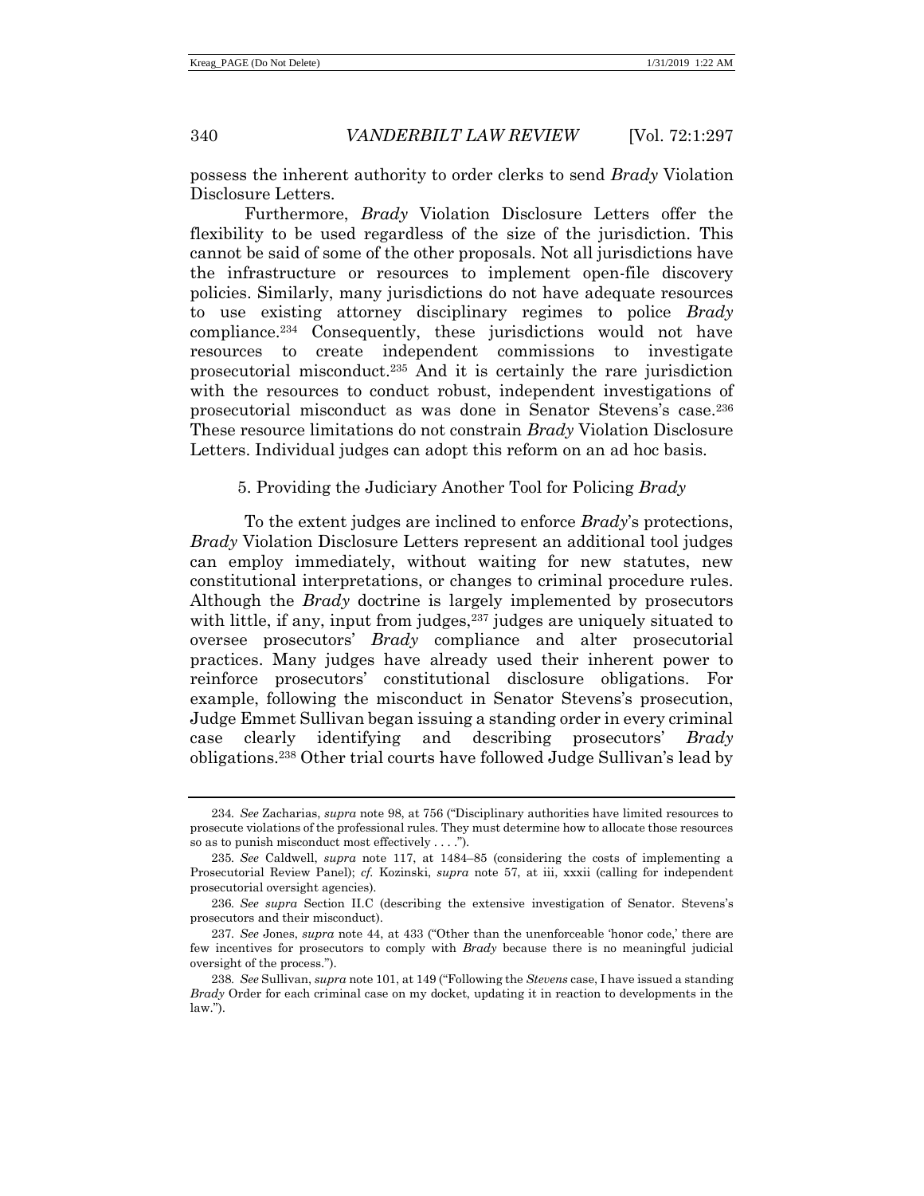possess the inherent authority to order clerks to send *Brady* Violation Disclosure Letters.

Furthermore, *Brady* Violation Disclosure Letters offer the flexibility to be used regardless of the size of the jurisdiction. This cannot be said of some of the other proposals. Not all jurisdictions have the infrastructure or resources to implement open-file discovery policies. Similarly, many jurisdictions do not have adequate resources to use existing attorney disciplinary regimes to police *Brady* compliance.[234] Consequently, these jurisdictions would not have resources to create independent commissions to investigate prosecutorial misconduct.[235] And it is certainly the rare jurisdiction with the resources to conduct robust, independent investigations of prosecutorial misconduct as was done in Senator Stevens's case.[236] These resource limitations do not constrain *Brady* Violation Disclosure Letters. Individual judges can adopt this reform on an ad hoc basis.

#### 5. Providing the Judiciary Another Tool for Policing *Brady*

To the extent judges are inclined to enforce *Brady*'s protections, *Brady* Violation Disclosure Letters represent an additional tool judges can employ immediately, without waiting for new statutes, new constitutional interpretations, or changes to criminal procedure rules. Although the *Brady* doctrine is largely implemented by prosecutors with little, if any, input from judges,[237] judges are uniquely situated to oversee prosecutors' *Brady* compliance and alter prosecutorial practices. Many judges have already used their inherent power to reinforce prosecutors' constitutional disclosure obligations. For example, following the misconduct in Senator Stevens's prosecution, Judge Emmet Sullivan began issuing a standing order in every criminal case clearly identifying and describing prosecutors' *Brady* obligations.[238] Other trial courts have followed Judge Sullivan's lead by

---

234. *See* Zacharias, *supra* note 98, at 756 ("Disciplinary authorities have limited resources to prosecute violations of the professional rules. They must determine how to allocate those resources so as to punish misconduct most effectively . . . .").

235. *See* Caldwell, *supra* note 117, at 1484–85 (considering the costs of implementing a Prosecutorial Review Panel); *cf.* Kozinski, *supra* note 57, at iii, xxxii (calling for independent prosecutorial oversight agencies).

236. *See supra* Section II.C (describing the extensive investigation of Senator. Stevens's prosecutors and their misconduct).

237. *See* Jones, *supra* note 44, at 433 ("Other than the unenforceable 'honor code,' there are few incentives for prosecutors to comply with *Brady* because there is no meaningful judicial oversight of the process.").

238. *See* Sullivan, *supra* note 101, at 149 ("Following the *Stevens* case, I have issued a standing *Brady* Order for each criminal case on my docket, updating it in reaction to developments in the law.").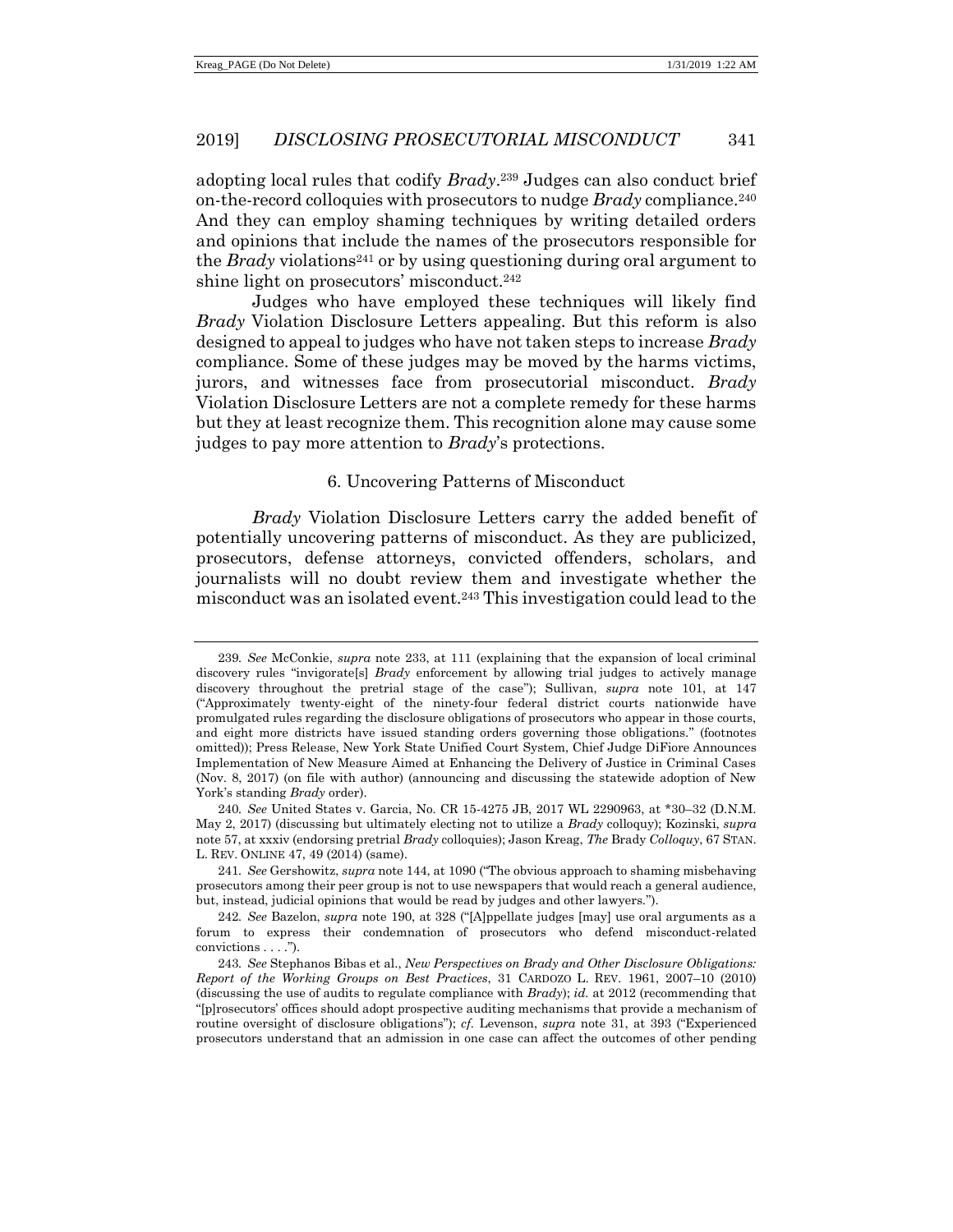adopting local rules that codify *Brady*.[239] Judges can also conduct brief on-the-record colloquies with prosecutors to nudge *Brady* compliance.[240] And they can employ shaming techniques by writing detailed orders and opinions that include the names of the prosecutors responsible for the *Brady* violations[241] or by using questioning during oral argument to shine light on prosecutors' misconduct.[242]

Judges who have employed these techniques will likely find *Brady* Violation Disclosure Letters appealing. But this reform is also designed to appeal to judges who have not taken steps to increase *Brady* compliance. Some of these judges may be moved by the harms victims, jurors, and witnesses face from prosecutorial misconduct. *Brady* Violation Disclosure Letters are not a complete remedy for these harms but they at least recognize them. This recognition alone may cause some judges to pay more attention to *Brady*'s protections.

#### 6. Uncovering Patterns of Misconduct

*Brady* Violation Disclosure Letters carry the added benefit of potentially uncovering patterns of misconduct. As they are publicized, prosecutors, defense attorneys, convicted offenders, scholars, and journalists will no doubt review them and investigate whether the misconduct was an isolated event.[243] This investigation could lead to the

---

239. *See* McConkie, *supra* note 233, at 111 (explaining that the expansion of local criminal discovery rules "invigorate[s] *Brady* enforcement by allowing trial judges to actively manage discovery throughout the pretrial stage of the case"); Sullivan, *supra* note 101, at 147 ("Approximately twenty-eight of the ninety-four federal district courts nationwide have promulgated rules regarding the disclosure obligations of prosecutors who appear in those courts, and eight more districts have issued standing orders governing those obligations." (footnotes omitted)); Press Release, New York State Unified Court System, Chief Judge DiFiore Announces Implementation of New Measure Aimed at Enhancing the Delivery of Justice in Criminal Cases (Nov. 8, 2017) (on file with author) (announcing and discussing the statewide adoption of New York's standing *Brady* order).

240. *See* United States v. Garcia, No. CR 15-4275 JB, 2017 WL 2290963, at \*30–32 (D.N.M. May 2, 2017) (discussing but ultimately electing not to utilize a *Brady* colloquy); Kozinski, *supra* note 57, at xxxiv (endorsing pretrial *Brady* colloquies); Jason Kreag, *The* Brady *Colloquy*, 67 STAN. L. REV. ONLINE 47, 49 (2014) (same).

241. *See* Gershowitz, *supra* note 144, at 1090 ("The obvious approach to shaming misbehaving prosecutors among their peer group is not to use newspapers that would reach a general audience, but, instead, judicial opinions that would be read by judges and other lawyers.").

242. *See* Bazelon, *supra* note 190, at 328 ("[A]ppellate judges [may] use oral arguments as a forum to express their condemnation of prosecutors who defend misconduct-related convictions . . . .").

243. *See* Stephanos Bibas et al., *New Perspectives on Brady and Other Disclosure Obligations: Report of the Working Groups on Best Practices*, 31 CARDOZO L. REV. 1961, 2007–10 (2010) (discussing the use of audits to regulate compliance with *Brady*); *id.* at 2012 (recommending that "[p]rosecutors' offices should adopt prospective auditing mechanisms that provide a mechanism of routine oversight of disclosure obligations"); *cf.* Levenson, *supra* note 31, at 393 ("Experienced prosecutors understand that an admission in one case can affect the outcomes of other pending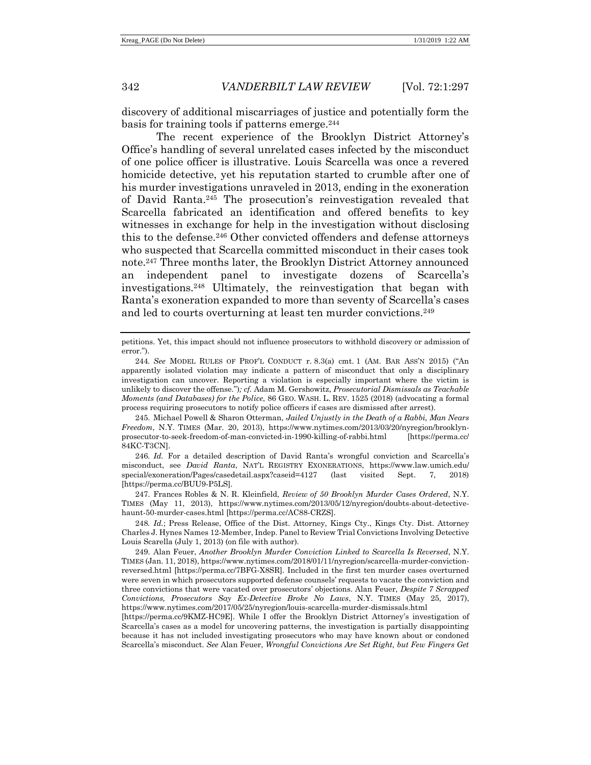discovery of additional miscarriages of justice and potentially form the basis for training tools if patterns emerge.[244]

The recent experience of the Brooklyn District Attorney's Office's handling of several unrelated cases infected by the misconduct of one police officer is illustrative. Louis Scarcella was once a revered homicide detective, yet his reputation started to crumble after one of his murder investigations unraveled in 2013, ending in the exoneration of David Ranta.[245] The prosecution's reinvestigation revealed that Scarcella fabricated an identification and offered benefits to key witnesses in exchange for help in the investigation without disclosing this to the defense.[246] Other convicted offenders and defense attorneys who suspected that Scarcella committed misconduct in their cases took note.[247] Three months later, the Brooklyn District Attorney announced an independent panel to investigate dozens of Scarcella's investigations.[248] Ultimately, the reinvestigation that began with Ranta's exoneration expanded to more than seventy of Scarcella's cases and led to courts overturning at least ten murder convictions.[249]

---

petitions. Yet, this impact should not influence prosecutors to withhold discovery or admission of error.").

244. *See* MODEL RULES OF PROF'L CONDUCT r. 8.3(a) cmt. 1 (AM. BAR ASS'N 2015) ("An apparently isolated violation may indicate a pattern of misconduct that only a disciplinary investigation can uncover. Reporting a violation is especially important where the victim is unlikely to discover the offense."); *cf.* Adam M. Gershowitz, *Prosecutorial Dismissals as Teachable Moments (and Databases) for the Police*, 86 GEO. WASH. L. REV. 1525 (2018) (advocating a formal process requiring prosecutors to notify police officers if cases are dismissed after arrest).

245. Michael Powell & Sharon Otterman, *Jailed Unjustly in the Death of a Rabbi, Man Nears Freedom*, N.Y. TIMES (Mar. 20, 2013), https://www.nytimes.com/2013/03/20/nyregion/brooklyn-prosecutor-to-seek-freedom-of-man-convicted-in-1990-killing-of-rabbi.html [https://perma.cc/84KC-T3CN].

246. *Id.* For a detailed description of David Ranta's wrongful conviction and Scarcella's misconduct, see *David Ranta*, NAT'L REGISTRY EXONERATIONS, https://www.law.umich.edu/special/exoneration/Pages/casedetail.aspx?caseid=4127 (last visited Sept. 7, 2018) [https://perma.cc/BUU9-P5LS].

247. Frances Robles & N. R. Kleinfield, *Review of 50 Brooklyn Murder Cases Ordered*, N.Y. TIMES (May 11, 2013), https://www.nytimes.com/2013/05/12/nyregion/doubts-about-detective-haunt-50-murder-cases.html [https://perma.cc/AC88-CRZS].

248. *Id.*; Press Release, Office of the Dist. Attorney, Kings Cty., Kings Cty. Dist. Attorney Charles J. Hynes Names 12-Member, Indep. Panel to Review Trial Convictions Involving Detective Louis Scarella (July 1, 2013) (on file with author).

249. Alan Feuer, *Another Brooklyn Murder Conviction Linked to Scarcella Is Reversed*, N.Y. TIMES (Jan. 11, 2018), https://www.nytimes.com/2018/01/11/nyregion/scarcella-murder-conviction-reversed.html [https://perma.cc/7BFG-X8SR]. Included in the first ten murder cases overturned were seven in which prosecutors supported defense counsels' requests to vacate the conviction and three convictions that were vacated over prosecutors' objections. Alan Feuer, *Despite 7 Scrapped Convictions, Prosecutors Say Ex-Detective Broke No Laws*, N.Y. TIMES (May 25, 2017), https://www.nytimes.com/2017/05/25/nyregion/louis-scarcella-murder-dismissals.html [https://perma.cc/9KMZ-HC9E]. While I offer the Brooklyn District Attorney's investigation of Scarcella's cases as a model for uncovering patterns, the investigation is partially disappointing because it has not included investigating prosecutors who may have known about or condoned Scarcella's misconduct. *See* Alan Feuer, *Wrongful Convictions Are Set Right, but Few Fingers Get*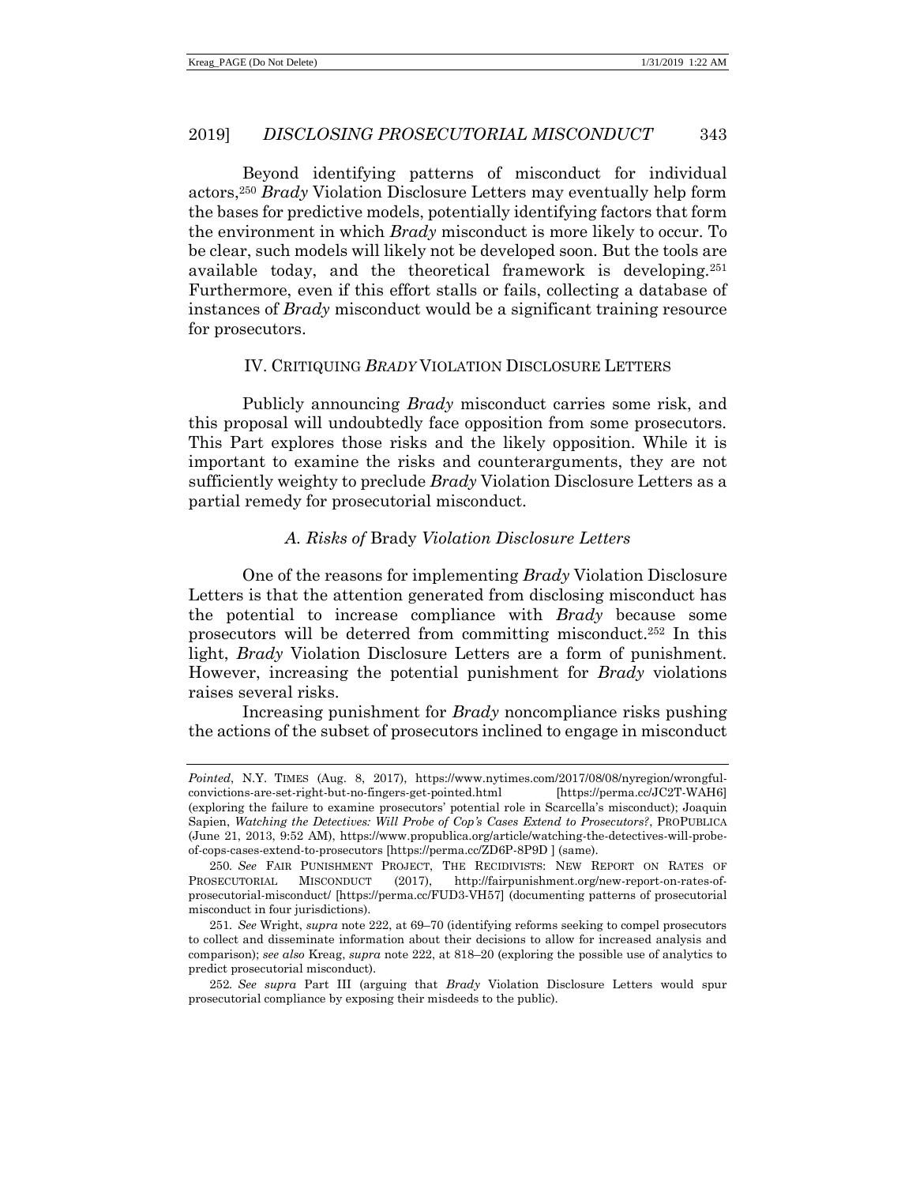Beyond identifying patterns of misconduct for individual actors,[250] *Brady* Violation Disclosure Letters may eventually help form the bases for predictive models, potentially identifying factors that form the environment in which *Brady* misconduct is more likely to occur. To be clear, such models will likely not be developed soon. But the tools are available today, and the theoretical framework is developing.[251] Furthermore, even if this effort stalls or fails, collecting a database of instances of *Brady* misconduct would be a significant training resource for prosecutors.

## IV. CRITIQUING *BRADY* VIOLATION DISCLOSURE LETTERS

Publicly announcing *Brady* misconduct carries some risk, and this proposal will undoubtedly face opposition from some prosecutors. This Part explores those risks and the likely opposition. While it is important to examine the risks and counterarguments, they are not sufficiently weighty to preclude *Brady* Violation Disclosure Letters as a partial remedy for prosecutorial misconduct.

### *A. Risks of* Brady *Violation Disclosure Letters*

One of the reasons for implementing *Brady* Violation Disclosure Letters is that the attention generated from disclosing misconduct has the potential to increase compliance with *Brady* because some prosecutors will be deterred from committing misconduct.[252] In this light, *Brady* Violation Disclosure Letters are a form of punishment. However, increasing the potential punishment for *Brady* violations raises several risks.

Increasing punishment for *Brady* noncompliance risks pushing the actions of the subset of prosecutors inclined to engage in misconduct

---

*Pointed*, N.Y. TIMES (Aug. 8, 2017), https://www.nytimes.com/2017/08/08/nyregion/wrongful-convictions-are-set-right-but-no-fingers-get-pointed.html [https://perma.cc/JC2T-WAH6] (exploring the failure to examine prosecutors' potential role in Scarcella's misconduct); Joaquin Sapien, *Watching the Detectives: Will Probe of Cop's Cases Extend to Prosecutors?*, PROPUBLICA (June 21, 2013, 9:52 AM), https://www.propublica.org/article/watching-the-detectives-will-probe-of-cops-cases-extend-to-prosecutors [https://perma.cc/ZD6P-8P9D ] (same).

250. *See* FAIR PUNISHMENT PROJECT, THE RECIDIVISTS: NEW REPORT ON RATES OF PROSECUTORIAL MISCONDUCT (2017), http://fairpunishment.org/new-report-on-rates-of-prosecutorial-misconduct/ [https://perma.cc/FUD3-VH57] (documenting patterns of prosecutorial misconduct in four jurisdictions).

251. *See* Wright, *supra* note 222, at 69–70 (identifying reforms seeking to compel prosecutors to collect and disseminate information about their decisions to allow for increased analysis and comparison); *see also* Kreag, *supra* note 222, at 818–20 (exploring the possible use of analytics to predict prosecutorial misconduct).

252. *See supra* Part III (arguing that *Brady* Violation Disclosure Letters would spur prosecutorial compliance by exposing their misdeeds to the public).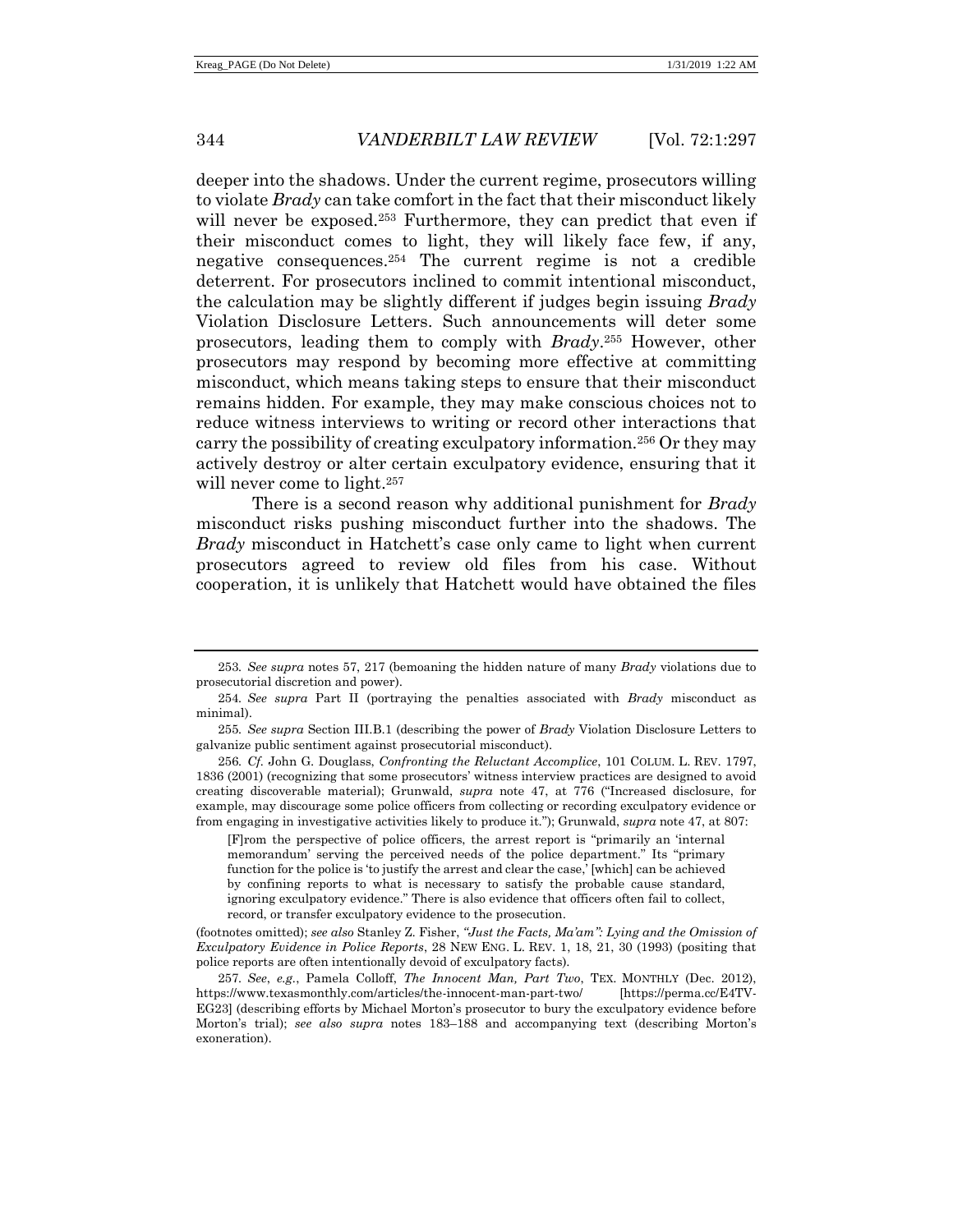deeper into the shadows. Under the current regime, prosecutors willing to violate *Brady* can take comfort in the fact that their misconduct likely will never be exposed.[253] Furthermore, they can predict that even if their misconduct comes to light, they will likely face few, if any, negative consequences.[254] The current regime is not a credible deterrent. For prosecutors inclined to commit intentional misconduct, the calculation may be slightly different if judges begin issuing *Brady* Violation Disclosure Letters. Such announcements will deter some prosecutors, leading them to comply with *Brady*.[255] However, other prosecutors may respond by becoming more effective at committing misconduct, which means taking steps to ensure that their misconduct remains hidden. For example, they may make conscious choices not to reduce witness interviews to writing or record other interactions that carry the possibility of creating exculpatory information.[256] Or they may actively destroy or alter certain exculpatory evidence, ensuring that it will never come to light.[257]

There is a second reason why additional punishment for *Brady* misconduct risks pushing misconduct further into the shadows. The *Brady* misconduct in Hatchett's case only came to light when current prosecutors agreed to review old files from his case. Without cooperation, it is unlikely that Hatchett would have obtained the files

---

253. *See supra* notes 57, 217 (bemoaning the hidden nature of many *Brady* violations due to prosecutorial discretion and power).

254. *See supra* Part II (portraying the penalties associated with *Brady* misconduct as minimal).

255. *See supra* Section III.B.1 (describing the power of *Brady* Violation Disclosure Letters to galvanize public sentiment against prosecutorial misconduct).

256. *Cf.* John G. Douglass, *Confronting the Reluctant Accomplice*, 101 COLUM. L. REV. 1797, 1836 (2001) (recognizing that some prosecutors' witness interview practices are designed to avoid creating discoverable material); Grunwald, *supra* note 47, at 776 ("Increased disclosure, for example, may discourage some police officers from collecting or recording exculpatory evidence or from engaging in investigative activities likely to produce it."); Grunwald, *supra* note 47, at 807:

> [F]rom the perspective of police officers, the arrest report is "primarily an 'internal memorandum' serving the perceived needs of the police department." Its "primary function for the police is 'to justify the arrest and clear the case,' [which] can be achieved by confining reports to what is necessary to satisfy the probable cause standard, ignoring exculpatory evidence." There is also evidence that officers often fail to collect, record, or transfer exculpatory evidence to the prosecution.

(footnotes omitted); *see also* Stanley Z. Fisher, *"Just the Facts, Ma'am": Lying and the Omission of Exculpatory Evidence in Police Reports*, 28 NEW ENG. L. REV. 1, 18, 21, 30 (1993) (positing that police reports are often intentionally devoid of exculpatory facts).

257. *See, e.g.*, Pamela Colloff, *The Innocent Man, Part Two*, TEX. MONTHLY (Dec. 2012), https://www.texasmonthly.com/articles/the-innocent-man-part-two/ [https://perma.cc/E4TV-EG23] (describing efforts by Michael Morton's prosecutor to bury the exculpatory evidence before Morton's trial); *see also supra* notes 183–188 and accompanying text (describing Morton's exoneration).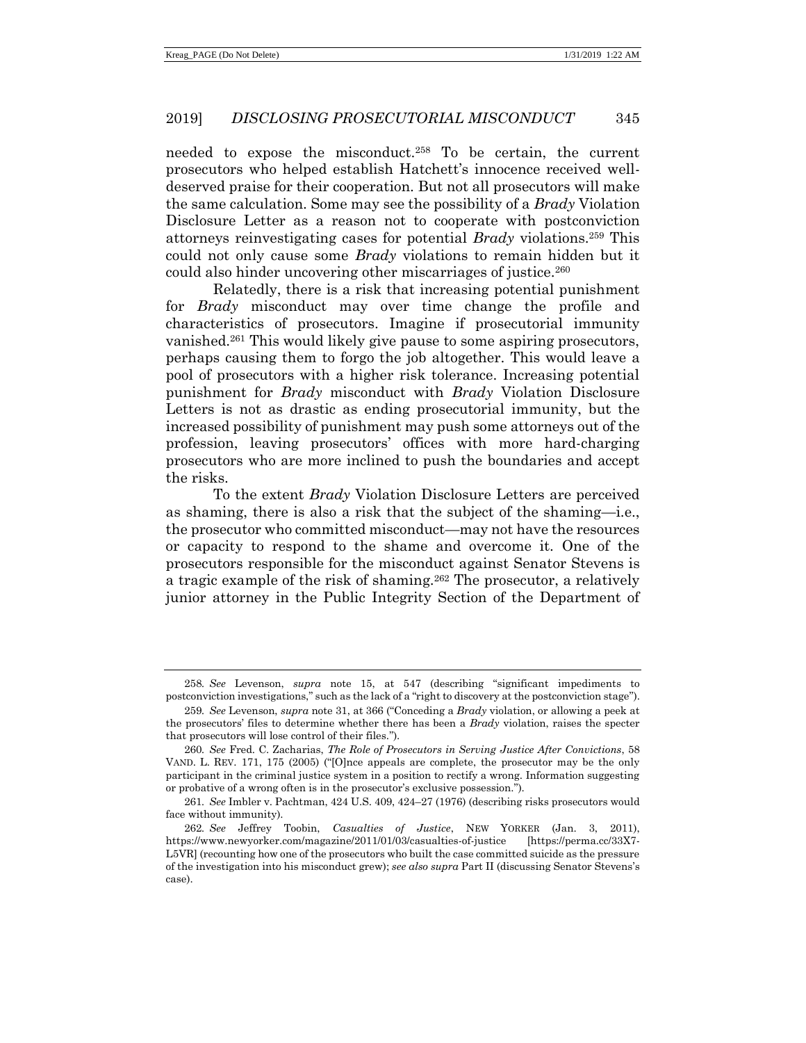needed to expose the misconduct.[258] To be certain, the current prosecutors who helped establish Hatchett's innocence received well-deserved praise for their cooperation. But not all prosecutors will make the same calculation. Some may see the possibility of a *Brady* Violation Disclosure Letter as a reason not to cooperate with postconviction attorneys reinvestigating cases for potential *Brady* violations.[259] This could not only cause some *Brady* violations to remain hidden but it could also hinder uncovering other miscarriages of justice.[260]

Relatedly, there is a risk that increasing potential punishment for *Brady* misconduct may over time change the profile and characteristics of prosecutors. Imagine if prosecutorial immunity vanished.[261] This would likely give pause to some aspiring prosecutors, perhaps causing them to forgo the job altogether. This would leave a pool of prosecutors with a higher risk tolerance. Increasing potential punishment for *Brady* misconduct with *Brady* Violation Disclosure Letters is not as drastic as ending prosecutorial immunity, but the increased possibility of punishment may push some attorneys out of the profession, leaving prosecutors' offices with more hard-charging prosecutors who are more inclined to push the boundaries and accept the risks.

To the extent *Brady* Violation Disclosure Letters are perceived as shaming, there is also a risk that the subject of the shaming—i.e., the prosecutor who committed misconduct—may not have the resources or capacity to respond to the shame and overcome it. One of the prosecutors responsible for the misconduct against Senator Stevens is a tragic example of the risk of shaming.[262] The prosecutor, a relatively junior attorney in the Public Integrity Section of the Department of

---

258. *See* Levenson, *supra* note 15, at 547 (describing "significant impediments to postconviction investigations," such as the lack of a "right to discovery at the postconviction stage").

259. *See* Levenson, *supra* note 31, at 366 ("Conceding a *Brady* violation, or allowing a peek at the prosecutors' files to determine whether there has been a *Brady* violation, raises the specter that prosecutors will lose control of their files.").

260. *See* Fred. C. Zacharias, *The Role of Prosecutors in Serving Justice After Convictions*, 58 VAND. L. REV. 171, 175 (2005) ("[O]nce appeals are complete, the prosecutor may be the only participant in the criminal justice system in a position to rectify a wrong. Information suggesting or probative of a wrong often is in the prosecutor's exclusive possession.").

261. *See* Imbler v. Pachtman, 424 U.S. 409, 424–27 (1976) (describing risks prosecutors would face without immunity).

262. *See* Jeffrey Toobin, *Casualties of Justice*, NEW YORKER (Jan. 3, 2011), https://www.newyorker.com/magazine/2011/01/03/casualties-of-justice [https://perma.cc/33X7-L5VR] (recounting how one of the prosecutors who built the case committed suicide as the pressure of the investigation into his misconduct grew); *see also supra* Part II (discussing Senator Stevens's case).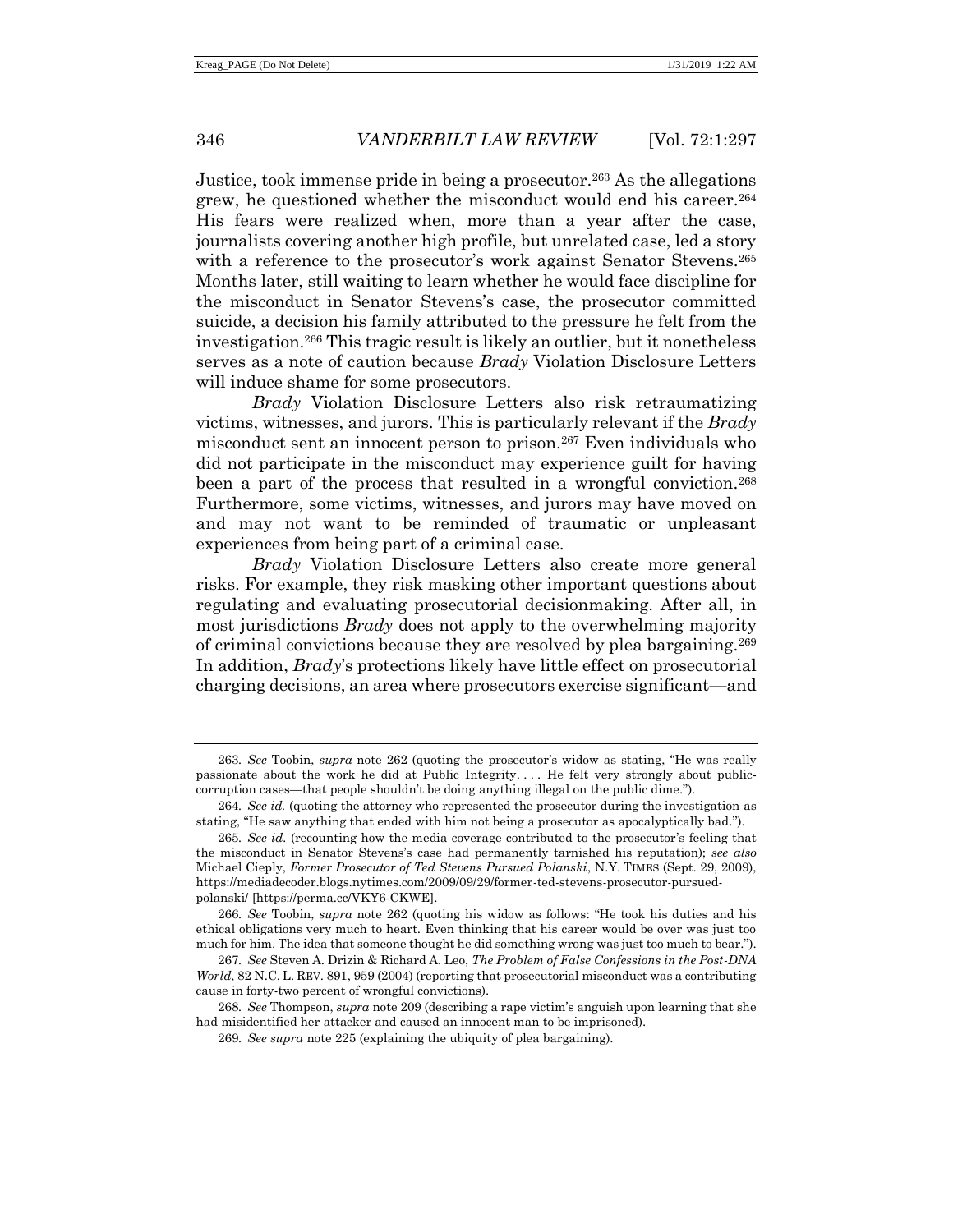Justice, took immense pride in being a prosecutor.[263] As the allegations grew, he questioned whether the misconduct would end his career.[264] His fears were realized when, more than a year after the case, journalists covering another high profile, but unrelated case, led a story with a reference to the prosecutor's work against Senator Stevens.[265] Months later, still waiting to learn whether he would face discipline for the misconduct in Senator Stevens's case, the prosecutor committed suicide, a decision his family attributed to the pressure he felt from the investigation.[266] This tragic result is likely an outlier, but it nonetheless serves as a note of caution because *Brady* Violation Disclosure Letters will induce shame for some prosecutors.

*Brady* Violation Disclosure Letters also risk retraumatizing victims, witnesses, and jurors. This is particularly relevant if the *Brady* misconduct sent an innocent person to prison.[267] Even individuals who did not participate in the misconduct may experience guilt for having been a part of the process that resulted in a wrongful conviction.[268] Furthermore, some victims, witnesses, and jurors may have moved on and may not want to be reminded of traumatic or unpleasant experiences from being part of a criminal case.

*Brady* Violation Disclosure Letters also create more general risks. For example, they risk masking other important questions about regulating and evaluating prosecutorial decisionmaking. After all, in most jurisdictions *Brady* does not apply to the overwhelming majority of criminal convictions because they are resolved by plea bargaining.[269] In addition, *Brady*'s protections likely have little effect on prosecutorial charging decisions, an area where prosecutors exercise significant—and

---

263. *See* Toobin, *supra* note 262 (quoting the prosecutor's widow as stating, "He was really passionate about the work he did at Public Integrity. . . . He felt very strongly about public-corruption cases—that people shouldn't be doing anything illegal on the public dime.").

264. *See id.* (quoting the attorney who represented the prosecutor during the investigation as stating, "He saw anything that ended with him not being a prosecutor as apocalyptically bad.").

265. *See id.* (recounting how the media coverage contributed to the prosecutor's feeling that the misconduct in Senator Stevens's case had permanently tarnished his reputation); *see also* Michael Cieply, *Former Prosecutor of Ted Stevens Pursued Polanski*, N.Y. TIMES (Sept. 29, 2009), https://mediadecoder.blogs.nytimes.com/2009/09/29/former-ted-stevens-prosecutor-pursued-polanski/ [https://perma.cc/VKY6-CKWE].

266. *See* Toobin, *supra* note 262 (quoting his widow as follows: "He took his duties and his ethical obligations very much to heart. Even thinking that his career would be over was just too much for him. The idea that someone thought he did something wrong was just too much to bear.").

267. *See* Steven A. Drizin & Richard A. Leo, *The Problem of False Confessions in the Post-DNA World*, 82 N.C. L. REV. 891, 959 (2004) (reporting that prosecutorial misconduct was a contributing cause in forty-two percent of wrongful convictions).

268. *See* Thompson, *supra* note 209 (describing a rape victim's anguish upon learning that she had misidentified her attacker and caused an innocent man to be imprisoned).

269. *See supra* note 225 (explaining the ubiquity of plea bargaining).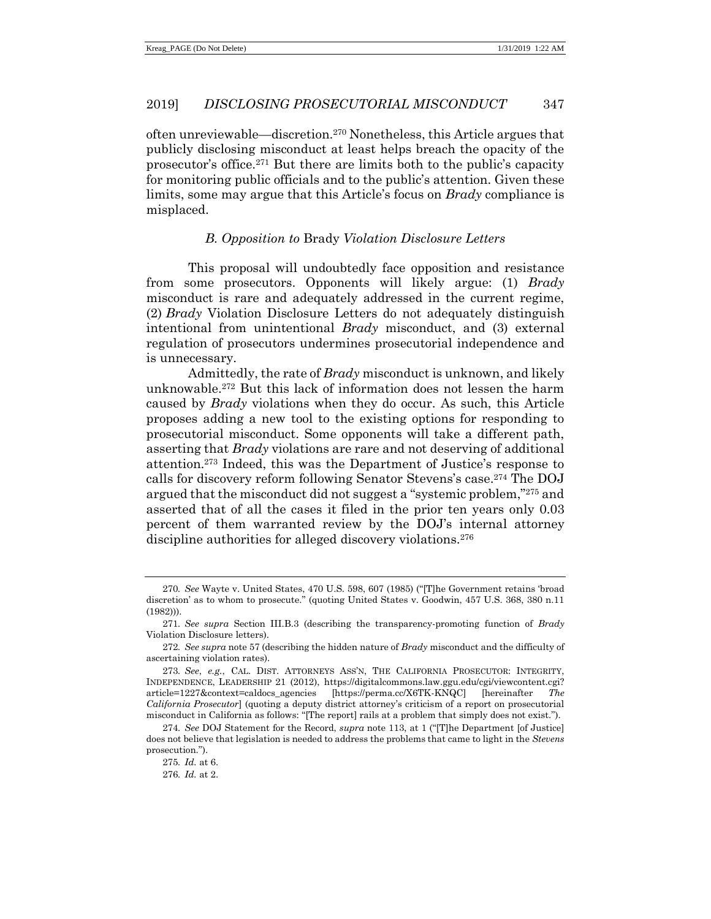often unreviewable—discretion.[270] Nonetheless, this Article argues that publicly disclosing misconduct at least helps breach the opacity of the prosecutor's office.[271] But there are limits both to the public's capacity for monitoring public officials and to the public's attention. Given these limits, some may argue that this Article's focus on *Brady* compliance is misplaced.

### *B. Opposition to* Brady *Violation Disclosure Letters*

This proposal will undoubtedly face opposition and resistance from some prosecutors. Opponents will likely argue: (1) *Brady* misconduct is rare and adequately addressed in the current regime, (2) *Brady* Violation Disclosure Letters do not adequately distinguish intentional from unintentional *Brady* misconduct, and (3) external regulation of prosecutors undermines prosecutorial independence and is unnecessary.

Admittedly, the rate of *Brady* misconduct is unknown, and likely unknowable.[272] But this lack of information does not lessen the harm caused by *Brady* violations when they do occur. As such, this Article proposes adding a new tool to the existing options for responding to prosecutorial misconduct. Some opponents will take a different path, asserting that *Brady* violations are rare and not deserving of additional attention.[273] Indeed, this was the Department of Justice's response to calls for discovery reform following Senator Stevens's case.[274] The DOJ argued that the misconduct did not suggest a "systemic problem,"[275] and asserted that of all the cases it filed in the prior ten years only 0.03 percent of them warranted review by the DOJ's internal attorney discipline authorities for alleged discovery violations.[276]

---

270. *See* Wayte v. United States, 470 U.S. 598, 607 (1985) ("[T]he Government retains 'broad discretion' as to whom to prosecute." (quoting United States v. Goodwin, 457 U.S. 368, 380 n.11 (1982))).

271. *See supra* Section III.B.3 (describing the transparency-promoting function of *Brady* Violation Disclosure letters).

272. *See supra* note 57 (describing the hidden nature of *Brady* misconduct and the difficulty of ascertaining violation rates).

273. *See*, *e.g.*, CAL. DIST. ATTORNEYS ASS'N, THE CALIFORNIA PROSECUTOR: INTEGRITY, INDEPENDENCE, LEADERSHIP 21 (2012), https://digitalcommons.law.ggu.edu/cgi/viewcontent.cgi?article=1227&context=caldocs_agencies [https://perma.cc/X6TK-KNQC] [hereinafter *The California Prosecutor*] (quoting a deputy district attorney's criticism of a report on prosecutorial misconduct in California as follows: "[The report] rails at a problem that simply does not exist.").

274. *See* DOJ Statement for the Record, *supra* note 113, at 1 ("[T]he Department [of Justice] does not believe that legislation is needed to address the problems that came to light in the *Stevens* prosecution.").

275. *Id.* at 6.

276. *Id.* at 2.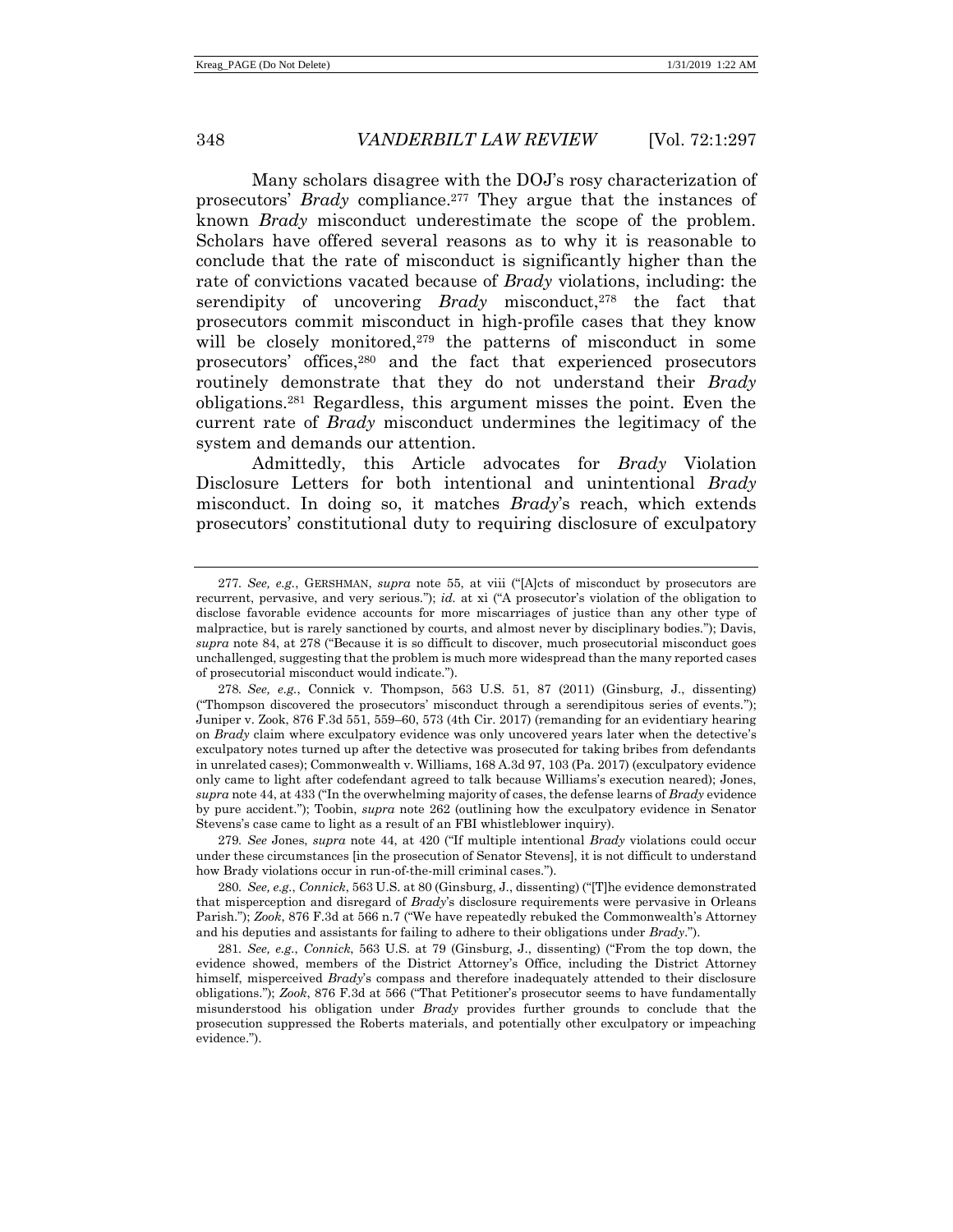Many scholars disagree with the DOJ's rosy characterization of prosecutors' *Brady* compliance.[277] They argue that the instances of known *Brady* misconduct underestimate the scope of the problem. Scholars have offered several reasons as to why it is reasonable to conclude that the rate of misconduct is significantly higher than the rate of convictions vacated because of *Brady* violations, including: the serendipity of uncovering *Brady* misconduct,[278] the fact that prosecutors commit misconduct in high-profile cases that they know will be closely monitored,[279] the patterns of misconduct in some prosecutors' offices,[280] and the fact that experienced prosecutors routinely demonstrate that they do not understand their *Brady* obligations.[281] Regardless, this argument misses the point. Even the current rate of *Brady* misconduct undermines the legitimacy of the system and demands our attention.

Admittedly, this Article advocates for *Brady* Violation Disclosure Letters for both intentional and unintentional *Brady* misconduct. In doing so, it matches *Brady*'s reach, which extends prosecutors' constitutional duty to requiring disclosure of exculpatory

---

277. *See, e.g.*, GERSHMAN, *supra* note 55, at viii ("[A]cts of misconduct by prosecutors are recurrent, pervasive, and very serious."); *id.* at xi ("A prosecutor's violation of the obligation to disclose favorable evidence accounts for more miscarriages of justice than any other type of malpractice, but is rarely sanctioned by courts, and almost never by disciplinary bodies."); Davis, *supra* note 84, at 278 ("Because it is so difficult to discover, much prosecutorial misconduct goes unchallenged, suggesting that the problem is much more widespread than the many reported cases of prosecutorial misconduct would indicate.").

278. *See, e.g.*, Connick v. Thompson, 563 U.S. 51, 87 (2011) (Ginsburg, J., dissenting) ("Thompson discovered the prosecutors' misconduct through a serendipitous series of events."); Juniper v. Zook, 876 F.3d 551, 559–60, 573 (4th Cir. 2017) (remanding for an evidentiary hearing on *Brady* claim where exculpatory evidence was only uncovered years later when the detective's exculpatory notes turned up after the detective was prosecuted for taking bribes from defendants in unrelated cases); Commonwealth v. Williams, 168 A.3d 97, 103 (Pa. 2017) (exculpatory evidence only came to light after codefendant agreed to talk because Williams's execution neared); Jones, *supra* note 44, at 433 ("In the overwhelming majority of cases, the defense learns of *Brady* evidence by pure accident."); Toobin, *supra* note 262 (outlining how the exculpatory evidence in Senator Stevens's case came to light as a result of an FBI whistleblower inquiry).

279. *See* Jones, *supra* note 44, at 420 ("If multiple intentional *Brady* violations could occur under these circumstances [in the prosecution of Senator Stevens], it is not difficult to understand how Brady violations occur in run-of-the-mill criminal cases.").

280. *See, e.g.*, *Connick*, 563 U.S. at 80 (Ginsburg, J., dissenting) ("[T]he evidence demonstrated that misperception and disregard of *Brady*'s disclosure requirements were pervasive in Orleans Parish."); *Zook*, 876 F.3d at 566 n.7 ("We have repeatedly rebuked the Commonwealth's Attorney and his deputies and assistants for failing to adhere to their obligations under *Brady*.").

281. *See, e.g.*, *Connick*, 563 U.S. at 79 (Ginsburg, J., dissenting) ("From the top down, the evidence showed, members of the District Attorney's Office, including the District Attorney himself, misperceived *Brady*'s compass and therefore inadequately attended to their disclosure obligations."); *Zook*, 876 F.3d at 566 ("That Petitioner's prosecutor seems to have fundamentally misunderstood his obligation under *Brady* provides further grounds to conclude that the prosecution suppressed the Roberts materials, and potentially other exculpatory or impeaching evidence.").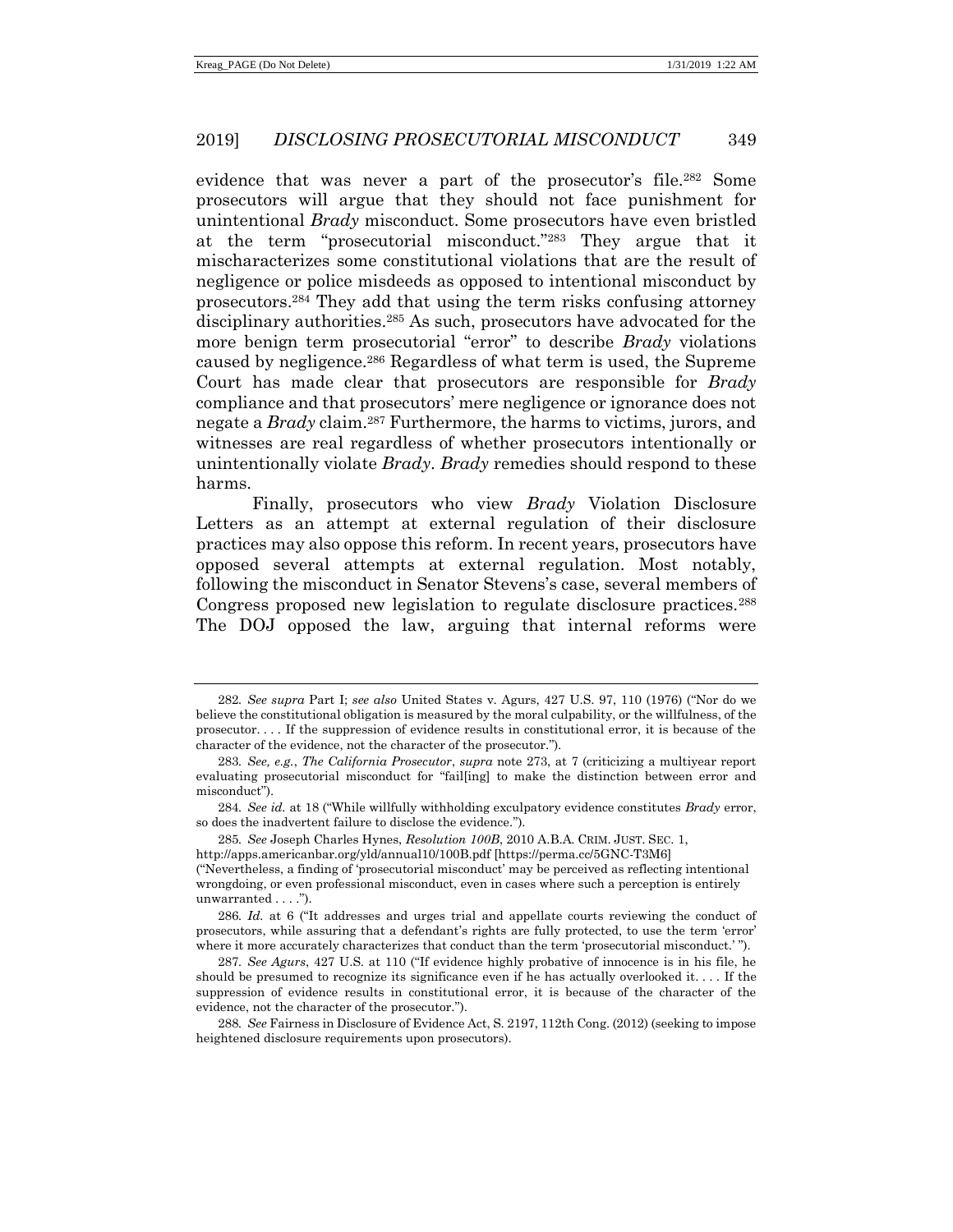evidence that was never a part of the prosecutor's file.[282] Some prosecutors will argue that they should not face punishment for unintentional *Brady* misconduct. Some prosecutors have even bristled at the term "prosecutorial misconduct."[283] They argue that it mischaracterizes some constitutional violations that are the result of negligence or police misdeeds as opposed to intentional misconduct by prosecutors.[284] They add that using the term risks confusing attorney disciplinary authorities.[285] As such, prosecutors have advocated for the more benign term prosecutorial "error" to describe *Brady* violations caused by negligence.[286] Regardless of what term is used, the Supreme Court has made clear that prosecutors are responsible for *Brady* compliance and that prosecutors' mere negligence or ignorance does not negate a *Brady* claim.[287] Furthermore, the harms to victims, jurors, and witnesses are real regardless of whether prosecutors intentionally or unintentionally violate *Brady*. *Brady* remedies should respond to these harms.

Finally, prosecutors who view *Brady* Violation Disclosure Letters as an attempt at external regulation of their disclosure practices may also oppose this reform. In recent years, prosecutors have opposed several attempts at external regulation. Most notably, following the misconduct in Senator Stevens's case, several members of Congress proposed new legislation to regulate disclosure practices.[288] The DOJ opposed the law, arguing that internal reforms were

---

282. *See supra* Part I; *see also* United States v. Agurs, 427 U.S. 97, 110 (1976) ("Nor do we believe the constitutional obligation is measured by the moral culpability, or the willfulness, of the prosecutor. . . . If the suppression of evidence results in constitutional error, it is because of the character of the evidence, not the character of the prosecutor.").

283. *See, e.g.*, *The California Prosecutor*, *supra* note 273, at 7 (criticizing a multiyear report evaluating prosecutorial misconduct for "fail[ing] to make the distinction between error and misconduct").

284. *See id.* at 18 ("While willfully withholding exculpatory evidence constitutes *Brady* error, so does the inadvertent failure to disclose the evidence.").

285. *See* Joseph Charles Hynes, *Resolution 100B*, 2010 A.B.A. CRIM. JUST. SEC. 1, http://apps.americanbar.org/yld/annual10/100B.pdf [https://perma.cc/5GNC-T3M6] ("Nevertheless, a finding of 'prosecutorial misconduct' may be perceived as reflecting intentional wrongdoing, or even professional misconduct, even in cases where such a perception is entirely unwarranted . . . .").

286. *Id.* at 6 ("It addresses and urges trial and appellate courts reviewing the conduct of prosecutors, while assuring that a defendant's rights are fully protected, to use the term 'error' where it more accurately characterizes that conduct than the term 'prosecutorial misconduct.' ").

287. *See Agurs*, 427 U.S. at 110 ("If evidence highly probative of innocence is in his file, he should be presumed to recognize its significance even if he has actually overlooked it. . . . If the suppression of evidence results in constitutional error, it is because of the character of the evidence, not the character of the prosecutor.").

288. *See* Fairness in Disclosure of Evidence Act, S. 2197, 112th Cong. (2012) (seeking to impose heightened disclosure requirements upon prosecutors).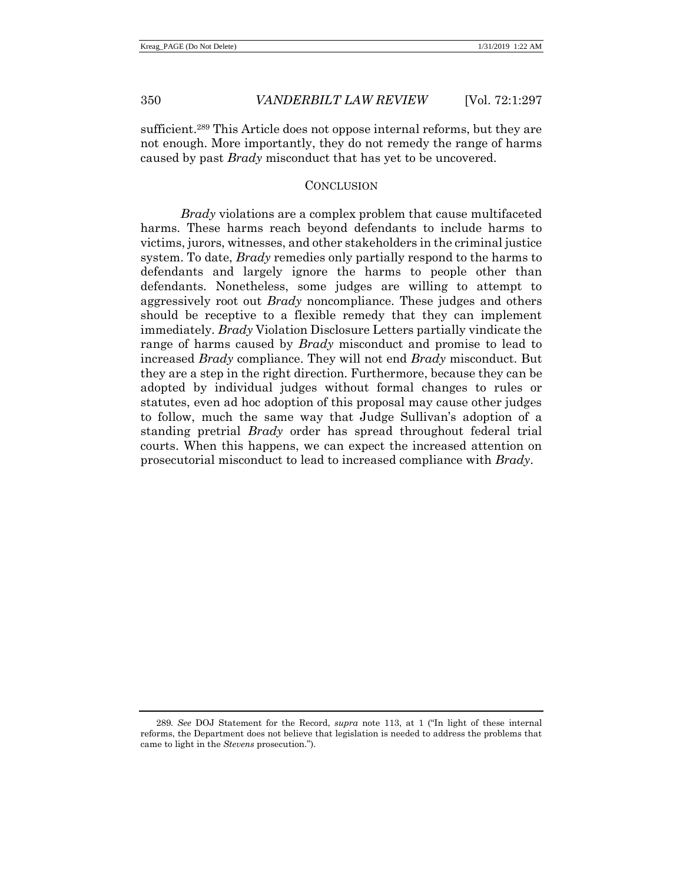sufficient.[289] This Article does not oppose internal reforms, but they are not enough. More importantly, they do not remedy the range of harms caused by past *Brady* misconduct that has yet to be uncovered.

## CONCLUSION

*Brady* violations are a complex problem that cause multifaceted harms. These harms reach beyond defendants to include harms to victims, jurors, witnesses, and other stakeholders in the criminal justice system. To date, *Brady* remedies only partially respond to the harms to defendants and largely ignore the harms to people other than defendants. Nonetheless, some judges are willing to attempt to aggressively root out *Brady* noncompliance. These judges and others should be receptive to a flexible remedy that they can implement immediately. *Brady* Violation Disclosure Letters partially vindicate the range of harms caused by *Brady* misconduct and promise to lead to increased *Brady* compliance. They will not end *Brady* misconduct. But they are a step in the right direction. Furthermore, because they can be adopted by individual judges without formal changes to rules or statutes, even ad hoc adoption of this proposal may cause other judges to follow, much the same way that Judge Sullivan's adoption of a standing pretrial *Brady* order has spread throughout federal trial courts. When this happens, we can expect the increased attention on prosecutorial misconduct to lead to increased compliance with *Brady*.

---

289. *See* DOJ Statement for the Record, *supra* note 113, at 1 ("In light of these internal reforms, the Department does not believe that legislation is needed to address the problems that came to light in the *Stevens* prosecution.").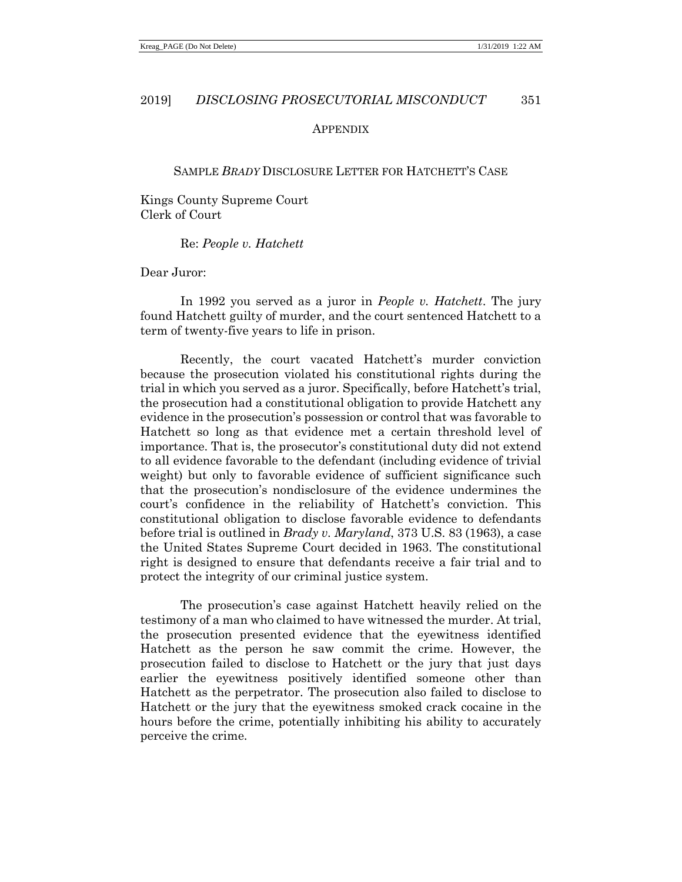## APPENDIX

### SAMPLE *BRADY* DISCLOSURE LETTER FOR HATCHETT'S CASE

Kings County Supreme Court
Clerk of Court

Re: *People v. Hatchett*

Dear Juror:

In 1992 you served as a juror in *People v. Hatchett*. The jury found Hatchett guilty of murder, and the court sentenced Hatchett to a term of twenty-five years to life in prison.

Recently, the court vacated Hatchett's murder conviction because the prosecution violated his constitutional rights during the trial in which you served as a juror. Specifically, before Hatchett's trial, the prosecution had a constitutional obligation to provide Hatchett any evidence in the prosecution's possession or control that was favorable to Hatchett so long as that evidence met a certain threshold level of importance. That is, the prosecutor's constitutional duty did not extend to all evidence favorable to the defendant (including evidence of trivial weight) but only to favorable evidence of sufficient significance such that the prosecution's nondisclosure of the evidence undermines the court's confidence in the reliability of Hatchett's conviction. This constitutional obligation to disclose favorable evidence to defendants before trial is outlined in *Brady v. Maryland*, 373 U.S. 83 (1963), a case the United States Supreme Court decided in 1963. The constitutional right is designed to ensure that defendants receive a fair trial and to protect the integrity of our criminal justice system.

The prosecution's case against Hatchett heavily relied on the testimony of a man who claimed to have witnessed the murder. At trial, the prosecution presented evidence that the eyewitness identified Hatchett as the person he saw commit the crime. However, the prosecution failed to disclose to Hatchett or the jury that just days earlier the eyewitness positively identified someone other than Hatchett as the perpetrator. The prosecution also failed to disclose to Hatchett or the jury that the eyewitness smoked crack cocaine in the hours before the crime, potentially inhibiting his ability to accurately perceive the crime.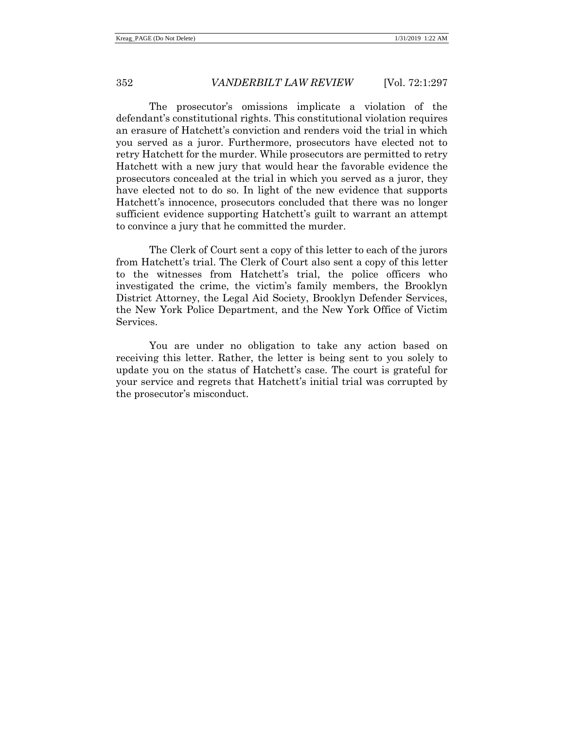The prosecutor's omissions implicate a violation of the defendant's constitutional rights. This constitutional violation requires an erasure of Hatchett's conviction and renders void the trial in which you served as a juror. Furthermore, prosecutors have elected not to retry Hatchett for the murder. While prosecutors are permitted to retry Hatchett with a new jury that would hear the favorable evidence the prosecutors concealed at the trial in which you served as a juror, they have elected not to do so. In light of the new evidence that supports Hatchett's innocence, prosecutors concluded that there was no longer sufficient evidence supporting Hatchett's guilt to warrant an attempt to convince a jury that he committed the murder.

The Clerk of Court sent a copy of this letter to each of the jurors from Hatchett's trial. The Clerk of Court also sent a copy of this letter to the witnesses from Hatchett's trial, the police officers who investigated the crime, the victim's family members, the Brooklyn District Attorney, the Legal Aid Society, Brooklyn Defender Services, the New York Police Department, and the New York Office of Victim Services.

You are under no obligation to take any action based on receiving this letter. Rather, the letter is being sent to you solely to update you on the status of Hatchett's case. The court is grateful for your service and regrets that Hatchett's initial trial was corrupted by the prosecutor's misconduct.